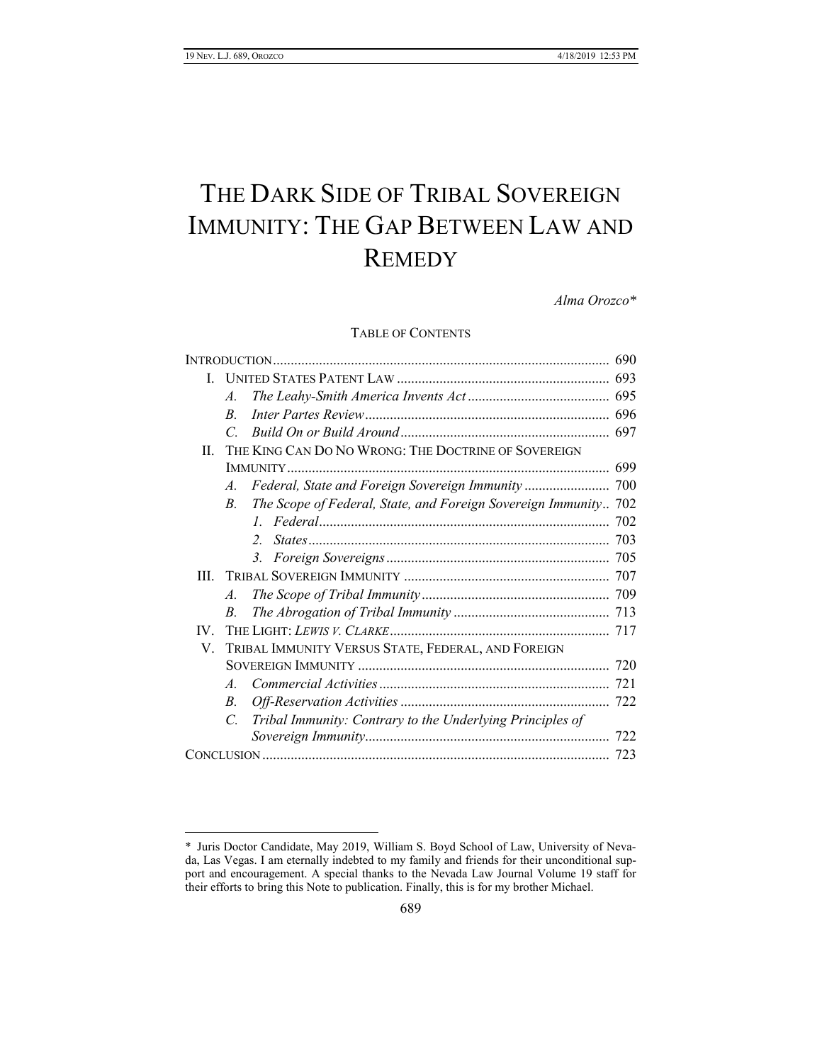# THE DARK SIDE OF TRIBAL SOVEREIGN IMMUNITY: THE GAP BETWEEN LAW AND REMEDY

*Alma Orozco**

TABLE OF CONTENTS

INTRODUCTION .... 690
- I. UNITED STATES PATENT LAW .... 693
  - *A. The Leahy-Smith America Invents Act* .... 695
  - *B. Inter Partes Review* .... 696
  - *C. Build On or Build Around* .... 697
- II. THE KING CAN DO NO WRONG: THE DOCTRINE OF SOVEREIGN IMMUNITY .... 699
  - *A. Federal, State and Foreign Sovereign Immunity* .... 700
  - *B. The Scope of Federal, State, and Foreign Sovereign Immunity* .. 702
    - *1. Federal* .... 702
    - *2. States* .... 703
    - *3. Foreign Sovereigns* .... 705
- III. TRIBAL SOVEREIGN IMMUNITY .... 707
  - *A. The Scope of Tribal Immunity* .... 709
  - *B. The Abrogation of Tribal Immunity* .... 713
- IV. THE LIGHT: *LEWIS V. CLARKE* .... 717
- V. TRIBAL IMMUNITY VERSUS STATE, FEDERAL, AND FOREIGN SOVEREIGN IMMUNITY .... 720
  - *A. Commercial Activities* .... 721
  - *B. Off-Reservation Activities* .... 722
  - *C. Tribal Immunity: Contrary to the Underlying Principles of Sovereign Immunity* .... 722

CONCLUSION .... 723

---

\* Juris Doctor Candidate, May 2019, William S. Boyd School of Law, University of Nevada, Las Vegas. I am eternally indebted to my family and friends for their unconditional support and encouragement. A special thanks to the Nevada Law Journal Volume 19 staff for their efforts to bring this Note to publication. Finally, this is for my brother Michael.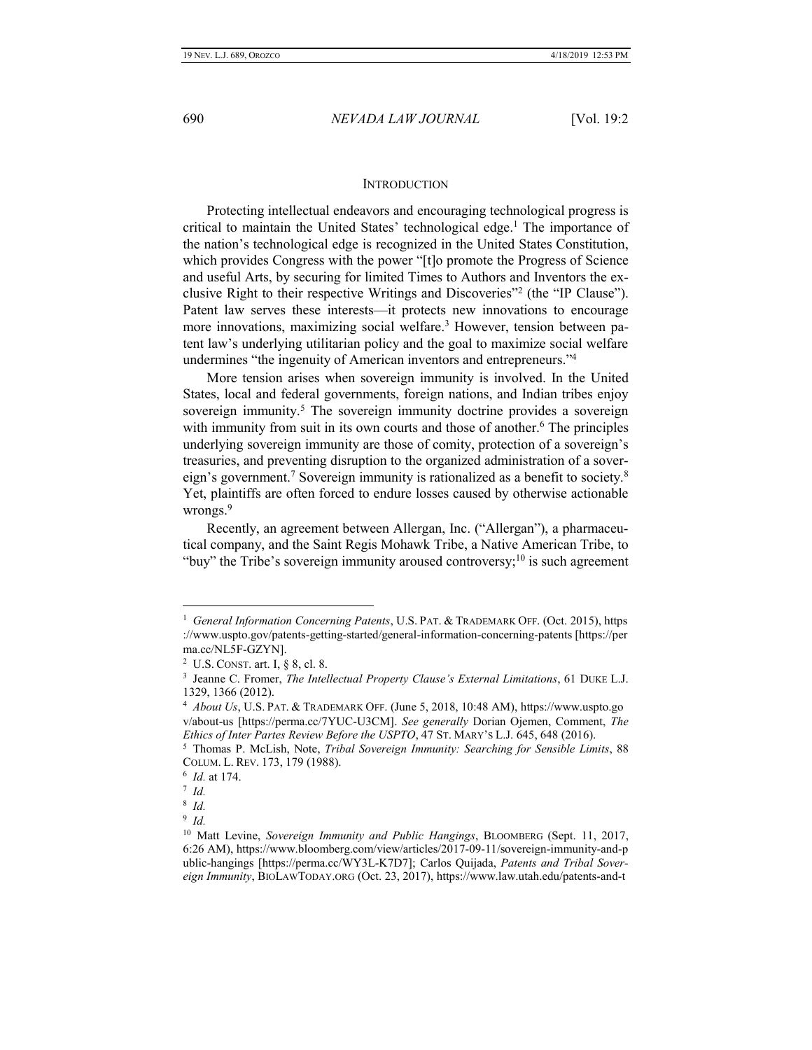## INTRODUCTION

Protecting intellectual endeavors and encouraging technological progress is critical to maintain the United States' technological edge.[1] The importance of the nation's technological edge is recognized in the United States Constitution, which provides Congress with the power "[t]o promote the Progress of Science and useful Arts, by securing for limited Times to Authors and Inventors the exclusive Right to their respective Writings and Discoveries"[2] (the "IP Clause"). Patent law serves these interests—it protects new innovations to encourage more innovations, maximizing social welfare.[3] However, tension between patent law's underlying utilitarian policy and the goal to maximize social welfare undermines "the ingenuity of American inventors and entrepreneurs."[4]

More tension arises when sovereign immunity is involved. In the United States, local and federal governments, foreign nations, and Indian tribes enjoy sovereign immunity.[5] The sovereign immunity doctrine provides a sovereign with immunity from suit in its own courts and those of another.[6] The principles underlying sovereign immunity are those of comity, protection of a sovereign's treasuries, and preventing disruption to the organized administration of a sovereign's government.[7] Sovereign immunity is rationalized as a benefit to society.[8] Yet, plaintiffs are often forced to endure losses caused by otherwise actionable wrongs.[9]

Recently, an agreement between Allergan, Inc. ("Allergan"), a pharmaceutical company, and the Saint Regis Mohawk Tribe, a Native American Tribe, to "buy" the Tribe's sovereign immunity aroused controversy;[10] is such agreement

---

[1] *General Information Concerning Patents*, U.S. PAT. & TRADEMARK OFF. (Oct. 2015), https://www.uspto.gov/patents-getting-started/general-information-concerning-patents [https://perma.cc/NL5F-GZYN].

[2] U.S. CONST. art. I, § 8, cl. 8.

[3] Jeanne C. Fromer, *The Intellectual Property Clause's External Limitations*, 61 DUKE L.J. 1329, 1366 (2012).

[4] *About Us*, U.S. PAT. & TRADEMARK OFF. (June 5, 2018, 10:48 AM), https://www.uspto.gov/about-us [https://perma.cc/7YUC-U3CM]. *See generally* Dorian Ojemen, Comment, *The Ethics of Inter Partes Review Before the USPTO*, 47 ST. MARY'S L.J. 645, 648 (2016).

[5] Thomas P. McLish, Note, *Tribal Sovereign Immunity: Searching for Sensible Limits*, 88 COLUM. L. REV. 173, 179 (1988).

[6] *Id.* at 174.

[7] *Id.*

[8] *Id.*

[9] *Id.*

[10] Matt Levine, *Sovereign Immunity and Public Hangings*, BLOOMBERG (Sept. 11, 2017, 6:26 AM), https://www.bloomberg.com/view/articles/2017-09-11/sovereign-immunity-and-public-hangings [https://perma.cc/WY3L-K7D7]; Carlos Quijada, *Patents and Tribal Sovereign Immunity*, BIOLAWTODAY.ORG (Oct. 23, 2017), https://www.law.utah.edu/patents-and-t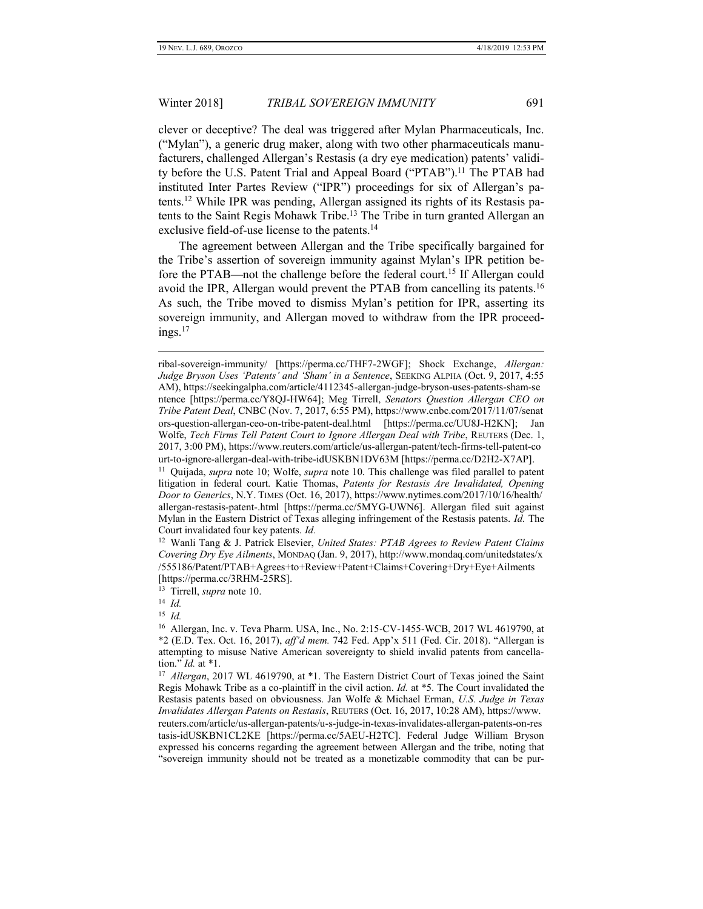clever or deceptive? The deal was triggered after Mylan Pharmaceuticals, Inc. ("Mylan"), a generic drug maker, along with two other pharmaceuticals manufacturers, challenged Allergan's Restasis (a dry eye medication) patents' validity before the U.S. Patent Trial and Appeal Board ("PTAB").[11] The PTAB had instituted Inter Partes Review ("IPR") proceedings for six of Allergan's patents.[12] While IPR was pending, Allergan assigned its rights of its Restasis patents to the Saint Regis Mohawk Tribe.[13] The Tribe in turn granted Allergan an exclusive field-of-use license to the patents.[14]

The agreement between Allergan and the Tribe specifically bargained for the Tribe's assertion of sovereign immunity against Mylan's IPR petition before the PTAB—not the challenge before the federal court.[15] If Allergan could avoid the IPR, Allergan would prevent the PTAB from cancelling its patents.[16] As such, the Tribe moved to dismiss Mylan's petition for IPR, asserting its sovereign immunity, and Allergan moved to withdraw from the IPR proceedings.[17]

---

ribal-sovereign-immunity/ [https://perma.cc/THF7-2WGF]; Shock Exchange, *Allergan: Judge Bryson Uses 'Patents' and 'Sham' in a Sentence*, SEEKING ALPHA (Oct. 9, 2017, 4:55 AM), https://seekingalpha.com/article/4112345-allergan-judge-bryson-uses-patents-sham-sentence [https://perma.cc/Y8QJ-HW64]; Meg Tirrell, *Senators Question Allergan CEO on Tribe Patent Deal*, CNBC (Nov. 7, 2017, 6:55 PM), https://www.cnbc.com/2017/11/07/senators-question-allergan-ceo-on-tribe-patent-deal.html [https://perma.cc/UU8J-H2KN]; Jan Wolfe, *Tech Firms Tell Patent Court to Ignore Allergan Deal with Tribe*, REUTERS (Dec. 1, 2017, 3:00 PM), https://www.reuters.com/article/us-allergan-patent/tech-firms-tell-patent-court-to-ignore-allergan-deal-with-tribe-idUSKBN1DV63M [https://perma.cc/D2H2-X7AP].

[11] Quijada, *supra* note 10; Wolfe, *supra* note 10. This challenge was filed parallel to patent litigation in federal court. Katie Thomas, *Patents for Restasis Are Invalidated, Opening Door to Generics*, N.Y. TIMES (Oct. 16, 2017), https://www.nytimes.com/2017/10/16/health/allergan-restasis-patent-.html [https://perma.cc/5MYG-UWN6]. Allergan filed suit against Mylan in the Eastern District of Texas alleging infringement of the Restasis patents. *Id.* The Court invalidated four key patents. *Id.*

[12] Wanli Tang & J. Patrick Elsevier, *United States: PTAB Agrees to Review Patent Claims Covering Dry Eye Ailments*, MONDAQ (Jan. 9, 2017), http://www.mondaq.com/unitedstates/x/555186/Patent/PTAB+Agrees+to+Review+Patent+Claims+Covering+Dry+Eye+Ailments [https://perma.cc/3RHM-25RS].

[13] Tirrell, *supra* note 10.

[14] *Id.*

[15] *Id.*

[16] Allergan, Inc. v. Teva Pharm. USA, Inc., No. 2:15-CV-1455-WCB, 2017 WL 4619790, at *2 (E.D. Tex. Oct. 16, 2017), *aff'd mem.* 742 Fed. App'x 511 (Fed. Cir. 2018). "Allergan is attempting to misuse Native American sovereignty to shield invalid patents from cancellation." *Id.* at *1.

[17] *Allergan*, 2017 WL 4619790, at *1. The Eastern District Court of Texas joined the Saint Regis Mohawk Tribe as a co-plaintiff in the civil action. *Id.* at *5. The Court invalidated the Restasis patents based on obviousness. Jan Wolfe & Michael Erman, *U.S. Judge in Texas Invalidates Allergan Patents on Restasis*, REUTERS (Oct. 16, 2017, 10:28 AM), https://www.reuters.com/article/us-allergan-patents/u-s-judge-in-texas-invalidates-allergan-patents-on-restasis-idUSKBN1CL2KE [https://perma.cc/5AEU-H2TC]. Federal Judge William Bryson expressed his concerns regarding the agreement between Allergan and the tribe, noting that "sovereign immunity should not be treated as a monetizable commodity that can be pur-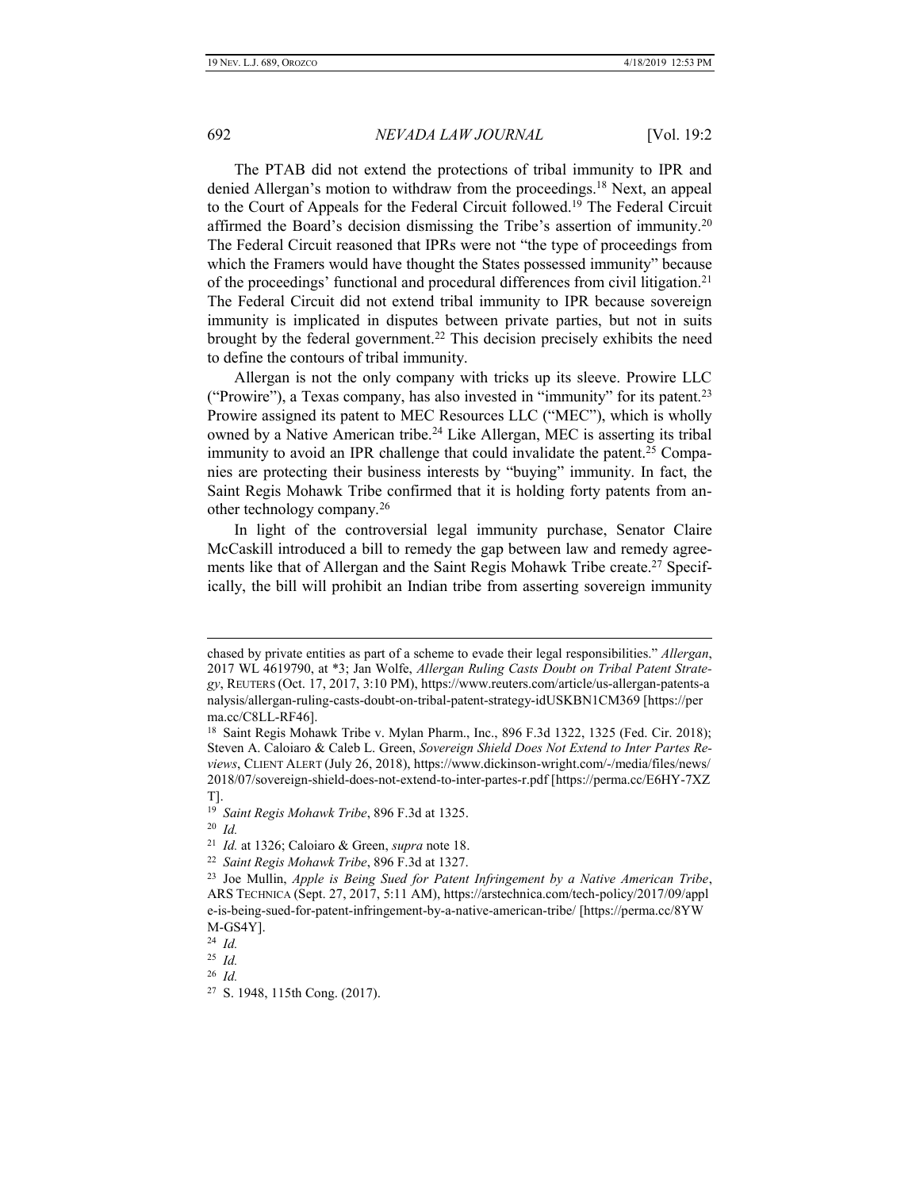The PTAB did not extend the protections of tribal immunity to IPR and denied Allergan's motion to withdraw from the proceedings.[18] Next, an appeal to the Court of Appeals for the Federal Circuit followed.[19] The Federal Circuit affirmed the Board's decision dismissing the Tribe's assertion of immunity.[20] The Federal Circuit reasoned that IPRs were not "the type of proceedings from which the Framers would have thought the States possessed immunity" because of the proceedings' functional and procedural differences from civil litigation.[21] The Federal Circuit did not extend tribal immunity to IPR because sovereign immunity is implicated in disputes between private parties, but not in suits brought by the federal government.[22] This decision precisely exhibits the need to define the contours of tribal immunity.

Allergan is not the only company with tricks up its sleeve. Prowire LLC ("Prowire"), a Texas company, has also invested in "immunity" for its patent.[23] Prowire assigned its patent to MEC Resources LLC ("MEC"), which is wholly owned by a Native American tribe.[24] Like Allergan, MEC is asserting its tribal immunity to avoid an IPR challenge that could invalidate the patent.[25] Companies are protecting their business interests by "buying" immunity. In fact, the Saint Regis Mohawk Tribe confirmed that it is holding forty patents from another technology company.[26]

In light of the controversial legal immunity purchase, Senator Claire McCaskill introduced a bill to remedy the gap between law and remedy agreements like that of Allergan and the Saint Regis Mohawk Tribe create.[27] Specifically, the bill will prohibit an Indian tribe from asserting sovereign immunity

---

chased by private entities as part of a scheme to evade their legal responsibilities." *Allergan*, 2017 WL 4619790, at *3; Jan Wolfe, *Allergan Ruling Casts Doubt on Tribal Patent Strategy*, REUTERS (Oct. 17, 2017, 3:10 PM), https://www.reuters.com/article/us-allergan-patents-analysis/allergan-ruling-casts-doubt-on-tribal-patent-strategy-idUSKBN1CM369 [https://perma.cc/C8LL-RF46].

[18] Saint Regis Mohawk Tribe v. Mylan Pharm., Inc., 896 F.3d 1322, 1325 (Fed. Cir. 2018); Steven A. Caloiaro & Caleb L. Green, *Sovereign Shield Does Not Extend to Inter Partes Reviews*, CLIENT ALERT (July 26, 2018), https://www.dickinson-wright.com/-/media/files/news/2018/07/sovereign-shield-does-not-extend-to-inter-partes-r.pdf [https://perma.cc/E6HY-7XZT].

[19] *Saint Regis Mohawk Tribe*, 896 F.3d at 1325.

[20] *Id.*

[21] *Id.* at 1326; Caloiaro & Green, *supra* note 18.

[22] *Saint Regis Mohawk Tribe*, 896 F.3d at 1327.

[23] Joe Mullin, *Apple is Being Sued for Patent Infringement by a Native American Tribe*, ARS TECHNICA (Sept. 27, 2017, 5:11 AM), https://arstechnica.com/tech-policy/2017/09/apple-is-being-sued-for-patent-infringement-by-a-native-american-tribe/ [https://perma.cc/8YWM-GS4Y].

[24] *Id.*

[25] *Id.*

[26] *Id.*

[27] S. 1948, 115th Cong. (2017).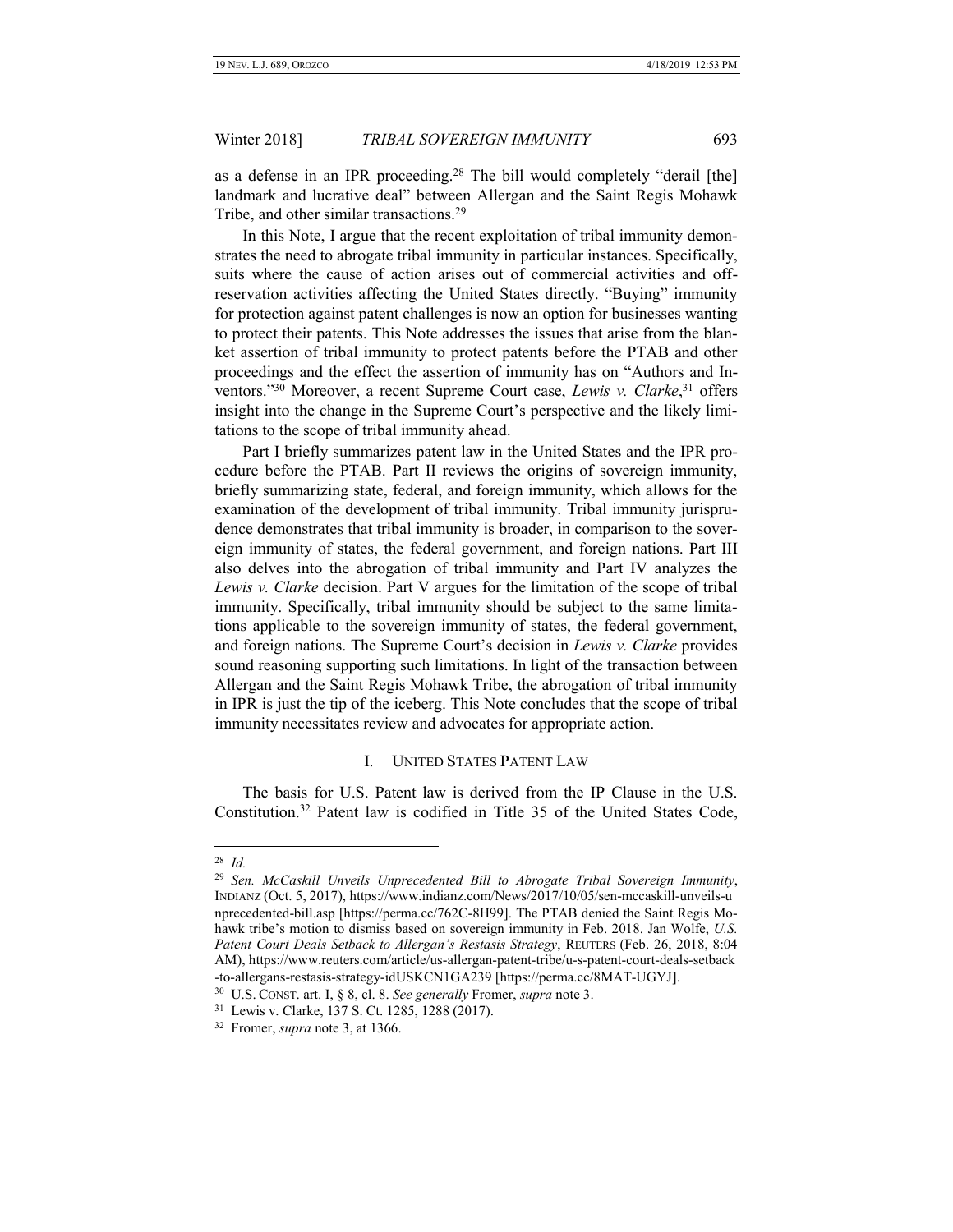as a defense in an IPR proceeding.[28] The bill would completely "derail [the] landmark and lucrative deal" between Allergan and the Saint Regis Mohawk Tribe, and other similar transactions.[29]

In this Note, I argue that the recent exploitation of tribal immunity demonstrates the need to abrogate tribal immunity in particular instances. Specifically, suits where the cause of action arises out of commercial activities and off-reservation activities affecting the United States directly. "Buying" immunity for protection against patent challenges is now an option for businesses wanting to protect their patents. This Note addresses the issues that arise from the blanket assertion of tribal immunity to protect patents before the PTAB and other proceedings and the effect the assertion of immunity has on "Authors and Inventors."[30] Moreover, a recent Supreme Court case, *Lewis v. Clarke*,[31] offers insight into the change in the Supreme Court's perspective and the likely limitations to the scope of tribal immunity ahead.

Part I briefly summarizes patent law in the United States and the IPR procedure before the PTAB. Part II reviews the origins of sovereign immunity, briefly summarizing state, federal, and foreign immunity, which allows for the examination of the development of tribal immunity. Tribal immunity jurisprudence demonstrates that tribal immunity is broader, in comparison to the sovereign immunity of states, the federal government, and foreign nations. Part III also delves into the abrogation of tribal immunity and Part IV analyzes the *Lewis v. Clarke* decision. Part V argues for the limitation of the scope of tribal immunity. Specifically, tribal immunity should be subject to the same limitations applicable to the sovereign immunity of states, the federal government, and foreign nations. The Supreme Court's decision in *Lewis v. Clarke* provides sound reasoning supporting such limitations. In light of the transaction between Allergan and the Saint Regis Mohawk Tribe, the abrogation of tribal immunity in IPR is just the tip of the iceberg. This Note concludes that the scope of tribal immunity necessitates review and advocates for appropriate action.

## I. UNITED STATES PATENT LAW

The basis for U.S. Patent law is derived from the IP Clause in the U.S. Constitution.[32] Patent law is codified in Title 35 of the United States Code,

---

[28] *Id.*

[29] *Sen. McCaskill Unveils Unprecedented Bill to Abrogate Tribal Sovereign Immunity*, INDIANZ (Oct. 5, 2017), https://www.indianz.com/News/2017/10/05/sen-mccaskill-unveils-unprecedented-bill.asp [https://perma.cc/762C-8H99]. The PTAB denied the Saint Regis Mohawk tribe's motion to dismiss based on sovereign immunity in Feb. 2018. Jan Wolfe, *U.S. Patent Court Deals Setback to Allergan's Restasis Strategy*, REUTERS (Feb. 26, 2018, 8:04 AM), https://www.reuters.com/article/us-allergan-patent-tribe/u-s-patent-court-deals-setback-to-allergans-restasis-strategy-idUSKCN1GA239 [https://perma.cc/8MAT-UGYJ].

[30] U.S. CONST. art. I, § 8, cl. 8. *See generally* Fromer, *supra* note 3.

[31] Lewis v. Clarke, 137 S. Ct. 1285, 1288 (2017).

[32] Fromer, *supra* note 3, at 1366.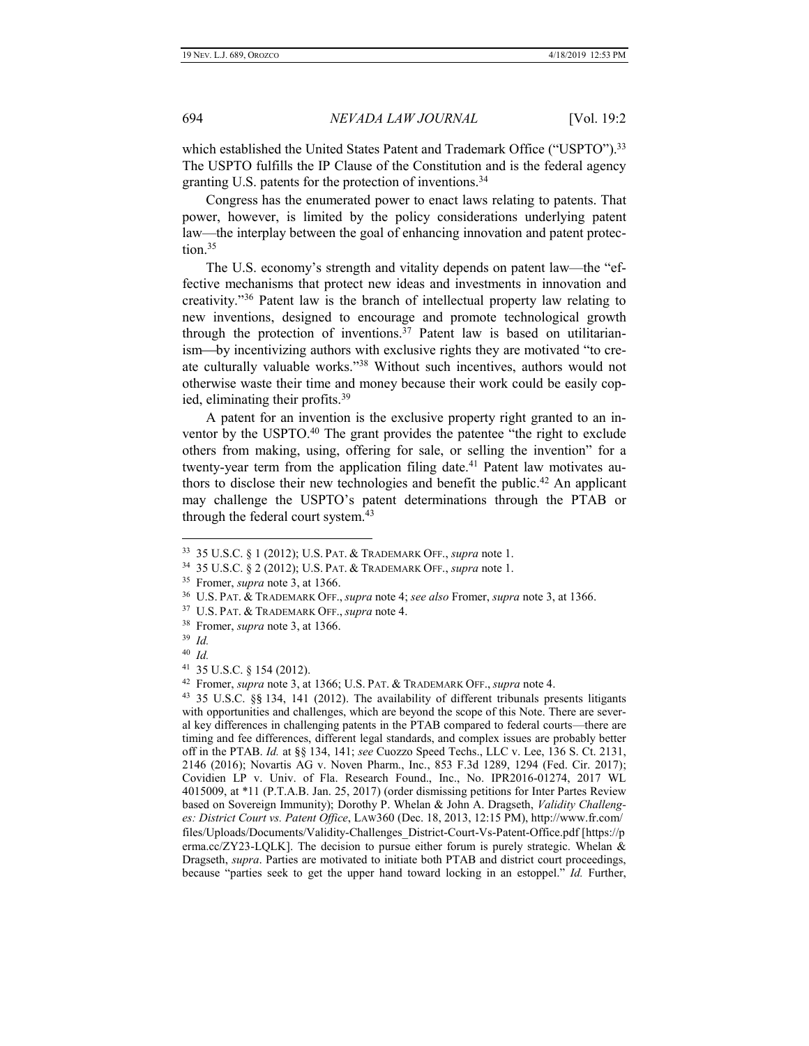which established the United States Patent and Trademark Office ("USPTO").[33] The USPTO fulfills the IP Clause of the Constitution and is the federal agency granting U.S. patents for the protection of inventions.[34]

Congress has the enumerated power to enact laws relating to patents. That power, however, is limited by the policy considerations underlying patent law—the interplay between the goal of enhancing innovation and patent protection.[35]

The U.S. economy's strength and vitality depends on patent law—the "effective mechanisms that protect new ideas and investments in innovation and creativity."[36] Patent law is the branch of intellectual property law relating to new inventions, designed to encourage and promote technological growth through the protection of inventions.[37] Patent law is based on utilitarianism—by incentivizing authors with exclusive rights they are motivated "to create culturally valuable works."[38] Without such incentives, authors would not otherwise waste their time and money because their work could be easily copied, eliminating their profits.[39]

A patent for an invention is the exclusive property right granted to an inventor by the USPTO.[40] The grant provides the patentee "the right to exclude others from making, using, offering for sale, or selling the invention" for a twenty-year term from the application filing date.[41] Patent law motivates authors to disclose their new technologies and benefit the public.[42] An applicant may challenge the USPTO's patent determinations through the PTAB or through the federal court system.[43]

---

[33] 35 U.S.C. § 1 (2012); U.S. PAT. & TRADEMARK OFF., *supra* note 1.

[34] 35 U.S.C. § 2 (2012); U.S. PAT. & TRADEMARK OFF., *supra* note 1.

[35] Fromer, *supra* note 3, at 1366.

[36] U.S. PAT. & TRADEMARK OFF., *supra* note 4; *see also* Fromer, *supra* note 3, at 1366.

[37] U.S. PAT. & TRADEMARK OFF., *supra* note 4.

[38] Fromer, *supra* note 3, at 1366.

[39] *Id.*

[40] *Id.*

[41] 35 U.S.C. § 154 (2012).

[42] Fromer, *supra* note 3, at 1366; U.S. PAT. & TRADEMARK OFF., *supra* note 4.

[43] 35 U.S.C. §§ 134, 141 (2012). The availability of different tribunals presents litigants with opportunities and challenges, which are beyond the scope of this Note. There are several key differences in challenging patents in the PTAB compared to federal courts—there are timing and fee differences, different legal standards, and complex issues are probably better off in the PTAB. *Id.* at §§ 134, 141; *see* Cuozzo Speed Techs., LLC v. Lee, 136 S. Ct. 2131, 2146 (2016); Novartis AG v. Noven Pharm., Inc., 853 F.3d 1289, 1294 (Fed. Cir. 2017); Covidien LP v. Univ. of Fla. Research Found., Inc., No. IPR2016-01274, 2017 WL 4015009, at *11 (P.T.A.B. Jan. 25, 2017) (order dismissing petitions for Inter Partes Review based on Sovereign Immunity); Dorothy P. Whelan & John A. Dragseth, *Validity Challenges: District Court vs. Patent Office*, LAW360 (Dec. 18, 2013, 12:15 PM), http://www.fr.com/files/Uploads/Documents/Validity-Challenges_District-Court-Vs-Patent-Office.pdf [https://perma.cc/ZY23-LQLK]. The decision to pursue either forum is purely strategic. Whelan & Dragseth, *supra*. Parties are motivated to initiate both PTAB and district court proceedings, because "parties seek to get the upper hand toward locking in an estoppel." *Id.* Further,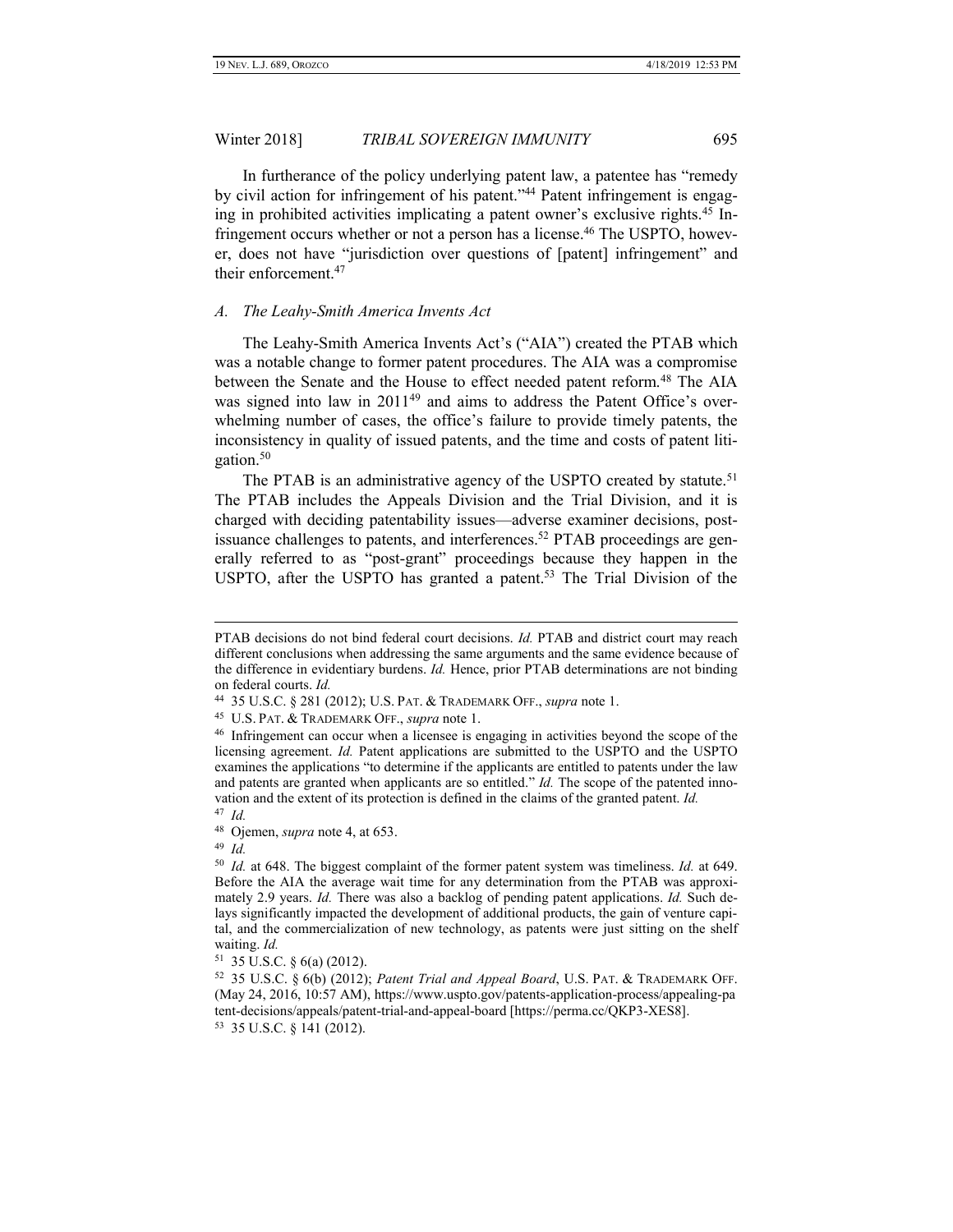In furtherance of the policy underlying patent law, a patentee has "remedy by civil action for infringement of his patent."[44] Patent infringement is engaging in prohibited activities implicating a patent owner's exclusive rights.[45] Infringement occurs whether or not a person has a license.[46] The USPTO, however, does not have "jurisdiction over questions of [patent] infringement" and their enforcement.[47]

### *A. The Leahy-Smith America Invents Act*

The Leahy-Smith America Invents Act's ("AIA") created the PTAB which was a notable change to former patent procedures. The AIA was a compromise between the Senate and the House to effect needed patent reform.[48] The AIA was signed into law in 2011[49] and aims to address the Patent Office's overwhelming number of cases, the office's failure to provide timely patents, the inconsistency in quality of issued patents, and the time and costs of patent litigation.[50]

The PTAB is an administrative agency of the USPTO created by statute.[51] The PTAB includes the Appeals Division and the Trial Division, and it is charged with deciding patentability issues—adverse examiner decisions, post-issuance challenges to patents, and interferences.[52] PTAB proceedings are generally referred to as "post-grant" proceedings because they happen in the USPTO, after the USPTO has granted a patent.[53] The Trial Division of the

---

PTAB decisions do not bind federal court decisions. *Id.* PTAB and district court may reach different conclusions when addressing the same arguments and the same evidence because of the difference in evidentiary burdens. *Id.* Hence, prior PTAB determinations are not binding on federal courts. *Id.*

[44] 35 U.S.C. § 281 (2012); U.S. PAT. & TRADEMARK OFF., *supra* note 1.

[45] U.S. PAT. & TRADEMARK OFF., *supra* note 1.

[46] Infringement can occur when a licensee is engaging in activities beyond the scope of the licensing agreement. *Id.* Patent applications are submitted to the USPTO and the USPTO examines the applications "to determine if the applicants are entitled to patents under the law and patents are granted when applicants are so entitled." *Id.* The scope of the patented innovation and the extent of its protection is defined in the claims of the granted patent. *Id.*

[47] *Id.*

[48] Ojemen, *supra* note 4, at 653.

[49] *Id.*

[50] *Id.* at 648. The biggest complaint of the former patent system was timeliness. *Id.* at 649. Before the AIA the average wait time for any determination from the PTAB was approximately 2.9 years. *Id.* There was also a backlog of pending patent applications. *Id.* Such delays significantly impacted the development of additional products, the gain of venture capital, and the commercialization of new technology, as patents were just sitting on the shelf waiting. *Id.*

[51] 35 U.S.C. § 6(a) (2012).

[52] 35 U.S.C. § 6(b) (2012); *Patent Trial and Appeal Board*, U.S. PAT. & TRADEMARK OFF. (May 24, 2016, 10:57 AM), https://www.uspto.gov/patents-application-process/appealing-patent-decisions/appeals/patent-trial-and-appeal-board [https://perma.cc/QKP3-XES8].

[53] 35 U.S.C. § 141 (2012).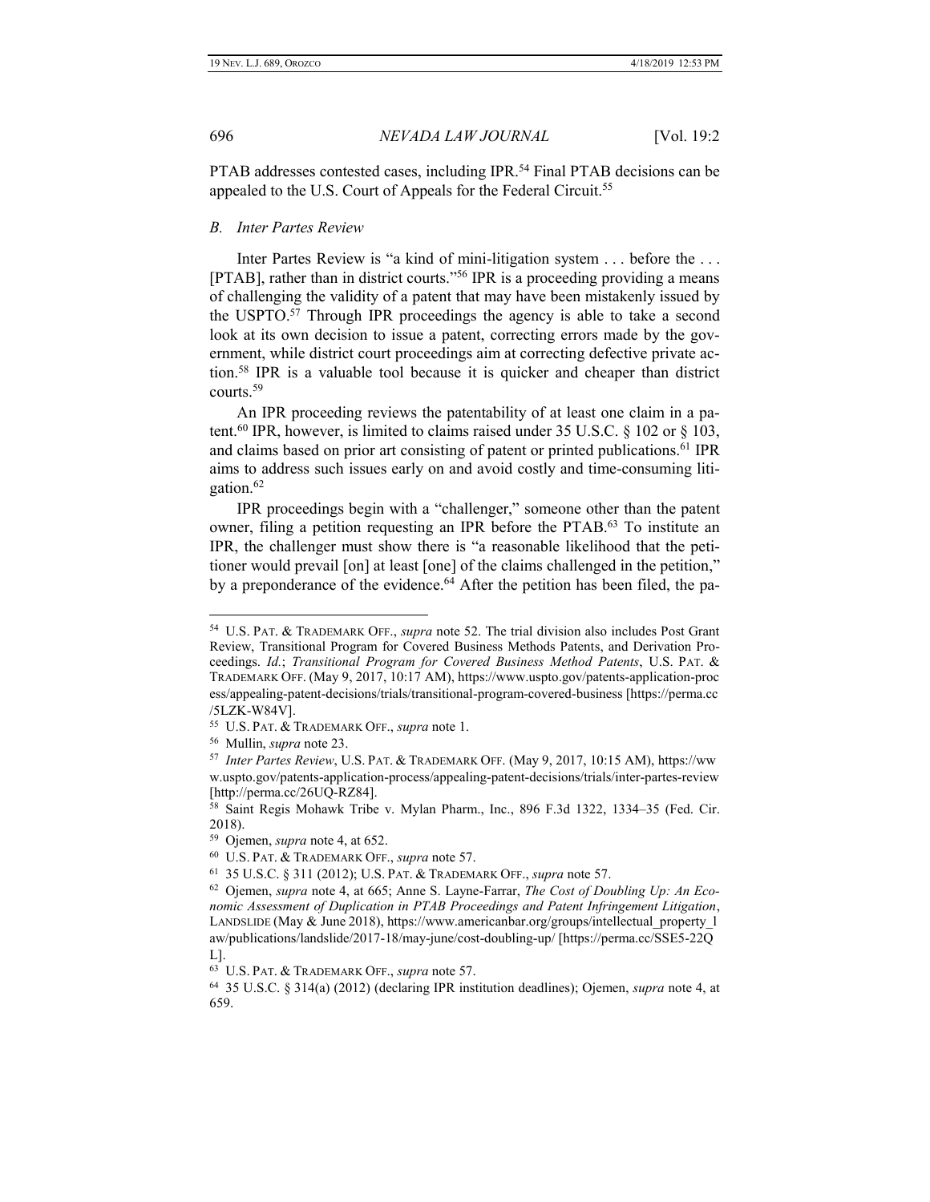PTAB addresses contested cases, including IPR.[54] Final PTAB decisions can be appealed to the U.S. Court of Appeals for the Federal Circuit.[55]

### *B. Inter Partes Review*

Inter Partes Review is "a kind of mini-litigation system . . . before the . . . [PTAB], rather than in district courts."[56] IPR is a proceeding providing a means of challenging the validity of a patent that may have been mistakenly issued by the USPTO.[57] Through IPR proceedings the agency is able to take a second look at its own decision to issue a patent, correcting errors made by the government, while district court proceedings aim at correcting defective private action.[58] IPR is a valuable tool because it is quicker and cheaper than district courts.[59]

An IPR proceeding reviews the patentability of at least one claim in a patent.[60] IPR, however, is limited to claims raised under 35 U.S.C. § 102 or § 103, and claims based on prior art consisting of patent or printed publications.[61] IPR aims to address such issues early on and avoid costly and time-consuming litigation.[62]

IPR proceedings begin with a "challenger," someone other than the patent owner, filing a petition requesting an IPR before the PTAB.[63] To institute an IPR, the challenger must show there is "a reasonable likelihood that the petitioner would prevail [on] at least [one] of the claims challenged in the petition," by a preponderance of the evidence.[64] After the petition has been filed, the pa-

---

[54] U.S. PAT. & TRADEMARK OFF., *supra* note 52. The trial division also includes Post Grant Review, Transitional Program for Covered Business Methods Patents, and Derivation Proceedings. *Id.*; *Transitional Program for Covered Business Method Patents*, U.S. PAT. & TRADEMARK OFF. (May 9, 2017, 10:17 AM), https://www.uspto.gov/patents-application-process/appealing-patent-decisions/trials/transitional-program-covered-business [https://perma.cc/5LZK-W84V].

[55] U.S. PAT. & TRADEMARK OFF., *supra* note 1.

[56] Mullin, *supra* note 23.

[57] *Inter Partes Review*, U.S. PAT. & TRADEMARK OFF. (May 9, 2017, 10:15 AM), https://www.uspto.gov/patents-application-process/appealing-patent-decisions/trials/inter-partes-review [http://perma.cc/26UQ-RZ84].

[58] Saint Regis Mohawk Tribe v. Mylan Pharm., Inc., 896 F.3d 1322, 1334–35 (Fed. Cir. 2018).

[59] Ojemen, *supra* note 4, at 652.

[60] U.S. PAT. & TRADEMARK OFF., *supra* note 57.

[61] 35 U.S.C. § 311 (2012); U.S. PAT. & TRADEMARK OFF., *supra* note 57.

[62] Ojemen, *supra* note 4, at 665; Anne S. Layne-Farrar, *The Cost of Doubling Up: An Economic Assessment of Duplication in PTAB Proceedings and Patent Infringement Litigation*, LANDSLIDE (May & June 2018), https://www.americanbar.org/groups/intellectual_property_law/publications/landslide/2017-18/may-june/cost-doubling-up/ [https://perma.cc/SSE5-22QL].

[63] U.S. PAT. & TRADEMARK OFF., *supra* note 57.

[64] 35 U.S.C. § 314(a) (2012) (declaring IPR institution deadlines); Ojemen, *supra* note 4, at 659.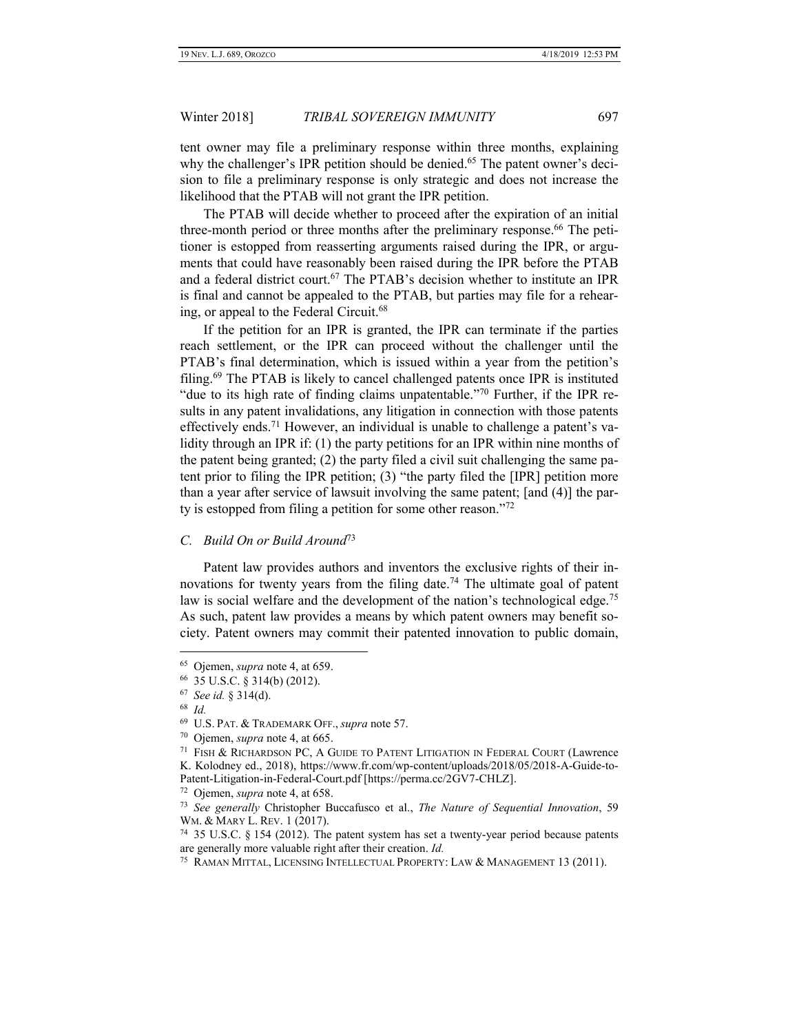tent owner may file a preliminary response within three months, explaining why the challenger's IPR petition should be denied.[65] The patent owner's decision to file a preliminary response is only strategic and does not increase the likelihood that the PTAB will not grant the IPR petition.

The PTAB will decide whether to proceed after the expiration of an initial three-month period or three months after the preliminary response.[66] The petitioner is estopped from reasserting arguments raised during the IPR, or arguments that could have reasonably been raised during the IPR before the PTAB and a federal district court.[67] The PTAB's decision whether to institute an IPR is final and cannot be appealed to the PTAB, but parties may file for a rehearing, or appeal to the Federal Circuit.[68]

If the petition for an IPR is granted, the IPR can terminate if the parties reach settlement, or the IPR can proceed without the challenger until the PTAB's final determination, which is issued within a year from the petition's filing.[69] The PTAB is likely to cancel challenged patents once IPR is instituted "due to its high rate of finding claims unpatentable."[70] Further, if the IPR results in any patent invalidations, any litigation in connection with those patents effectively ends.[71] However, an individual is unable to challenge a patent's validity through an IPR if: (1) the party petitions for an IPR within nine months of the patent being granted; (2) the party filed a civil suit challenging the same patent prior to filing the IPR petition; (3) "the party filed the [IPR] petition more than a year after service of lawsuit involving the same patent; [and (4)] the party is estopped from filing a petition for some other reason."[72]

### C. *Build On or Build Around*[73]

Patent law provides authors and inventors the exclusive rights of their innovations for twenty years from the filing date.[74] The ultimate goal of patent law is social welfare and the development of the nation's technological edge.[75] As such, patent law provides a means by which patent owners may benefit society. Patent owners may commit their patented innovation to public domain,

---

[65] Ojemen, *supra* note 4, at 659.

[66] 35 U.S.C. § 314(b) (2012).

[67] *See id.* § 314(d).

[68] *Id.*

[69] U.S. PAT. & TRADEMARK OFF., *supra* note 57.

[70] Ojemen, *supra* note 4, at 665.

[71] FISH & RICHARDSON PC, A GUIDE TO PATENT LITIGATION IN FEDERAL COURT (Lawrence K. Kolodney ed., 2018), https://www.fr.com/wp-content/uploads/2018/05/2018-A-Guide-to-Patent-Litigation-in-Federal-Court.pdf [https://perma.cc/2GV7-CHLZ].

[72] Ojemen, *supra* note 4, at 658.

[73] *See generally* Christopher Buccafusco et al., *The Nature of Sequential Innovation*, 59 WM. & MARY L. REV. 1 (2017).

[74] 35 U.S.C. § 154 (2012). The patent system has set a twenty-year period because patents are generally more valuable right after their creation. *Id.*

[75] RAMAN MITTAL, LICENSING INTELLECTUAL PROPERTY: LAW & MANAGEMENT 13 (2011).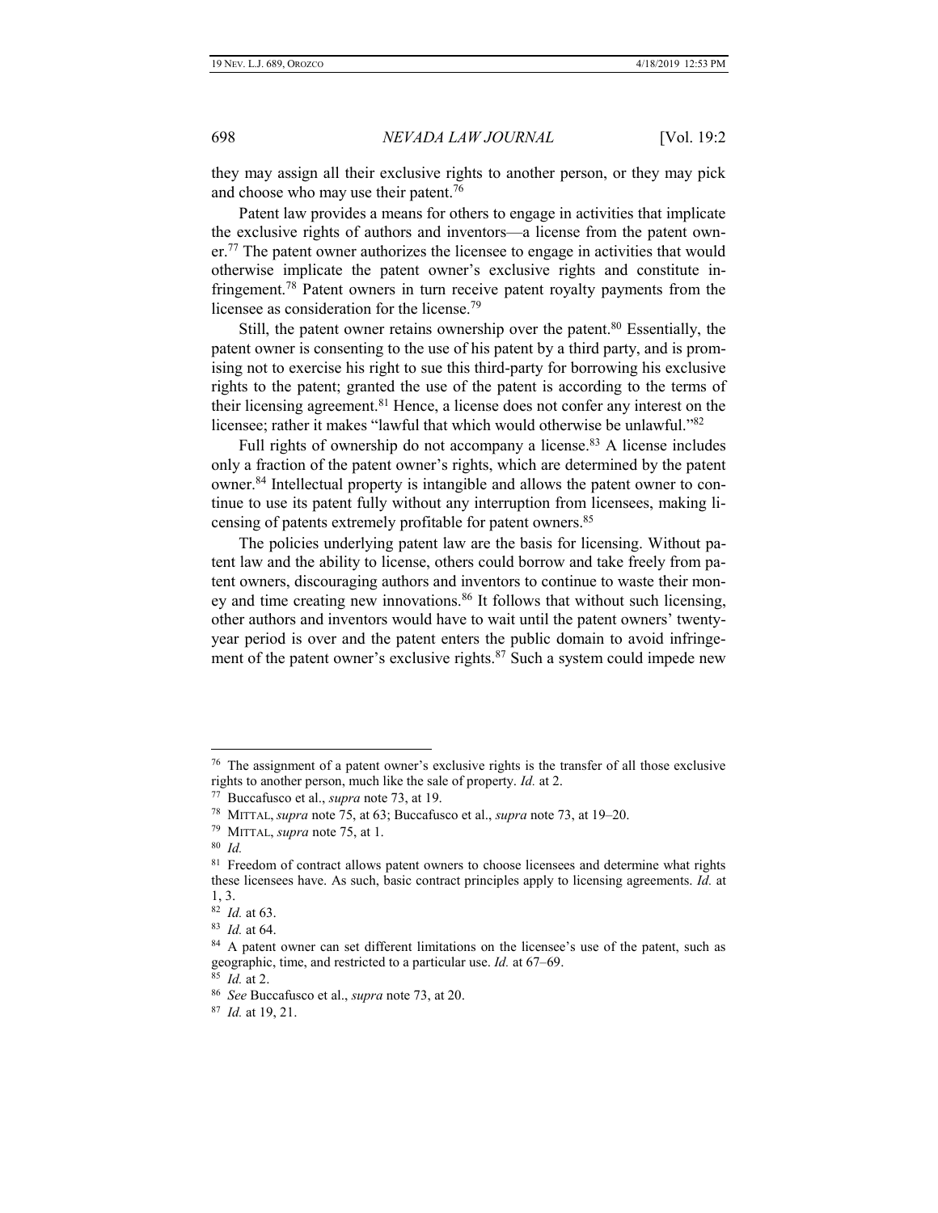they may assign all their exclusive rights to another person, or they may pick and choose who may use their patent.[76]

Patent law provides a means for others to engage in activities that implicate the exclusive rights of authors and inventors—a license from the patent owner.[77] The patent owner authorizes the licensee to engage in activities that would otherwise implicate the patent owner's exclusive rights and constitute infringement.[78] Patent owners in turn receive patent royalty payments from the licensee as consideration for the license.[79]

Still, the patent owner retains ownership over the patent.[80] Essentially, the patent owner is consenting to the use of his patent by a third party, and is promising not to exercise his right to sue this third-party for borrowing his exclusive rights to the patent; granted the use of the patent is according to the terms of their licensing agreement.[81] Hence, a license does not confer any interest on the licensee; rather it makes "lawful that which would otherwise be unlawful."[82]

Full rights of ownership do not accompany a license.[83] A license includes only a fraction of the patent owner's rights, which are determined by the patent owner.[84] Intellectual property is intangible and allows the patent owner to continue to use its patent fully without any interruption from licensees, making licensing of patents extremely profitable for patent owners.[85]

The policies underlying patent law are the basis for licensing. Without patent law and the ability to license, others could borrow and take freely from patent owners, discouraging authors and inventors to continue to waste their money and time creating new innovations.[86] It follows that without such licensing, other authors and inventors would have to wait until the patent owners' twenty-year period is over and the patent enters the public domain to avoid infringement of the patent owner's exclusive rights.[87] Such a system could impede new

---

[76] The assignment of a patent owner's exclusive rights is the transfer of all those exclusive rights to another person, much like the sale of property. *Id.* at 2.

[77] Buccafusco et al., *supra* note 73, at 19.

[78] MITTAL, *supra* note 75, at 63; Buccafusco et al., *supra* note 73, at 19–20.

[79] MITTAL, *supra* note 75, at 1.

[80] *Id.*

[81] Freedom of contract allows patent owners to choose licensees and determine what rights these licensees have. As such, basic contract principles apply to licensing agreements. *Id.* at 1, 3.

[82] *Id.* at 63.

[83] *Id.* at 64.

[84] A patent owner can set different limitations on the licensee's use of the patent, such as geographic, time, and restricted to a particular use. *Id.* at 67–69.

[85] *Id.* at 2.

[86] *See* Buccafusco et al., *supra* note 73, at 20.

[87] *Id.* at 19, 21.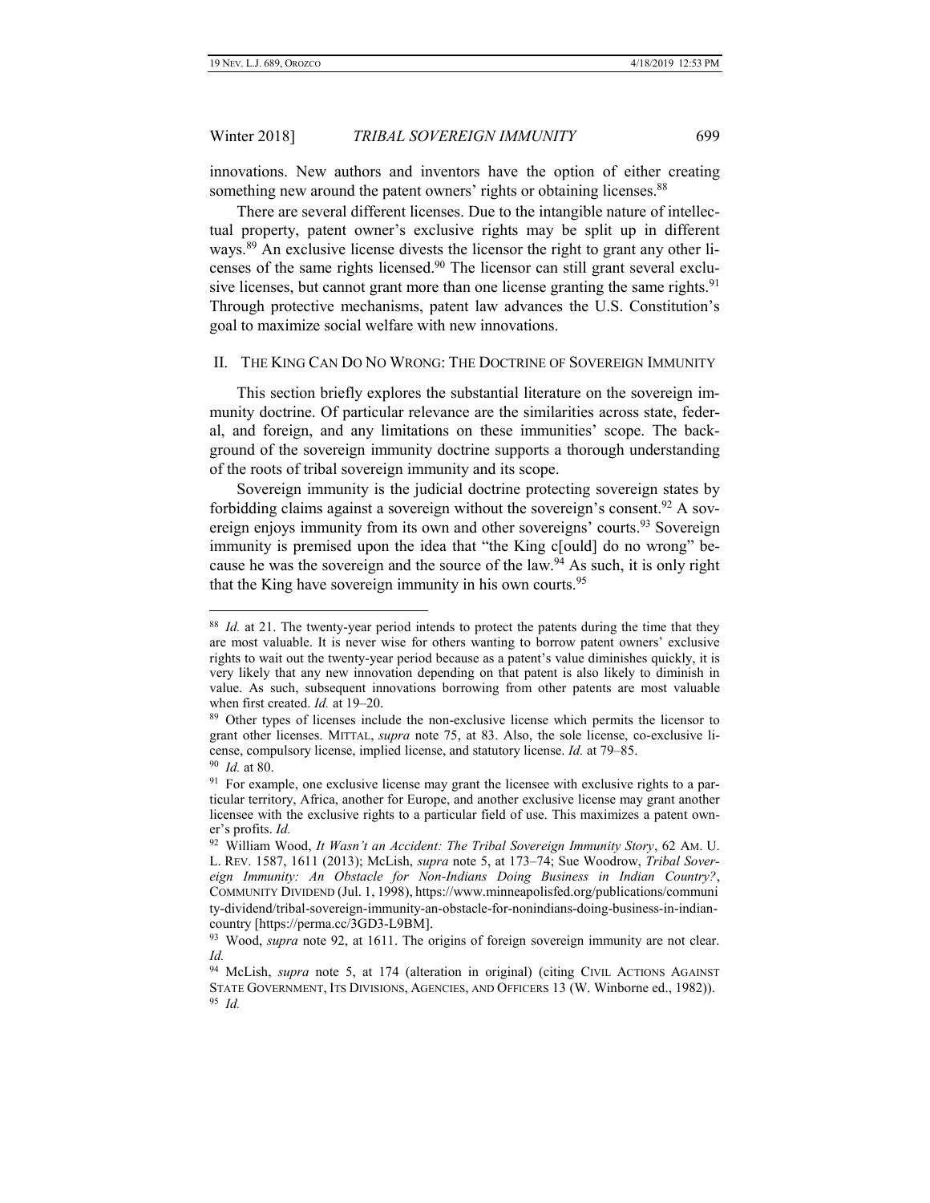innovations. New authors and inventors have the option of either creating something new around the patent owners' rights or obtaining licenses.[88]

There are several different licenses. Due to the intangible nature of intellectual property, patent owner's exclusive rights may be split up in different ways.[89] An exclusive license divests the licensor the right to grant any other licenses of the same rights licensed.[90] The licensor can still grant several exclusive licenses, but cannot grant more than one license granting the same rights.[91] Through protective mechanisms, patent law advances the U.S. Constitution's goal to maximize social welfare with new innovations.

## II. THE KING CAN DO NO WRONG: THE DOCTRINE OF SOVEREIGN IMMUNITY

This section briefly explores the substantial literature on the sovereign immunity doctrine. Of particular relevance are the similarities across state, federal, and foreign, and any limitations on these immunities' scope. The background of the sovereign immunity doctrine supports a thorough understanding of the roots of tribal sovereign immunity and its scope.

Sovereign immunity is the judicial doctrine protecting sovereign states by forbidding claims against a sovereign without the sovereign's consent.[92] A sovereign enjoys immunity from its own and other sovereigns' courts.[93] Sovereign immunity is premised upon the idea that "the King c[ould] do no wrong" because he was the sovereign and the source of the law.[94] As such, it is only right that the King have sovereign immunity in his own courts.[95]

---

[88] *Id.* at 21. The twenty-year period intends to protect the patents during the time that they are most valuable. It is never wise for others wanting to borrow patent owners' exclusive rights to wait out the twenty-year period because as a patent's value diminishes quickly, it is very likely that any new innovation depending on that patent is also likely to diminish in value. As such, subsequent innovations borrowing from other patents are most valuable when first created. *Id.* at 19–20.

[89] Other types of licenses include the non-exclusive license which permits the licensor to grant other licenses. MITTAL, *supra* note 75, at 83. Also, the sole license, co-exclusive license, compulsory license, implied license, and statutory license. *Id.* at 79–85.

[90] *Id.* at 80.

[91] For example, one exclusive license may grant the licensee with exclusive rights to a particular territory, Africa, another for Europe, and another exclusive license may grant another licensee with the exclusive rights to a particular field of use. This maximizes a patent owner's profits. *Id.*

[92] William Wood, *It Wasn't an Accident: The Tribal Sovereign Immunity Story*, 62 AM. U. L. REV. 1587, 1611 (2013); McLish, *supra* note 5, at 173–74; Sue Woodrow, *Tribal Sovereign Immunity: An Obstacle for Non-Indians Doing Business in Indian Country?*, COMMUNITY DIVIDEND (Jul. 1, 1998), https://www.minneapolisfed.org/publications/community-dividend/tribal-sovereign-immunity-an-obstacle-for-nonindians-doing-business-in-indian-country [https://perma.cc/3GD3-L9BM].

[93] Wood, *supra* note 92, at 1611. The origins of foreign sovereign immunity are not clear. *Id.*

[94] McLish, *supra* note 5, at 174 (alteration in original) (citing CIVIL ACTIONS AGAINST STATE GOVERNMENT, ITS DIVISIONS, AGENCIES, AND OFFICERS 13 (W. Winborne ed., 1982)).

[95] *Id.*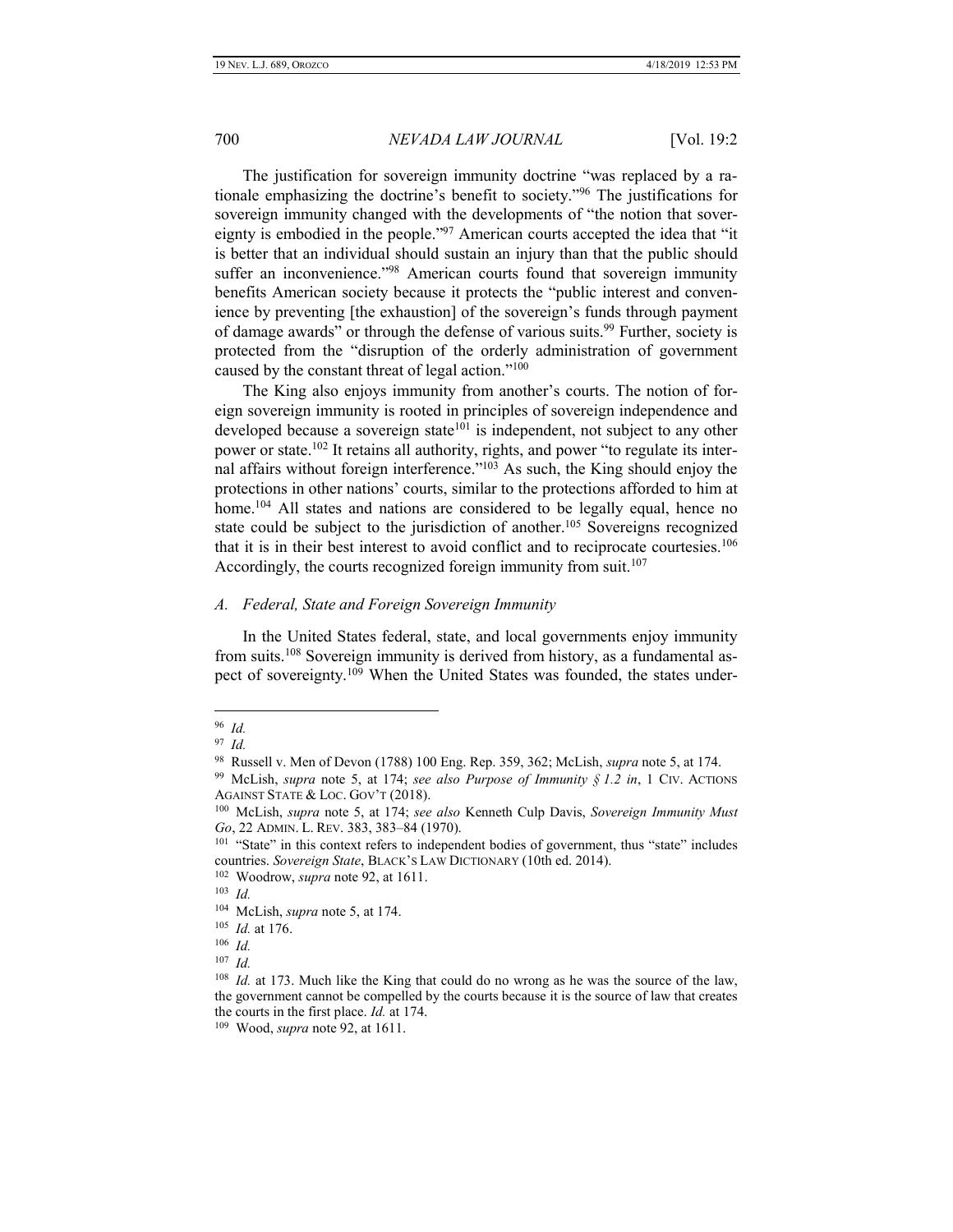The justification for sovereign immunity doctrine "was replaced by a rationale emphasizing the doctrine's benefit to society."[96] The justifications for sovereign immunity changed with the developments of "the notion that sovereignty is embodied in the people."[97] American courts accepted the idea that "it is better that an individual should sustain an injury than that the public should suffer an inconvenience."[98] American courts found that sovereign immunity benefits American society because it protects the "public interest and convenience by preventing [the exhaustion] of the sovereign's funds through payment of damage awards" or through the defense of various suits.[99] Further, society is protected from the "disruption of the orderly administration of government caused by the constant threat of legal action."[100]

The King also enjoys immunity from another's courts. The notion of foreign sovereign immunity is rooted in principles of sovereign independence and developed because a sovereign state[101] is independent, not subject to any other power or state.[102] It retains all authority, rights, and power "to regulate its internal affairs without foreign interference."[103] As such, the King should enjoy the protections in other nations' courts, similar to the protections afforded to him at home.[104] All states and nations are considered to be legally equal, hence no state could be subject to the jurisdiction of another.[105] Sovereigns recognized that it is in their best interest to avoid conflict and to reciprocate courtesies.[106] Accordingly, the courts recognized foreign immunity from suit.[107]

### *A. Federal, State and Foreign Sovereign Immunity*

In the United States federal, state, and local governments enjoy immunity from suits.[108] Sovereign immunity is derived from history, as a fundamental aspect of sovereignty.[109] When the United States was founded, the states under-

---

[96] *Id.*

[97] *Id.*

[98] Russell v. Men of Devon (1788) 100 Eng. Rep. 359, 362; McLish, *supra* note 5, at 174.

[99] McLish, *supra* note 5, at 174; *see also Purpose of Immunity § 1.2 in*, 1 CIV. ACTIONS AGAINST STATE & LOC. GOV'T (2018).

[100] McLish, *supra* note 5, at 174; *see also* Kenneth Culp Davis, *Sovereign Immunity Must Go*, 22 ADMIN. L. REV. 383, 383–84 (1970).

[101] "State" in this context refers to independent bodies of government, thus "state" includes countries. *Sovereign State*, BLACK'S LAW DICTIONARY (10th ed. 2014).

[102] Woodrow, *supra* note 92, at 1611.

[103] *Id.*

[104] McLish, *supra* note 5, at 174.

[105] *Id.* at 176.

[106] *Id.*

[107] *Id.*

[108] *Id.* at 173. Much like the King that could do no wrong as he was the source of the law, the government cannot be compelled by the courts because it is the source of law that creates the courts in the first place. *Id.* at 174.

[109] Wood, *supra* note 92, at 1611.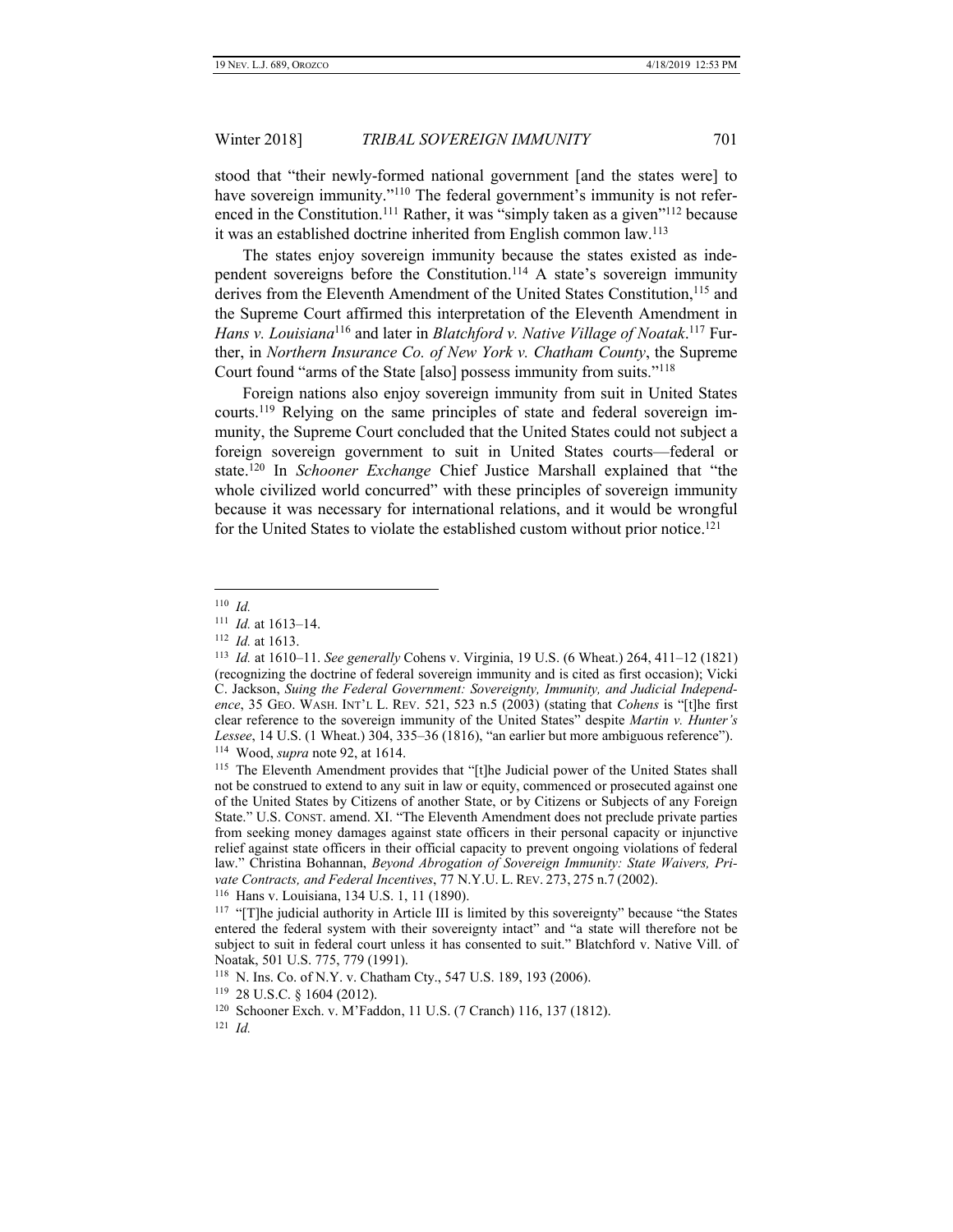stood that "their newly-formed national government [and the states were] to have sovereign immunity."[110] The federal government's immunity is not referenced in the Constitution.[111] Rather, it was "simply taken as a given"[112] because it was an established doctrine inherited from English common law.[113]

The states enjoy sovereign immunity because the states existed as independent sovereigns before the Constitution.[114] A state's sovereign immunity derives from the Eleventh Amendment of the United States Constitution,[115] and the Supreme Court affirmed this interpretation of the Eleventh Amendment in *Hans v. Louisiana*[116] and later in *Blatchford v. Native Village of Noatak*.[117] Further, in *Northern Insurance Co. of New York v. Chatham County*, the Supreme Court found "arms of the State [also] possess immunity from suits."[118]

Foreign nations also enjoy sovereign immunity from suit in United States courts.[119] Relying on the same principles of state and federal sovereign immunity, the Supreme Court concluded that the United States could not subject a foreign sovereign government to suit in United States courts—federal or state.[120] In *Schooner Exchange* Chief Justice Marshall explained that "the whole civilized world concurred" with these principles of sovereign immunity because it was necessary for international relations, and it would be wrongful for the United States to violate the established custom without prior notice.[121]

---

[110] *Id.*

[111] *Id.* at 1613–14.

[112] *Id.* at 1613.

[113] *Id.* at 1610–11. *See generally* Cohens v. Virginia, 19 U.S. (6 Wheat.) 264, 411–12 (1821) (recognizing the doctrine of federal sovereign immunity and is cited as first occasion); Vicki C. Jackson, *Suing the Federal Government: Sovereignty, Immunity, and Judicial Independence*, 35 GEO. WASH. INT'L L. REV. 521, 523 n.5 (2003) (stating that *Cohens* is "[t]he first clear reference to the sovereign immunity of the United States" despite *Martin v. Hunter's Lessee*, 14 U.S. (1 Wheat.) 304, 335–36 (1816), "an earlier but more ambiguous reference").

[114] Wood, *supra* note 92, at 1614.

[115] The Eleventh Amendment provides that "[t]he Judicial power of the United States shall not be construed to extend to any suit in law or equity, commenced or prosecuted against one of the United States by Citizens of another State, or by Citizens or Subjects of any Foreign State." U.S. CONST. amend. XI. "The Eleventh Amendment does not preclude private parties from seeking money damages against state officers in their personal capacity or injunctive relief against state officers in their official capacity to prevent ongoing violations of federal law." Christina Bohannan, *Beyond Abrogation of Sovereign Immunity: State Waivers, Private Contracts, and Federal Incentives*, 77 N.Y.U. L. REV. 273, 275 n.7 (2002).

[116] Hans v. Louisiana, 134 U.S. 1, 11 (1890).

[117] "[T]he judicial authority in Article III is limited by this sovereignty" because "the States entered the federal system with their sovereignty intact" and "a state will therefore not be subject to suit in federal court unless it has consented to suit." Blatchford v. Native Vill. of Noatak, 501 U.S. 775, 779 (1991).

[118] N. Ins. Co. of N.Y. v. Chatham Cty., 547 U.S. 189, 193 (2006).

[119] 28 U.S.C. § 1604 (2012).

[120] Schooner Exch. v. M'Faddon, 11 U.S. (7 Cranch) 116, 137 (1812).

[121] *Id.*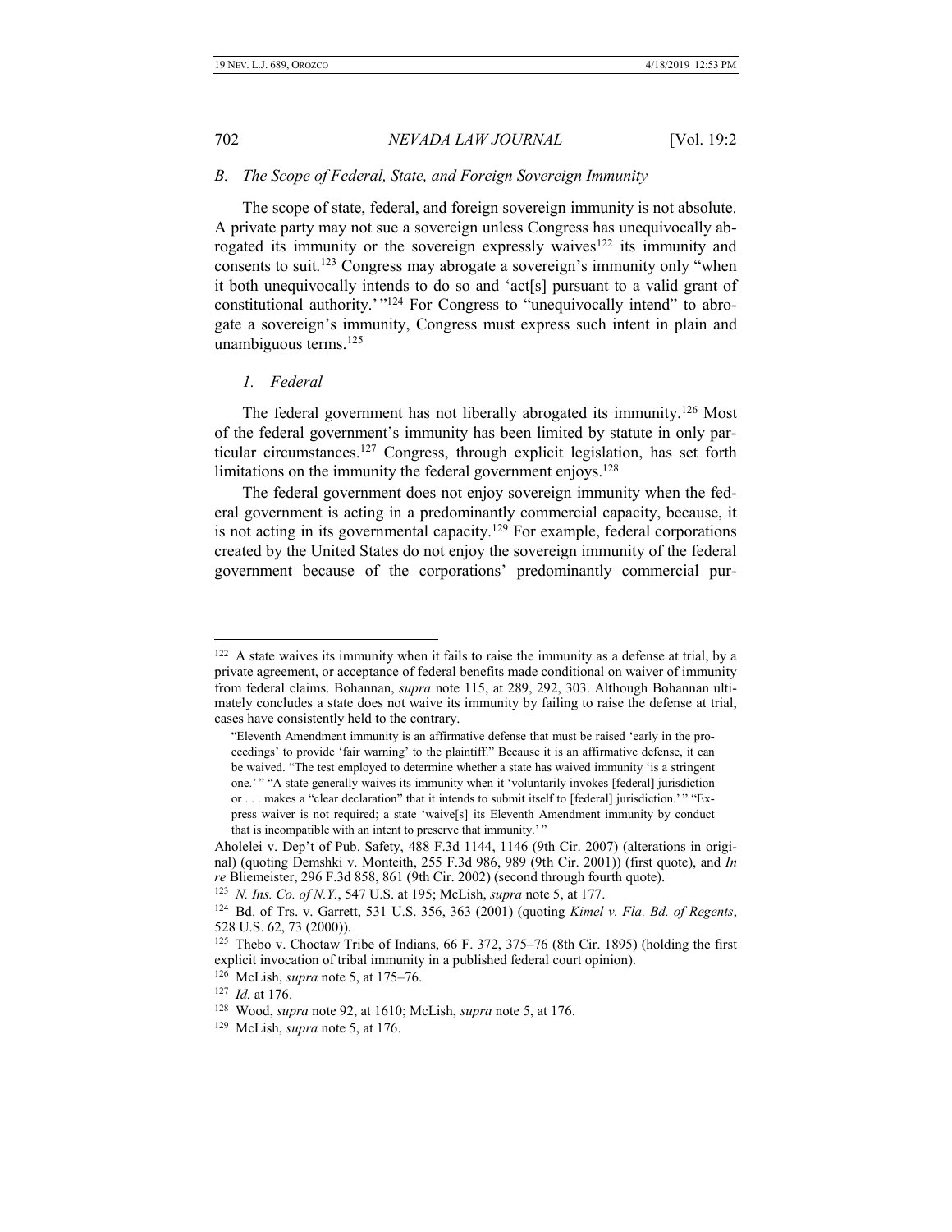### B. *The Scope of Federal, State, and Foreign Sovereign Immunity*

The scope of state, federal, and foreign sovereign immunity is not absolute. A private party may not sue a sovereign unless Congress has unequivocally abrogated its immunity or the sovereign expressly waives[122] its immunity and consents to suit.[123] Congress may abrogate a sovereign's immunity only "when it both unequivocally intends to do so and 'act[s] pursuant to a valid grant of constitutional authority.'"[124] For Congress to "unequivocally intend" to abrogate a sovereign's immunity, Congress must express such intent in plain and unambiguous terms.[125]

#### 1. *Federal*

The federal government has not liberally abrogated its immunity.[126] Most of the federal government's immunity has been limited by statute in only particular circumstances.[127] Congress, through explicit legislation, has set forth limitations on the immunity the federal government enjoys.[128]

The federal government does not enjoy sovereign immunity when the federal government is acting in a predominantly commercial capacity, because, it is not acting in its governmental capacity.[129] For example, federal corporations created by the United States do not enjoy the sovereign immunity of the federal government because of the corporations' predominantly commercial pur-

---

[122] A state waives its immunity when it fails to raise the immunity as a defense at trial, by a private agreement, or acceptance of federal benefits made conditional on waiver of immunity from federal claims. Bohannan, *supra* note 115, at 289, 292, 303. Although Bohannan ultimately concludes a state does not waive its immunity by failing to raise the defense at trial, cases have consistently held to the contrary.

> "Eleventh Amendment immunity is an affirmative defense that must be raised 'early in the proceedings' to provide 'fair warning' to the plaintiff." Because it is an affirmative defense, it can be waived. "The test employed to determine whether a state has waived immunity 'is a stringent one.'" "A state generally waives its immunity when it 'voluntarily invokes [federal] jurisdiction or . . . makes a "clear declaration" that it intends to submit itself to [federal] jurisdiction.'" "Express waiver is not required; a state 'waive[s] its Eleventh Amendment immunity by conduct that is incompatible with an intent to preserve that immunity.'"

Aholelei v. Dep't of Pub. Safety, 488 F.3d 1144, 1146 (9th Cir. 2007) (alterations in original) (quoting Demshki v. Monteith, 255 F.3d 986, 989 (9th Cir. 2001)) (first quote), and *In re* Bliemeister, 296 F.3d 858, 861 (9th Cir. 2002) (second through fourth quote).

[123] *N. Ins. Co. of N.Y.*, 547 U.S. at 195; McLish, *supra* note 5, at 177.

[124] Bd. of Trs. v. Garrett, 531 U.S. 356, 363 (2001) (quoting *Kimel v. Fla. Bd. of Regents*, 528 U.S. 62, 73 (2000)).

[125] Thebo v. Choctaw Tribe of Indians, 66 F. 372, 375–76 (8th Cir. 1895) (holding the first explicit invocation of tribal immunity in a published federal court opinion).

[126] McLish, *supra* note 5, at 175–76.

[127] *Id.* at 176.

[128] Wood, *supra* note 92, at 1610; McLish, *supra* note 5, at 176.

[129] McLish, *supra* note 5, at 176.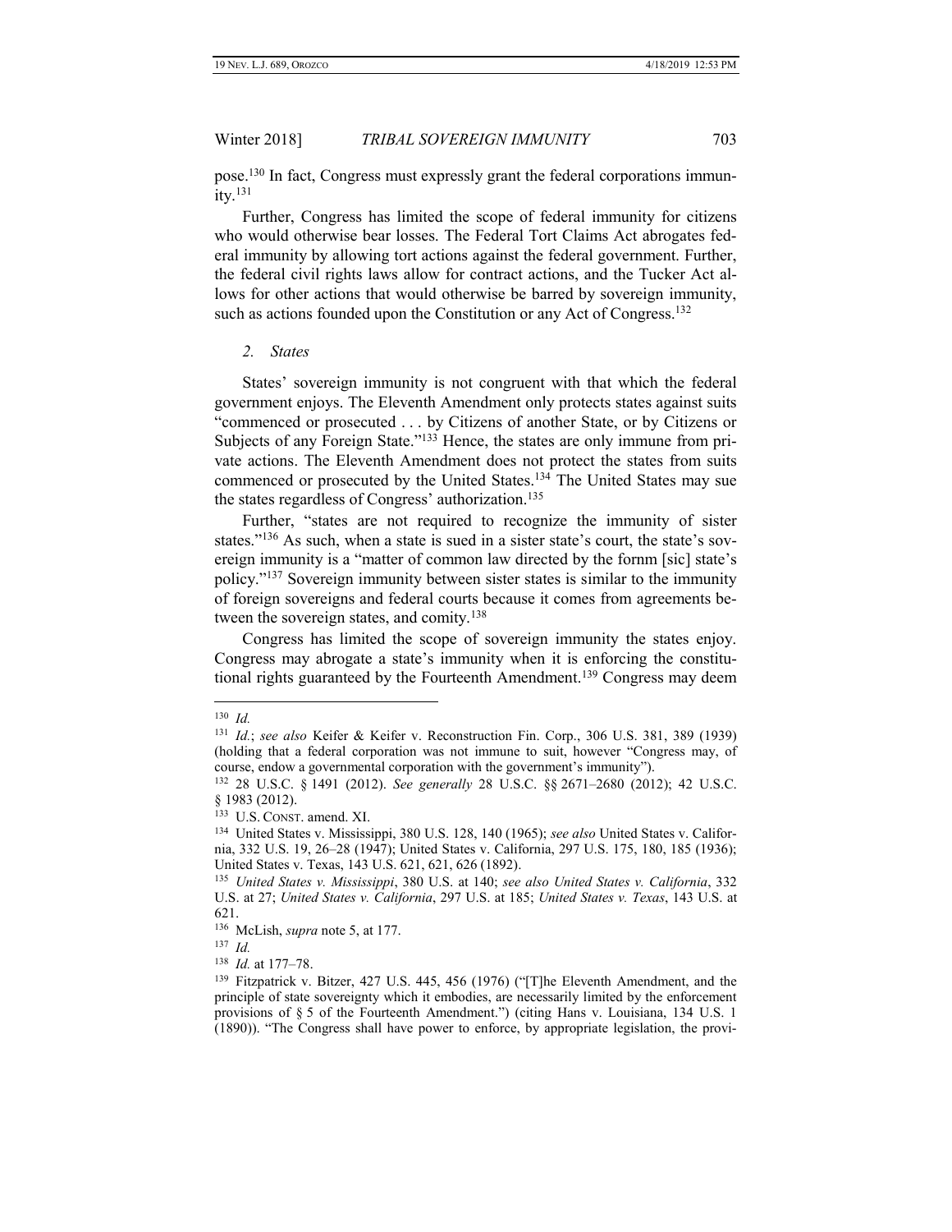pose.[130] In fact, Congress must expressly grant the federal corporations immunity.[131]

Further, Congress has limited the scope of federal immunity for citizens who would otherwise bear losses. The Federal Tort Claims Act abrogates federal immunity by allowing tort actions against the federal government. Further, the federal civil rights laws allow for contract actions, and the Tucker Act allows for other actions that would otherwise be barred by sovereign immunity, such as actions founded upon the Constitution or any Act of Congress.[132]

### 2. *States*

States' sovereign immunity is not congruent with that which the federal government enjoys. The Eleventh Amendment only protects states against suits "commenced or prosecuted . . . by Citizens of another State, or by Citizens or Subjects of any Foreign State."[133] Hence, the states are only immune from private actions. The Eleventh Amendment does not protect the states from suits commenced or prosecuted by the United States.[134] The United States may sue the states regardless of Congress' authorization.[135]

Further, "states are not required to recognize the immunity of sister states."[136] As such, when a state is sued in a sister state's court, the state's sovereign immunity is a "matter of common law directed by the fornm [sic] state's policy."[137] Sovereign immunity between sister states is similar to the immunity of foreign sovereigns and federal courts because it comes from agreements between the sovereign states, and comity.[138]

Congress has limited the scope of sovereign immunity the states enjoy. Congress may abrogate a state's immunity when it is enforcing the constitutional rights guaranteed by the Fourteenth Amendment.[139] Congress may deem

---

[130] *Id.*

[131] *Id.*; *see also* Keifer & Keifer v. Reconstruction Fin. Corp., 306 U.S. 381, 389 (1939) (holding that a federal corporation was not immune to suit, however "Congress may, of course, endow a governmental corporation with the government's immunity").

[132] 28 U.S.C. § 1491 (2012). *See generally* 28 U.S.C. §§ 2671–2680 (2012); 42 U.S.C. § 1983 (2012).

[133] U.S. CONST. amend. XI.

[134] United States v. Mississippi, 380 U.S. 128, 140 (1965); *see also* United States v. California, 332 U.S. 19, 26–28 (1947); United States v. California, 297 U.S. 175, 180, 185 (1936); United States v. Texas, 143 U.S. 621, 621, 626 (1892).

[135] *United States v. Mississippi*, 380 U.S. at 140; *see also United States v. California*, 332 U.S. at 27; *United States v. California*, 297 U.S. at 185; *United States v. Texas*, 143 U.S. at 621.

[136] McLish, *supra* note 5, at 177.

[137] *Id.*

[138] *Id.* at 177–78.

[139] Fitzpatrick v. Bitzer, 427 U.S. 445, 456 (1976) ("[T]he Eleventh Amendment, and the principle of state sovereignty which it embodies, are necessarily limited by the enforcement provisions of § 5 of the Fourteenth Amendment.") (citing Hans v. Louisiana, 134 U.S. 1 (1890)). "The Congress shall have power to enforce, by appropriate legislation, the provi-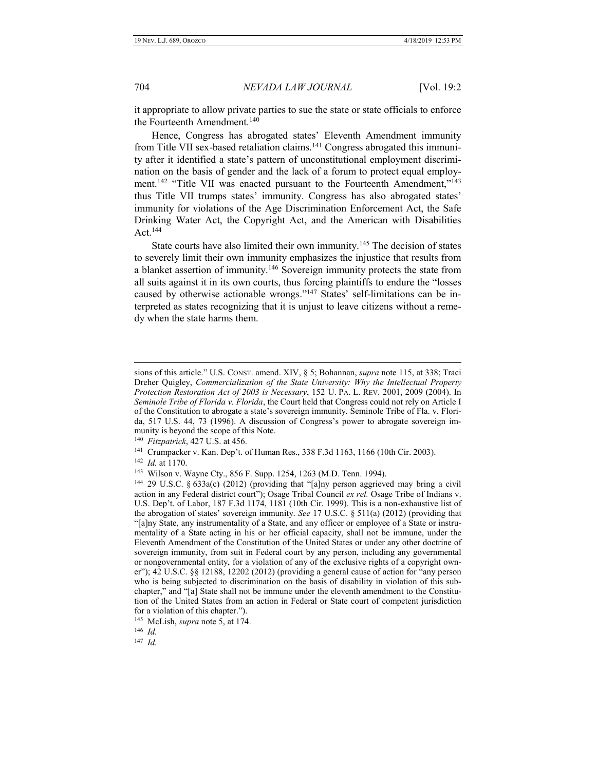it appropriate to allow private parties to sue the state or state officials to enforce the Fourteenth Amendment.[140]

Hence, Congress has abrogated states' Eleventh Amendment immunity from Title VII sex-based retaliation claims.[141] Congress abrogated this immunity after it identified a state's pattern of unconstitutional employment discrimination on the basis of gender and the lack of a forum to protect equal employment.[142] "Title VII was enacted pursuant to the Fourteenth Amendment,"[143] thus Title VII trumps states' immunity. Congress has also abrogated states' immunity for violations of the Age Discrimination Enforcement Act, the Safe Drinking Water Act, the Copyright Act, and the American with Disabilities Act.[144]

State courts have also limited their own immunity.[145] The decision of states to severely limit their own immunity emphasizes the injustice that results from a blanket assertion of immunity.[146] Sovereign immunity protects the state from all suits against it in its own courts, thus forcing plaintiffs to endure the "losses caused by otherwise actionable wrongs."[147] States' self-limitations can be interpreted as states recognizing that it is unjust to leave citizens without a remedy when the state harms them.

---

sions of this article." U.S. CONST. amend. XIV, § 5; Bohannan, *supra* note 115, at 338; Traci Dreher Quigley, *Commercialization of the State University: Why the Intellectual Property Protection Restoration Act of 2003 is Necessary*, 152 U. PA. L. REV. 2001, 2009 (2004). In *Seminole Tribe of Florida v. Florida*, the Court held that Congress could not rely on Article I of the Constitution to abrogate a state's sovereign immunity. Seminole Tribe of Fla. v. Florida, 517 U.S. 44, 73 (1996). A discussion of Congress's power to abrogate sovereign immunity is beyond the scope of this Note.

[140] *Fitzpatrick*, 427 U.S. at 456.

[141] Crumpacker v. Kan. Dep't. of Human Res., 338 F.3d 1163, 1166 (10th Cir. 2003).

[142] *Id.* at 1170.

[143] Wilson v. Wayne Cty., 856 F. Supp. 1254, 1263 (M.D. Tenn. 1994).

[144] 29 U.S.C. § 633a(c) (2012) (providing that "[a]ny person aggrieved may bring a civil action in any Federal district court"); Osage Tribal Council *ex rel.* Osage Tribe of Indians v. U.S. Dep't. of Labor, 187 F.3d 1174, 1181 (10th Cir. 1999). This is a non-exhaustive list of the abrogation of states' sovereign immunity. *See* 17 U.S.C. § 511(a) (2012) (providing that "[a]ny State, any instrumentality of a State, and any officer or employee of a State or instrumentality of a State acting in his or her official capacity, shall not be immune, under the Eleventh Amendment of the Constitution of the United States or under any other doctrine of sovereign immunity, from suit in Federal court by any person, including any governmental or nongovernmental entity, for a violation of any of the exclusive rights of a copyright owner"); 42 U.S.C. §§ 12188, 12202 (2012) (providing a general cause of action for "any person who is being subjected to discrimination on the basis of disability in violation of this subchapter," and "[a] State shall not be immune under the eleventh amendment to the Constitution of the United States from an action in Federal or State court of competent jurisdiction for a violation of this chapter.").

[145] McLish, *supra* note 5, at 174.

[146] *Id.*

[147] *Id.*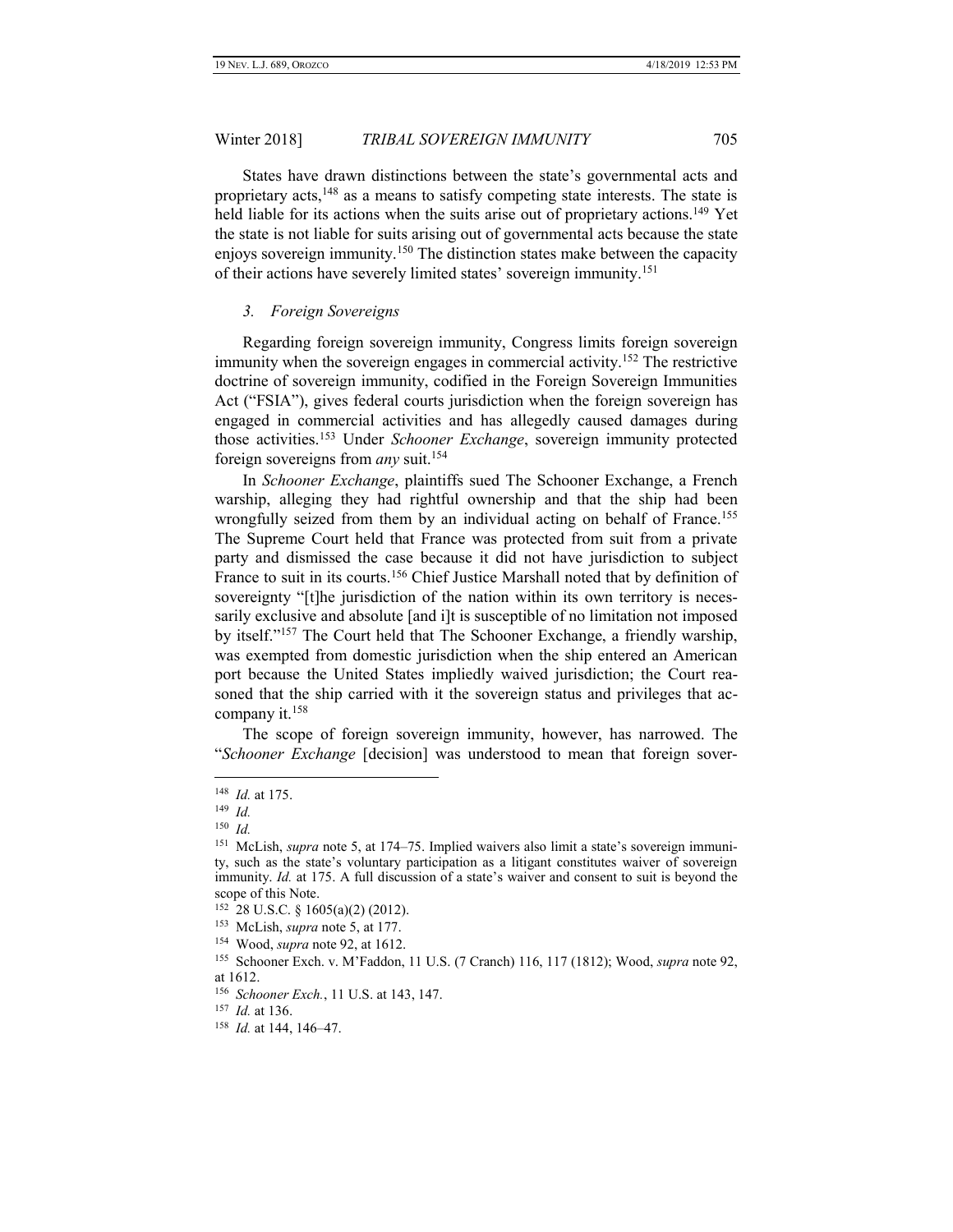States have drawn distinctions between the state's governmental acts and proprietary acts,[148] as a means to satisfy competing state interests. The state is held liable for its actions when the suits arise out of proprietary actions.[149] Yet the state is not liable for suits arising out of governmental acts because the state enjoys sovereign immunity.[150] The distinction states make between the capacity of their actions have severely limited states' sovereign immunity.[151]

### *3. Foreign Sovereigns*

Regarding foreign sovereign immunity, Congress limits foreign sovereign immunity when the sovereign engages in commercial activity.[152] The restrictive doctrine of sovereign immunity, codified in the Foreign Sovereign Immunities Act ("FSIA"), gives federal courts jurisdiction when the foreign sovereign has engaged in commercial activities and has allegedly caused damages during those activities.[153] Under *Schooner Exchange*, sovereign immunity protected foreign sovereigns from *any* suit.[154]

In *Schooner Exchange*, plaintiffs sued The Schooner Exchange, a French warship, alleging they had rightful ownership and that the ship had been wrongfully seized from them by an individual acting on behalf of France.[155] The Supreme Court held that France was protected from suit from a private party and dismissed the case because it did not have jurisdiction to subject France to suit in its courts.[156] Chief Justice Marshall noted that by definition of sovereignty "[t]he jurisdiction of the nation within its own territory is necessarily exclusive and absolute [and i]t is susceptible of no limitation not imposed by itself."[157] The Court held that The Schooner Exchange, a friendly warship, was exempted from domestic jurisdiction when the ship entered an American port because the United States impliedly waived jurisdiction; the Court reasoned that the ship carried with it the sovereign status and privileges that accompany it.[158]

The scope of foreign sovereign immunity, however, has narrowed. The "*Schooner Exchange* [decision] was understood to mean that foreign sover-

---

[148] *Id.* at 175.

[149] *Id.*

[150] *Id.*

[151] McLish, *supra* note 5, at 174–75. Implied waivers also limit a state's sovereign immunity, such as the state's voluntary participation as a litigant constitutes waiver of sovereign immunity. *Id.* at 175. A full discussion of a state's waiver and consent to suit is beyond the scope of this Note.

[152] 28 U.S.C. § 1605(a)(2) (2012).

[153] McLish, *supra* note 5, at 177.

[154] Wood, *supra* note 92, at 1612.

[155] Schooner Exch. v. M'Faddon, 11 U.S. (7 Cranch) 116, 117 (1812); Wood, *supra* note 92, at 1612.

[156] *Schooner Exch.*, 11 U.S. at 143, 147.

[157] *Id.* at 136.

[158] *Id.* at 144, 146–47.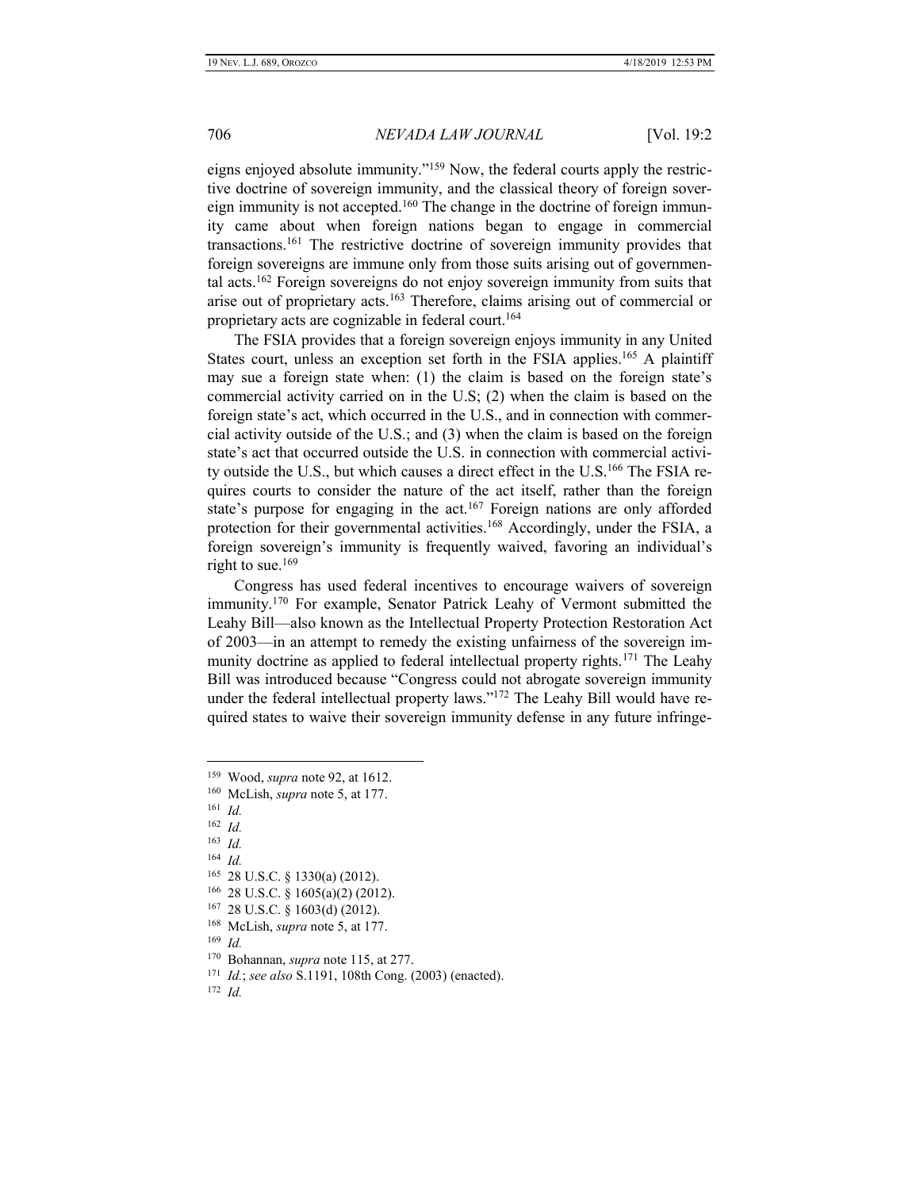eigns enjoyed absolute immunity."[159] Now, the federal courts apply the restrictive doctrine of sovereign immunity, and the classical theory of foreign sovereign immunity is not accepted.[160] The change in the doctrine of foreign immunity came about when foreign nations began to engage in commercial transactions.[161] The restrictive doctrine of sovereign immunity provides that foreign sovereigns are immune only from those suits arising out of governmental acts.[162] Foreign sovereigns do not enjoy sovereign immunity from suits that arise out of proprietary acts.[163] Therefore, claims arising out of commercial or proprietary acts are cognizable in federal court.[164]

The FSIA provides that a foreign sovereign enjoys immunity in any United States court, unless an exception set forth in the FSIA applies.[165] A plaintiff may sue a foreign state when: (1) the claim is based on the foreign state's commercial activity carried on in the U.S; (2) when the claim is based on the foreign state's act, which occurred in the U.S., and in connection with commercial activity outside of the U.S.; and (3) when the claim is based on the foreign state's act that occurred outside the U.S. in connection with commercial activity outside the U.S., but which causes a direct effect in the U.S.[166] The FSIA requires courts to consider the nature of the act itself, rather than the foreign state's purpose for engaging in the act.[167] Foreign nations are only afforded protection for their governmental activities.[168] Accordingly, under the FSIA, a foreign sovereign's immunity is frequently waived, favoring an individual's right to sue.[169]

Congress has used federal incentives to encourage waivers of sovereign immunity.[170] For example, Senator Patrick Leahy of Vermont submitted the Leahy Bill—also known as the Intellectual Property Protection Restoration Act of 2003—in an attempt to remedy the existing unfairness of the sovereign immunity doctrine as applied to federal intellectual property rights.[171] The Leahy Bill was introduced because "Congress could not abrogate sovereign immunity under the federal intellectual property laws."[172] The Leahy Bill would have required states to waive their sovereign immunity defense in any future infringe-

---

[159] Wood, *supra* note 92, at 1612.

[160] McLish, *supra* note 5, at 177.

[161] *Id.*

[162] *Id.*

[163] *Id.*

[164] *Id.*

[165] 28 U.S.C. § 1330(a) (2012).

[166] 28 U.S.C. § 1605(a)(2) (2012).

[167] 28 U.S.C. § 1603(d) (2012).

[168] McLish, *supra* note 5, at 177.

[169] *Id.*

[170] Bohannan, *supra* note 115, at 277.

[171] *Id.*; *see also* S.1191, 108th Cong. (2003) (enacted).

[172] *Id.*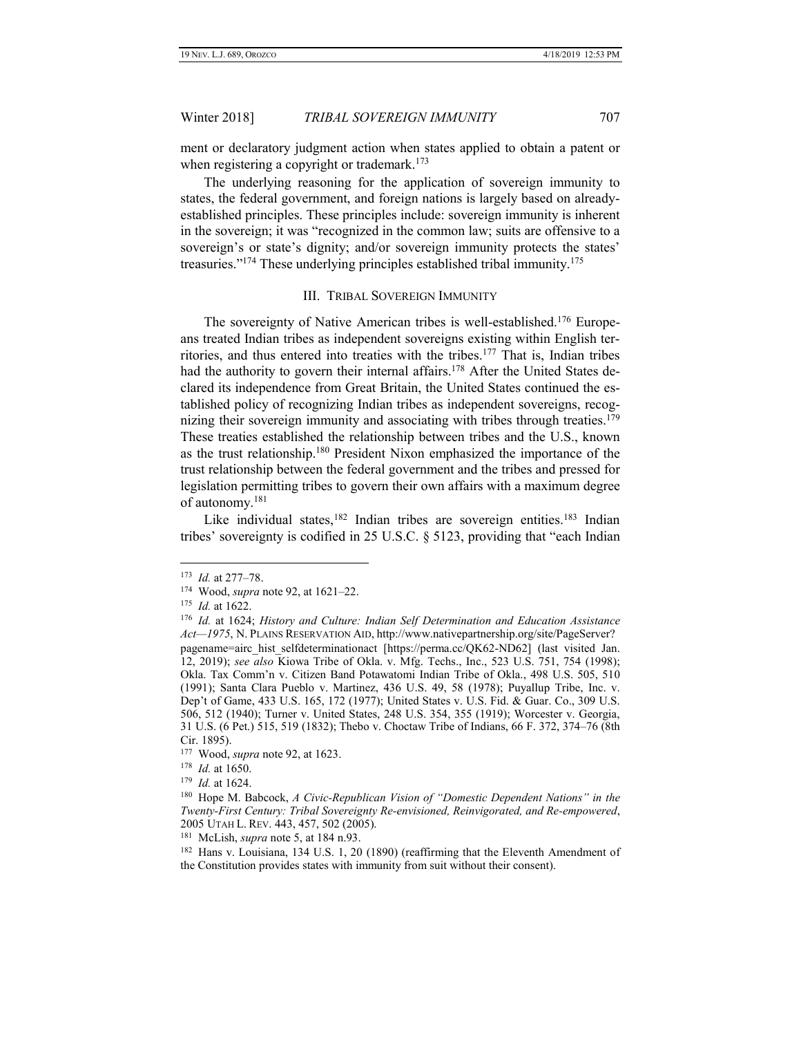ment or declaratory judgment action when states applied to obtain a patent or when registering a copyright or trademark.[173]

The underlying reasoning for the application of sovereign immunity to states, the federal government, and foreign nations is largely based on already-established principles. These principles include: sovereign immunity is inherent in the sovereign; it was "recognized in the common law; suits are offensive to a sovereign's or state's dignity; and/or sovereign immunity protects the states' treasuries."[174] These underlying principles established tribal immunity.[175]

## III. TRIBAL SOVEREIGN IMMUNITY

The sovereignty of Native American tribes is well-established.[176] Europeans treated Indian tribes as independent sovereigns existing within English territories, and thus entered into treaties with the tribes.[177] That is, Indian tribes had the authority to govern their internal affairs.[178] After the United States declared its independence from Great Britain, the United States continued the established policy of recognizing Indian tribes as independent sovereigns, recognizing their sovereign immunity and associating with tribes through treaties.[179] These treaties established the relationship between tribes and the U.S., known as the trust relationship.[180] President Nixon emphasized the importance of the trust relationship between the federal government and the tribes and pressed for legislation permitting tribes to govern their own affairs with a maximum degree of autonomy.[181]

Like individual states,[182] Indian tribes are sovereign entities.[183] Indian tribes' sovereignty is codified in 25 U.S.C. § 5123, providing that "each Indian

---

[173] *Id.* at 277–78.

[174] Wood, *supra* note 92, at 1621–22.

[175] *Id.* at 1622.

[176] *Id.* at 1624; *History and Culture: Indian Self Determination and Education Assistance Act—1975*, N. PLAINS RESERVATION AID, http://www.nativepartnership.org/site/PageServer?pagename=airc_hist_selfdeterminationact [https://perma.cc/QK62-ND62] (last visited Jan. 12, 2019); *see also* Kiowa Tribe of Okla. v. Mfg. Techs., Inc., 523 U.S. 751, 754 (1998); Okla. Tax Comm'n v. Citizen Band Potawatomi Indian Tribe of Okla., 498 U.S. 505, 510 (1991); Santa Clara Pueblo v. Martinez, 436 U.S. 49, 58 (1978); Puyallup Tribe, Inc. v. Dep't of Game, 433 U.S. 165, 172 (1977); United States v. U.S. Fid. & Guar. Co., 309 U.S. 506, 512 (1940); Turner v. United States, 248 U.S. 354, 355 (1919); Worcester v. Georgia, 31 U.S. (6 Pet.) 515, 519 (1832); Thebo v. Choctaw Tribe of Indians, 66 F. 372, 374–76 (8th Cir. 1895).

[177] Wood, *supra* note 92, at 1623.

[178] *Id.* at 1650.

[179] *Id.* at 1624.

[180] Hope M. Babcock, *A Civic-Republican Vision of "Domestic Dependent Nations" in the Twenty-First Century: Tribal Sovereignty Re-envisioned, Reinvigorated, and Re-empowered*, 2005 UTAH L. REV. 443, 457, 502 (2005).

[181] McLish, *supra* note 5, at 184 n.93.

[182] Hans v. Louisiana, 134 U.S. 1, 20 (1890) (reaffirming that the Eleventh Amendment of the Constitution provides states with immunity from suit without their consent).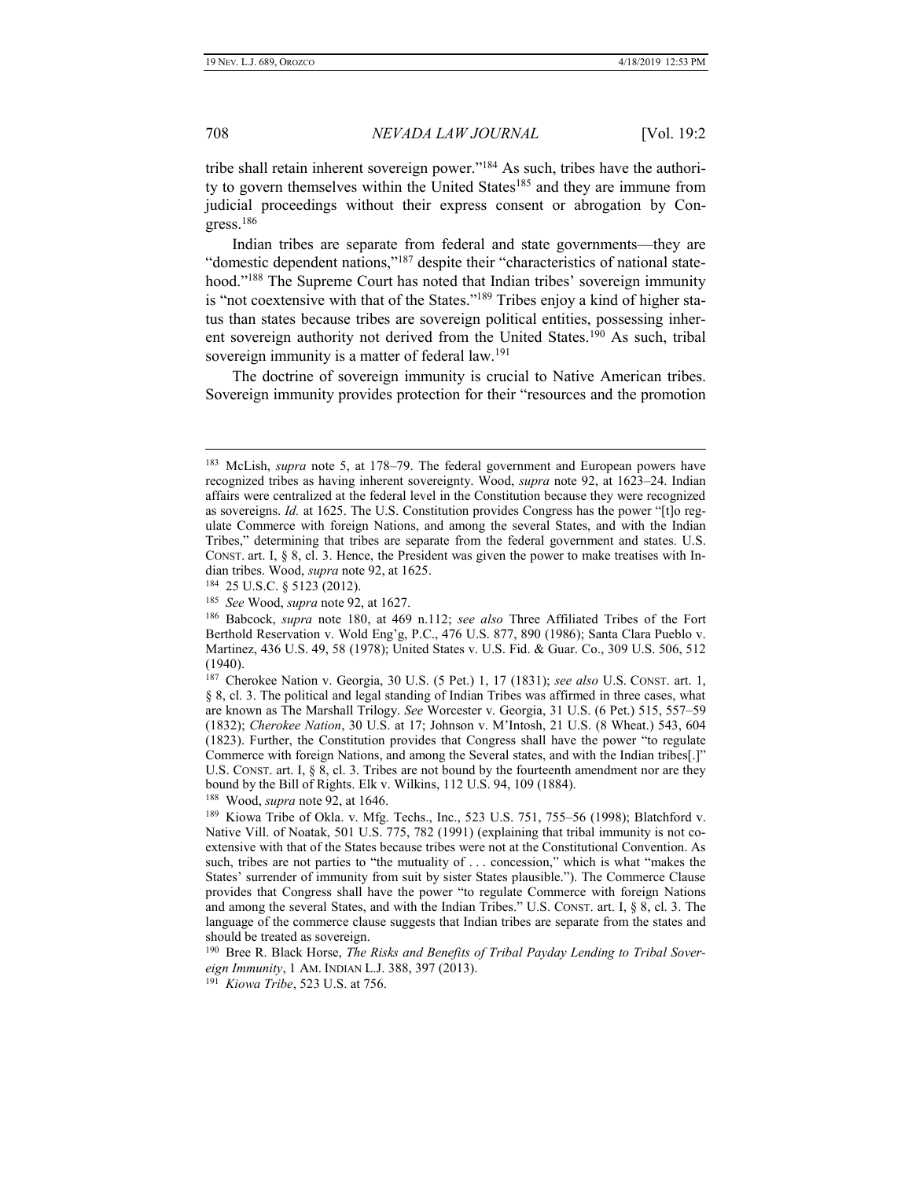tribe shall retain inherent sovereign power."[184] As such, tribes have the authority to govern themselves within the United States[185] and they are immune from judicial proceedings without their express consent or abrogation by Congress.[186]

Indian tribes are separate from federal and state governments—they are "domestic dependent nations,"[187] despite their "characteristics of national statehood."[188] The Supreme Court has noted that Indian tribes' sovereign immunity is "not coextensive with that of the States."[189] Tribes enjoy a kind of higher status than states because tribes are sovereign political entities, possessing inherent sovereign authority not derived from the United States.[190] As such, tribal sovereign immunity is a matter of federal law.[191]

The doctrine of sovereign immunity is crucial to Native American tribes. Sovereign immunity provides protection for their "resources and the promotion

---

[183] McLish, *supra* note 5, at 178–79. The federal government and European powers have recognized tribes as having inherent sovereignty. Wood, *supra* note 92, at 1623–24. Indian affairs were centralized at the federal level in the Constitution because they were recognized as sovereigns. *Id.* at 1625. The U.S. Constitution provides Congress has the power "[t]o regulate Commerce with foreign Nations, and among the several States, and with the Indian Tribes," determining that tribes are separate from the federal government and states. U.S. CONST. art. I, § 8, cl. 3. Hence, the President was given the power to make treatises with Indian tribes. Wood, *supra* note 92, at 1625.

[184] 25 U.S.C. § 5123 (2012).

[185] *See* Wood, *supra* note 92, at 1627.

[186] Babcock, *supra* note 180, at 469 n.112; *see also* Three Affiliated Tribes of the Fort Berthold Reservation v. Wold Eng'g, P.C., 476 U.S. 877, 890 (1986); Santa Clara Pueblo v. Martinez, 436 U.S. 49, 58 (1978); United States v. U.S. Fid. & Guar. Co., 309 U.S. 506, 512 (1940).

[187] Cherokee Nation v. Georgia, 30 U.S. (5 Pet.) 1, 17 (1831); *see also* U.S. CONST. art. 1, § 8, cl. 3. The political and legal standing of Indian Tribes was affirmed in three cases, what are known as The Marshall Trilogy. *See* Worcester v. Georgia, 31 U.S. (6 Pet.) 515, 557–59 (1832); *Cherokee Nation*, 30 U.S. at 17; Johnson v. M'Intosh, 21 U.S. (8 Wheat.) 543, 604 (1823). Further, the Constitution provides that Congress shall have the power "to regulate Commerce with foreign Nations, and among the Several states, and with the Indian tribes[.]" U.S. CONST. art. I, § 8, cl. 3. Tribes are not bound by the fourteenth amendment nor are they bound by the Bill of Rights. Elk v. Wilkins, 112 U.S. 94, 109 (1884).

[188] Wood, *supra* note 92, at 1646.

[189] Kiowa Tribe of Okla. v. Mfg. Techs., Inc., 523 U.S. 751, 755–56 (1998); Blatchford v. Native Vill. of Noatak, 501 U.S. 775, 782 (1991) (explaining that tribal immunity is not coextensive with that of the States because tribes were not at the Constitutional Convention. As such, tribes are not parties to "the mutuality of . . . concession," which is what "makes the States' surrender of immunity from suit by sister States plausible."). The Commerce Clause provides that Congress shall have the power "to regulate Commerce with foreign Nations and among the several States, and with the Indian Tribes." U.S. CONST. art. I, § 8, cl. 3. The language of the commerce clause suggests that Indian tribes are separate from the states and should be treated as sovereign.

[190] Bree R. Black Horse, *The Risks and Benefits of Tribal Payday Lending to Tribal Sovereign Immunity*, 1 AM. INDIAN L.J. 388, 397 (2013).

[191] *Kiowa Tribe*, 523 U.S. at 756.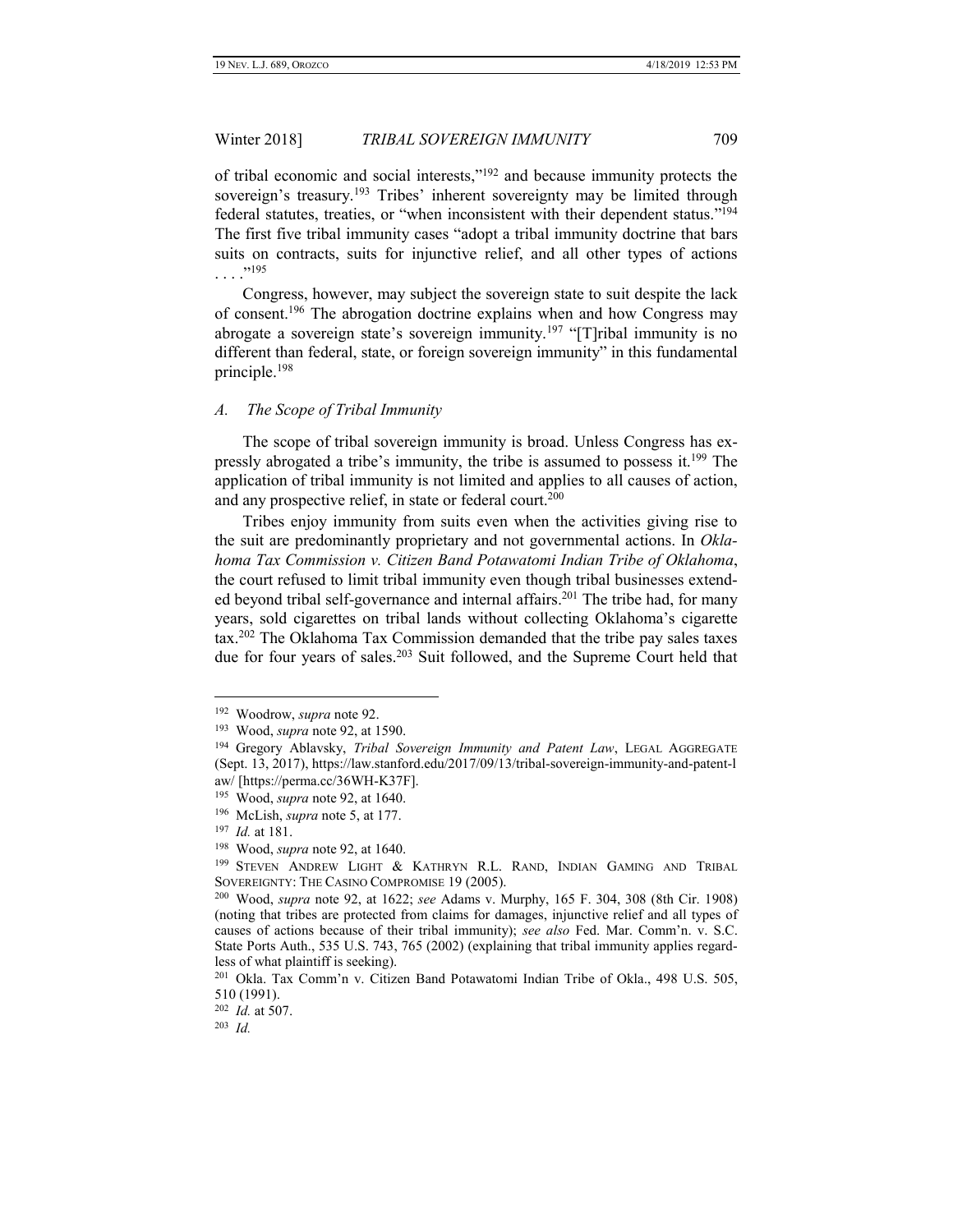of tribal economic and social interests,"[192] and because immunity protects the sovereign's treasury.[193] Tribes' inherent sovereignty may be limited through federal statutes, treaties, or "when inconsistent with their dependent status."[194] The first five tribal immunity cases "adopt a tribal immunity doctrine that bars suits on contracts, suits for injunctive relief, and all other types of actions . . . ."[195]

Congress, however, may subject the sovereign state to suit despite the lack of consent.[196] The abrogation doctrine explains when and how Congress may abrogate a sovereign state's sovereign immunity.[197] "[T]ribal immunity is no different than federal, state, or foreign sovereign immunity" in this fundamental principle.[198]

### *A. The Scope of Tribal Immunity*

The scope of tribal sovereign immunity is broad. Unless Congress has expressly abrogated a tribe's immunity, the tribe is assumed to possess it.[199] The application of tribal immunity is not limited and applies to all causes of action, and any prospective relief, in state or federal court.[200]

Tribes enjoy immunity from suits even when the activities giving rise to the suit are predominantly proprietary and not governmental actions. In *Oklahoma Tax Commission v. Citizen Band Potawatomi Indian Tribe of Oklahoma*, the court refused to limit tribal immunity even though tribal businesses extended beyond tribal self-governance and internal affairs.[201] The tribe had, for many years, sold cigarettes on tribal lands without collecting Oklahoma's cigarette tax.[202] The Oklahoma Tax Commission demanded that the tribe pay sales taxes due for four years of sales.[203] Suit followed, and the Supreme Court held that

---

192 Woodrow, *supra* note 92.

193 Wood, *supra* note 92, at 1590.

194 Gregory Ablavsky, *Tribal Sovereign Immunity and Patent Law*, LEGAL AGGREGATE (Sept. 13, 2017), https://law.stanford.edu/2017/09/13/tribal-sovereign-immunity-and-patent-law/ [https://perma.cc/36WH-K37F].

195 Wood, *supra* note 92, at 1640.

196 McLish, *supra* note 5, at 177.

197 *Id.* at 181.

198 Wood, *supra* note 92, at 1640.

199 STEVEN ANDREW LIGHT & KATHRYN R.L. RAND, INDIAN GAMING AND TRIBAL SOVEREIGNTY: THE CASINO COMPROMISE 19 (2005).

200 Wood, *supra* note 92, at 1622; *see* Adams v. Murphy, 165 F. 304, 308 (8th Cir. 1908) (noting that tribes are protected from claims for damages, injunctive relief and all types of causes of actions because of their tribal immunity); *see also* Fed. Mar. Comm'n. v. S.C. State Ports Auth., 535 U.S. 743, 765 (2002) (explaining that tribal immunity applies regardless of what plaintiff is seeking).

201 Okla. Tax Comm'n v. Citizen Band Potawatomi Indian Tribe of Okla., 498 U.S. 505, 510 (1991).

202 *Id.* at 507.

203 *Id.*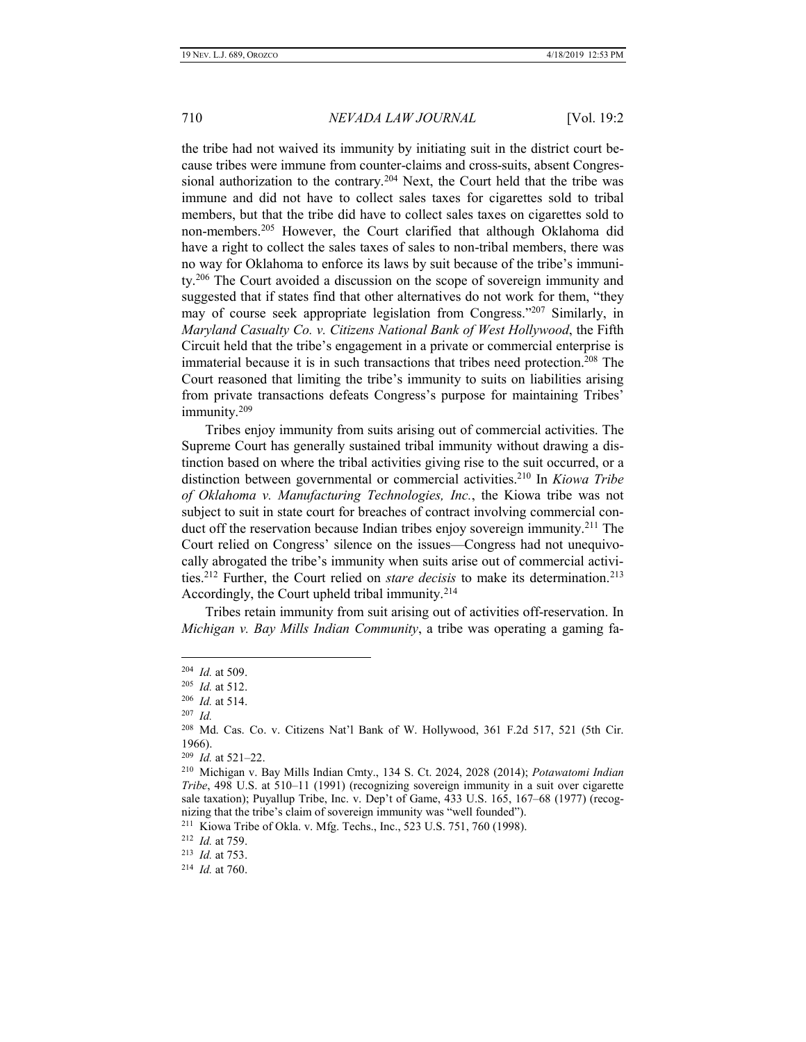the tribe had not waived its immunity by initiating suit in the district court because tribes were immune from counter-claims and cross-suits, absent Congressional authorization to the contrary.[204] Next, the Court held that the tribe was immune and did not have to collect sales taxes for cigarettes sold to tribal members, but that the tribe did have to collect sales taxes on cigarettes sold to non-members.[205] However, the Court clarified that although Oklahoma did have a right to collect the sales taxes of sales to non-tribal members, there was no way for Oklahoma to enforce its laws by suit because of the tribe's immunity.[206] The Court avoided a discussion on the scope of sovereign immunity and suggested that if states find that other alternatives do not work for them, "they may of course seek appropriate legislation from Congress."[207] Similarly, in *Maryland Casualty Co. v. Citizens National Bank of West Hollywood*, the Fifth Circuit held that the tribe's engagement in a private or commercial enterprise is immaterial because it is in such transactions that tribes need protection.[208] The Court reasoned that limiting the tribe's immunity to suits on liabilities arising from private transactions defeats Congress's purpose for maintaining Tribes' immunity.[209]

Tribes enjoy immunity from suits arising out of commercial activities. The Supreme Court has generally sustained tribal immunity without drawing a distinction based on where the tribal activities giving rise to the suit occurred, or a distinction between governmental or commercial activities.[210] In *Kiowa Tribe of Oklahoma v. Manufacturing Technologies, Inc.*, the Kiowa tribe was not subject to suit in state court for breaches of contract involving commercial conduct off the reservation because Indian tribes enjoy sovereign immunity.[211] The Court relied on Congress' silence on the issues—Congress had not unequivocally abrogated the tribe's immunity when suits arise out of commercial activities.[212] Further, the Court relied on *stare decisis* to make its determination.[213] Accordingly, the Court upheld tribal immunity.[214]

Tribes retain immunity from suit arising out of activities off-reservation. In *Michigan v. Bay Mills Indian Community*, a tribe was operating a gaming fa-

---

[204] *Id.* at 509.

[205] *Id.* at 512.

[206] *Id.* at 514.

[207] *Id.*

[208] Md. Cas. Co. v. Citizens Nat'l Bank of W. Hollywood, 361 F.2d 517, 521 (5th Cir. 1966).

[209] *Id.* at 521–22.

[210] Michigan v. Bay Mills Indian Cmty., 134 S. Ct. 2024, 2028 (2014); *Potawatomi Indian Tribe*, 498 U.S. at 510–11 (1991) (recognizing sovereign immunity in a suit over cigarette sale taxation); Puyallup Tribe, Inc. v. Dep't of Game, 433 U.S. 165, 167–68 (1977) (recognizing that the tribe's claim of sovereign immunity was "well founded").

[211] Kiowa Tribe of Okla. v. Mfg. Techs., Inc., 523 U.S. 751, 760 (1998).

[212] *Id.* at 759.

[213] *Id.* at 753.

[214] *Id.* at 760.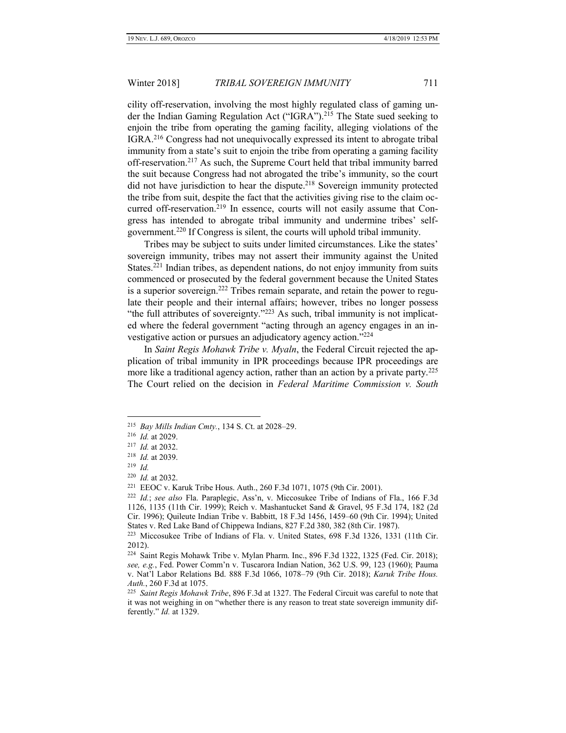cility off-reservation, involving the most highly regulated class of gaming under the Indian Gaming Regulation Act ("IGRA").[215] The State sued seeking to enjoin the tribe from operating the gaming facility, alleging violations of the IGRA.[216] Congress had not unequivocally expressed its intent to abrogate tribal immunity from a state's suit to enjoin the tribe from operating a gaming facility off-reservation.[217] As such, the Supreme Court held that tribal immunity barred the suit because Congress had not abrogated the tribe's immunity, so the court did not have jurisdiction to hear the dispute.[218] Sovereign immunity protected the tribe from suit, despite the fact that the activities giving rise to the claim occurred off-reservation.[219] In essence, courts will not easily assume that Congress has intended to abrogate tribal immunity and undermine tribes' self-government.[220] If Congress is silent, the courts will uphold tribal immunity.

Tribes may be subject to suits under limited circumstances. Like the states' sovereign immunity, tribes may not assert their immunity against the United States.[221] Indian tribes, as dependent nations, do not enjoy immunity from suits commenced or prosecuted by the federal government because the United States is a superior sovereign.[222] Tribes remain separate, and retain the power to regulate their people and their internal affairs; however, tribes no longer possess "the full attributes of sovereignty."[223] As such, tribal immunity is not implicated where the federal government "acting through an agency engages in an investigative action or pursues an adjudicatory agency action."[224]

In *Saint Regis Mohawk Tribe v. Myaln*, the Federal Circuit rejected the application of tribal immunity in IPR proceedings because IPR proceedings are more like a traditional agency action, rather than an action by a private party.[225] The Court relied on the decision in *Federal Maritime Commission v. South*

---

[215] *Bay Mills Indian Cmty.*, 134 S. Ct. at 2028–29.

[216] *Id.* at 2029.

[217] *Id.* at 2032.

[218] *Id.* at 2039.

[219] *Id.*

[220] *Id.* at 2032.

[221] EEOC v. Karuk Tribe Hous. Auth., 260 F.3d 1071, 1075 (9th Cir. 2001).

[222] *Id.*; *see also* Fla. Paraplegic, Ass'n, v. Miccosukee Tribe of Indians of Fla., 166 F.3d 1126, 1135 (11th Cir. 1999); Reich v. Mashantucket Sand & Gravel, 95 F.3d 174, 182 (2d Cir. 1996); Quileute Indian Tribe v. Babbitt, 18 F.3d 1456, 1459–60 (9th Cir. 1994); United States v. Red Lake Band of Chippewa Indians, 827 F.2d 380, 382 (8th Cir. 1987).

[223] Miccosukee Tribe of Indians of Fla. v. United States, 698 F.3d 1326, 1331 (11th Cir. 2012).

[224] Saint Regis Mohawk Tribe v. Mylan Pharm. Inc., 896 F.3d 1322, 1325 (Fed. Cir. 2018); *see, e.g.*, Fed. Power Comm'n v. Tuscarora Indian Nation, 362 U.S. 99, 123 (1960); Pauma v. Nat'l Labor Relations Bd. 888 F.3d 1066, 1078–79 (9th Cir. 2018); *Karuk Tribe Hous. Auth.*, 260 F.3d at 1075.

[225] *Saint Regis Mohawk Tribe*, 896 F.3d at 1327. The Federal Circuit was careful to note that it was not weighing in on "whether there is any reason to treat state sovereign immunity differently." *Id.* at 1329.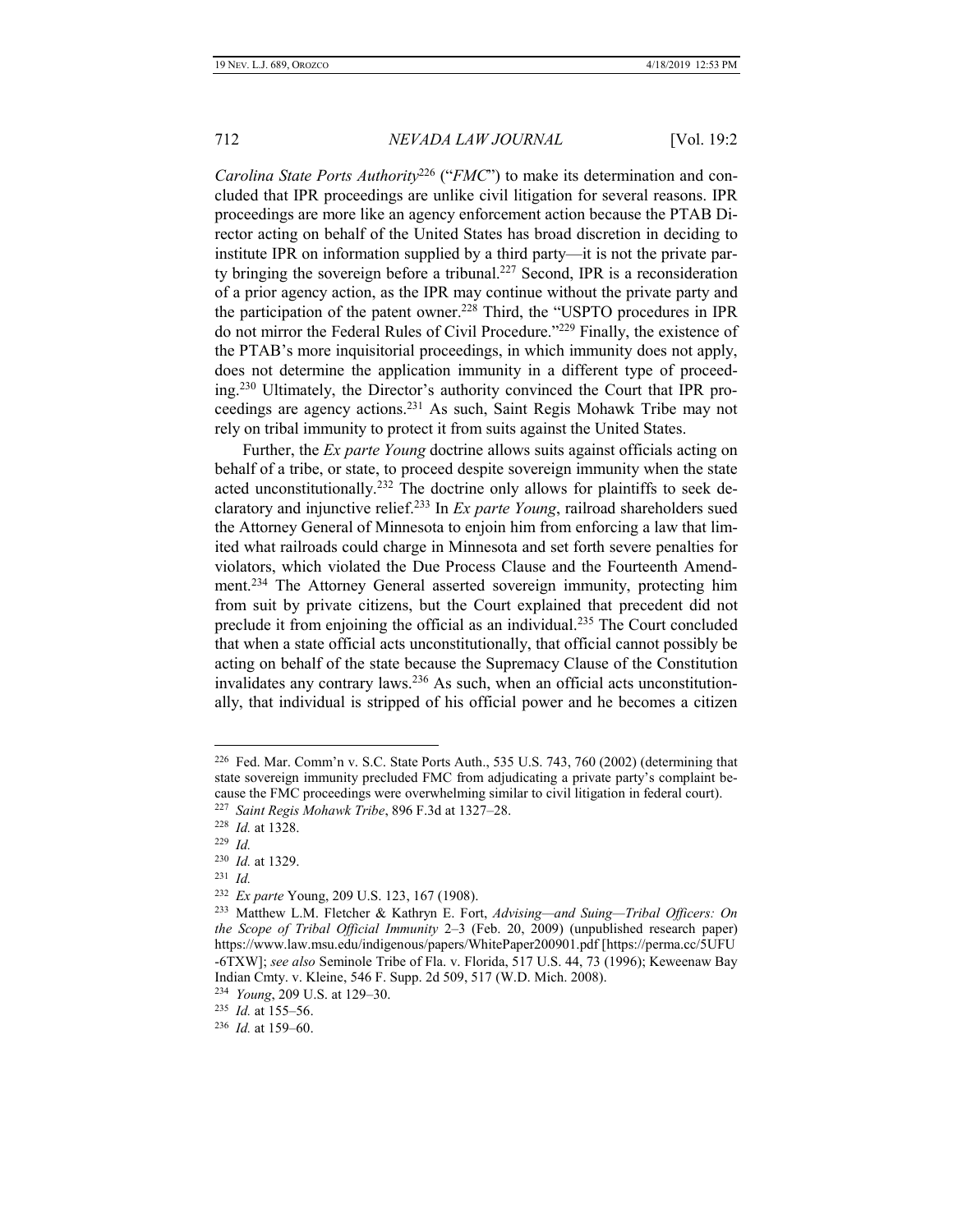*Carolina State Ports Authority*[226] ("*FMC*") to make its determination and concluded that IPR proceedings are unlike civil litigation for several reasons. IPR proceedings are more like an agency enforcement action because the PTAB Director acting on behalf of the United States has broad discretion in deciding to institute IPR on information supplied by a third party—it is not the private party bringing the sovereign before a tribunal.[227] Second, IPR is a reconsideration of a prior agency action, as the IPR may continue without the private party and the participation of the patent owner.[228] Third, the "USPTO procedures in IPR do not mirror the Federal Rules of Civil Procedure."[229] Finally, the existence of the PTAB's more inquisitorial proceedings, in which immunity does not apply, does not determine the application immunity in a different type of proceeding.[230] Ultimately, the Director's authority convinced the Court that IPR proceedings are agency actions.[231] As such, Saint Regis Mohawk Tribe may not rely on tribal immunity to protect it from suits against the United States.

Further, the *Ex parte Young* doctrine allows suits against officials acting on behalf of a tribe, or state, to proceed despite sovereign immunity when the state acted unconstitutionally.[232] The doctrine only allows for plaintiffs to seek declaratory and injunctive relief.[233] In *Ex parte Young*, railroad shareholders sued the Attorney General of Minnesota to enjoin him from enforcing a law that limited what railroads could charge in Minnesota and set forth severe penalties for violators, which violated the Due Process Clause and the Fourteenth Amendment.[234] The Attorney General asserted sovereign immunity, protecting him from suit by private citizens, but the Court explained that precedent did not preclude it from enjoining the official as an individual.[235] The Court concluded that when a state official acts unconstitutionally, that official cannot possibly be acting on behalf of the state because the Supremacy Clause of the Constitution invalidates any contrary laws.[236] As such, when an official acts unconstitutionally, that individual is stripped of his official power and he becomes a citizen

---

226 Fed. Mar. Comm'n v. S.C. State Ports Auth., 535 U.S. 743, 760 (2002) (determining that state sovereign immunity precluded FMC from adjudicating a private party's complaint because the FMC proceedings were overwhelming similar to civil litigation in federal court).

227 *Saint Regis Mohawk Tribe*, 896 F.3d at 1327–28.

228 *Id.* at 1328.

229 *Id.*

230 *Id.* at 1329.

231 *Id.*

232 *Ex parte* Young, 209 U.S. 123, 167 (1908).

233 Matthew L.M. Fletcher & Kathryn E. Fort, *Advising—and Suing—Tribal Officers: On the Scope of Tribal Official Immunity* 2–3 (Feb. 20, 2009) (unpublished research paper) https://www.law.msu.edu/indigenous/papers/WhitePaper200901.pdf [https://perma.cc/5UFU-6TXW]; *see also* Seminole Tribe of Fla. v. Florida, 517 U.S. 44, 73 (1996); Keweenaw Bay Indian Cmty. v. Kleine, 546 F. Supp. 2d 509, 517 (W.D. Mich. 2008).

234 *Young*, 209 U.S. at 129–30.

235 *Id.* at 155–56.

236 *Id.* at 159–60.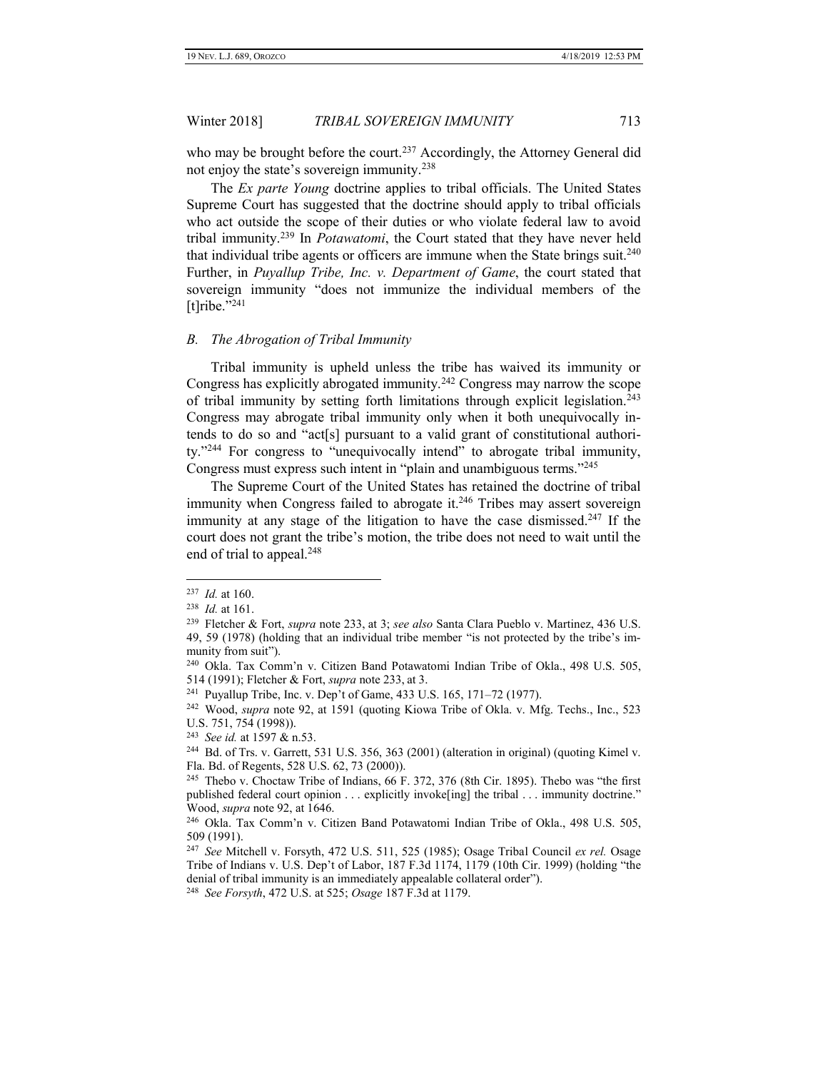who may be brought before the court.[237] Accordingly, the Attorney General did not enjoy the state's sovereign immunity.[238]

The *Ex parte Young* doctrine applies to tribal officials. The United States Supreme Court has suggested that the doctrine should apply to tribal officials who act outside the scope of their duties or who violate federal law to avoid tribal immunity.[239] In *Potawatomi*, the Court stated that they have never held that individual tribe agents or officers are immune when the State brings suit.[240] Further, in *Puyallup Tribe, Inc. v. Department of Game*, the court stated that sovereign immunity "does not immunize the individual members of the [t]ribe."[241]

### *B. The Abrogation of Tribal Immunity*

Tribal immunity is upheld unless the tribe has waived its immunity or Congress has explicitly abrogated immunity.[242] Congress may narrow the scope of tribal immunity by setting forth limitations through explicit legislation.[243] Congress may abrogate tribal immunity only when it both unequivocally intends to do so and "act[s] pursuant to a valid grant of constitutional authority."[244] For congress to "unequivocally intend" to abrogate tribal immunity, Congress must express such intent in "plain and unambiguous terms."[245]

The Supreme Court of the United States has retained the doctrine of tribal immunity when Congress failed to abrogate it.[246] Tribes may assert sovereign immunity at any stage of the litigation to have the case dismissed.[247] If the court does not grant the tribe's motion, the tribe does not need to wait until the end of trial to appeal.[248]

---

[237] *Id.* at 160.

[238] *Id.* at 161.

[239] Fletcher & Fort, *supra* note 233, at 3; *see also* Santa Clara Pueblo v. Martinez, 436 U.S. 49, 59 (1978) (holding that an individual tribe member "is not protected by the tribe's immunity from suit").

[240] Okla. Tax Comm'n v. Citizen Band Potawatomi Indian Tribe of Okla., 498 U.S. 505, 514 (1991); Fletcher & Fort, *supra* note 233, at 3.

[241] Puyallup Tribe, Inc. v. Dep't of Game, 433 U.S. 165, 171–72 (1977).

[242] Wood, *supra* note 92, at 1591 (quoting Kiowa Tribe of Okla. v. Mfg. Techs., Inc., 523 U.S. 751, 754 (1998)).

[243] *See id.* at 1597 & n.53.

[244] Bd. of Trs. v. Garrett, 531 U.S. 356, 363 (2001) (alteration in original) (quoting Kimel v. Fla. Bd. of Regents, 528 U.S. 62, 73 (2000)).

[245] Thebo v. Choctaw Tribe of Indians, 66 F. 372, 376 (8th Cir. 1895). Thebo was "the first published federal court opinion . . . explicitly invoke[ing] the tribal . . . immunity doctrine." Wood, *supra* note 92, at 1646.

[246] Okla. Tax Comm'n v. Citizen Band Potawatomi Indian Tribe of Okla., 498 U.S. 505, 509 (1991).

[247] *See* Mitchell v. Forsyth, 472 U.S. 511, 525 (1985); Osage Tribal Council *ex rel.* Osage Tribe of Indians v. U.S. Dep't of Labor, 187 F.3d 1174, 1179 (10th Cir. 1999) (holding "the denial of tribal immunity is an immediately appealable collateral order").

[248] *See Forsyth*, 472 U.S. at 525; *Osage* 187 F.3d at 1179.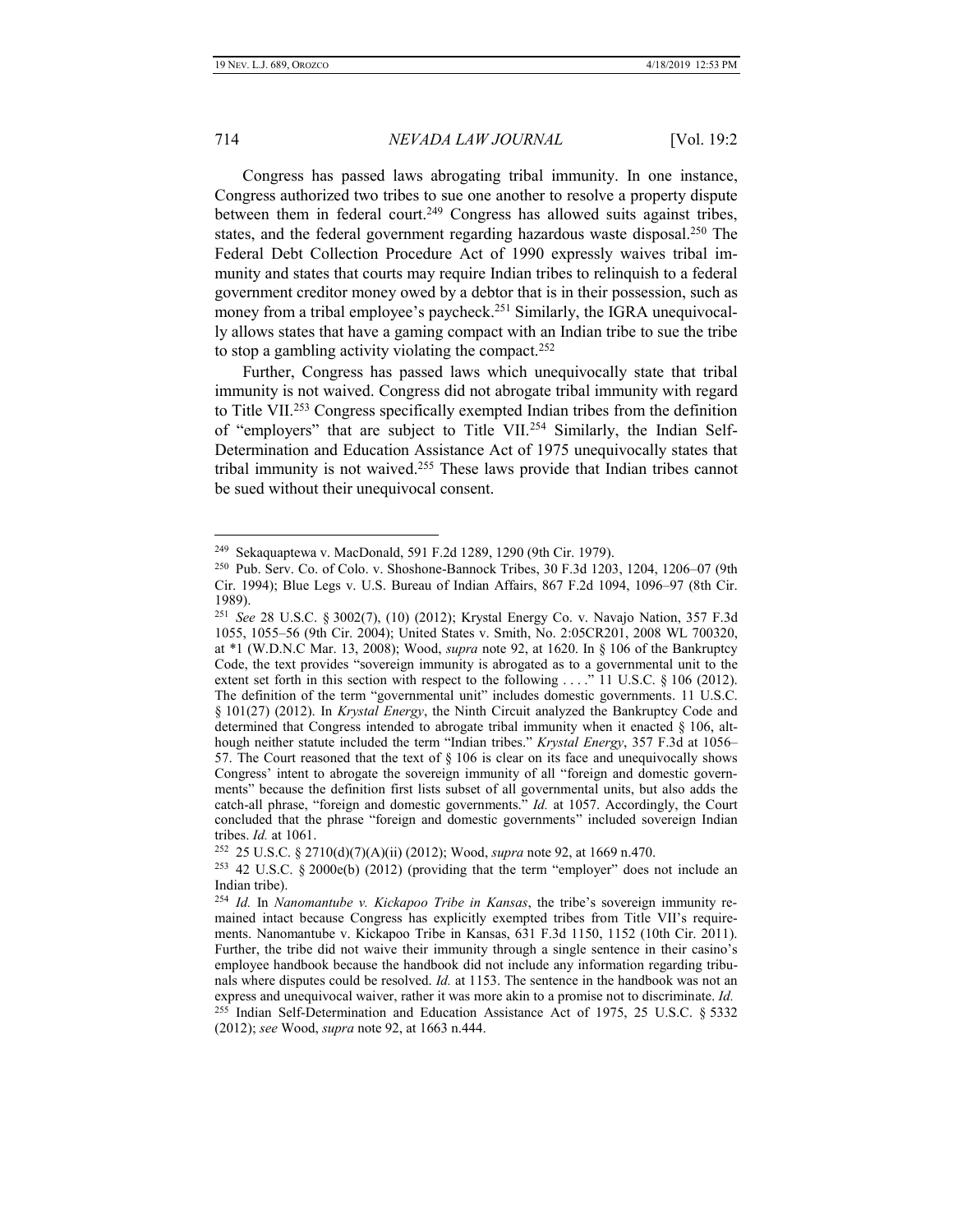Congress has passed laws abrogating tribal immunity. In one instance, Congress authorized two tribes to sue one another to resolve a property dispute between them in federal court.[249] Congress has allowed suits against tribes, states, and the federal government regarding hazardous waste disposal.[250] The Federal Debt Collection Procedure Act of 1990 expressly waives tribal immunity and states that courts may require Indian tribes to relinquish to a federal government creditor money owed by a debtor that is in their possession, such as money from a tribal employee's paycheck.[251] Similarly, the IGRA unequivocally allows states that have a gaming compact with an Indian tribe to sue the tribe to stop a gambling activity violating the compact.[252]

Further, Congress has passed laws which unequivocally state that tribal immunity is not waived. Congress did not abrogate tribal immunity with regard to Title VII.[253] Congress specifically exempted Indian tribes from the definition of "employers" that are subject to Title VII.[254] Similarly, the Indian Self-Determination and Education Assistance Act of 1975 unequivocally states that tribal immunity is not waived.[255] These laws provide that Indian tribes cannot be sued without their unequivocal consent.

---

[249] Sekaquaptewa v. MacDonald, 591 F.2d 1289, 1290 (9th Cir. 1979).

[250] Pub. Serv. Co. of Colo. v. Shoshone-Bannock Tribes, 30 F.3d 1203, 1204, 1206–07 (9th Cir. 1994); Blue Legs v. U.S. Bureau of Indian Affairs, 867 F.2d 1094, 1096–97 (8th Cir. 1989).

[251] *See* 28 U.S.C. § 3002(7), (10) (2012); Krystal Energy Co. v. Navajo Nation, 357 F.3d 1055, 1055–56 (9th Cir. 2004); United States v. Smith, No. 2:05CR201, 2008 WL 700320, at *1 (W.D.N.C Mar. 13, 2008); Wood, *supra* note 92, at 1620. In § 106 of the Bankruptcy Code, the text provides "sovereign immunity is abrogated as to a governmental unit to the extent set forth in this section with respect to the following . . . ." 11 U.S.C. § 106 (2012). The definition of the term "governmental unit" includes domestic governments. 11 U.S.C. § 101(27) (2012). In *Krystal Energy*, the Ninth Circuit analyzed the Bankruptcy Code and determined that Congress intended to abrogate tribal immunity when it enacted § 106, although neither statute included the term "Indian tribes." *Krystal Energy*, 357 F.3d at 1056–57. The Court reasoned that the text of § 106 is clear on its face and unequivocally shows Congress' intent to abrogate the sovereign immunity of all "foreign and domestic governments" because the definition first lists subset of all governmental units, but also adds the catch-all phrase, "foreign and domestic governments." *Id.* at 1057. Accordingly, the Court concluded that the phrase "foreign and domestic governments" included sovereign Indian tribes. *Id.* at 1061.

[252] 25 U.S.C. § 2710(d)(7)(A)(ii) (2012); Wood, *supra* note 92, at 1669 n.470.

[253] 42 U.S.C. § 2000e(b) (2012) (providing that the term "employer" does not include an Indian tribe).

[254] *Id.* In *Nanomantube v. Kickapoo Tribe in Kansas*, the tribe's sovereign immunity remained intact because Congress has explicitly exempted tribes from Title VII's requirements. Nanomantube v. Kickapoo Tribe in Kansas, 631 F.3d 1150, 1152 (10th Cir. 2011). Further, the tribe did not waive their immunity through a single sentence in their casino's employee handbook because the handbook did not include any information regarding tribunals where disputes could be resolved. *Id.* at 1153. The sentence in the handbook was not an express and unequivocal waiver, rather it was more akin to a promise not to discriminate. *Id.*

[255] Indian Self-Determination and Education Assistance Act of 1975, 25 U.S.C. § 5332 (2012); *see* Wood, *supra* note 92, at 1663 n.444.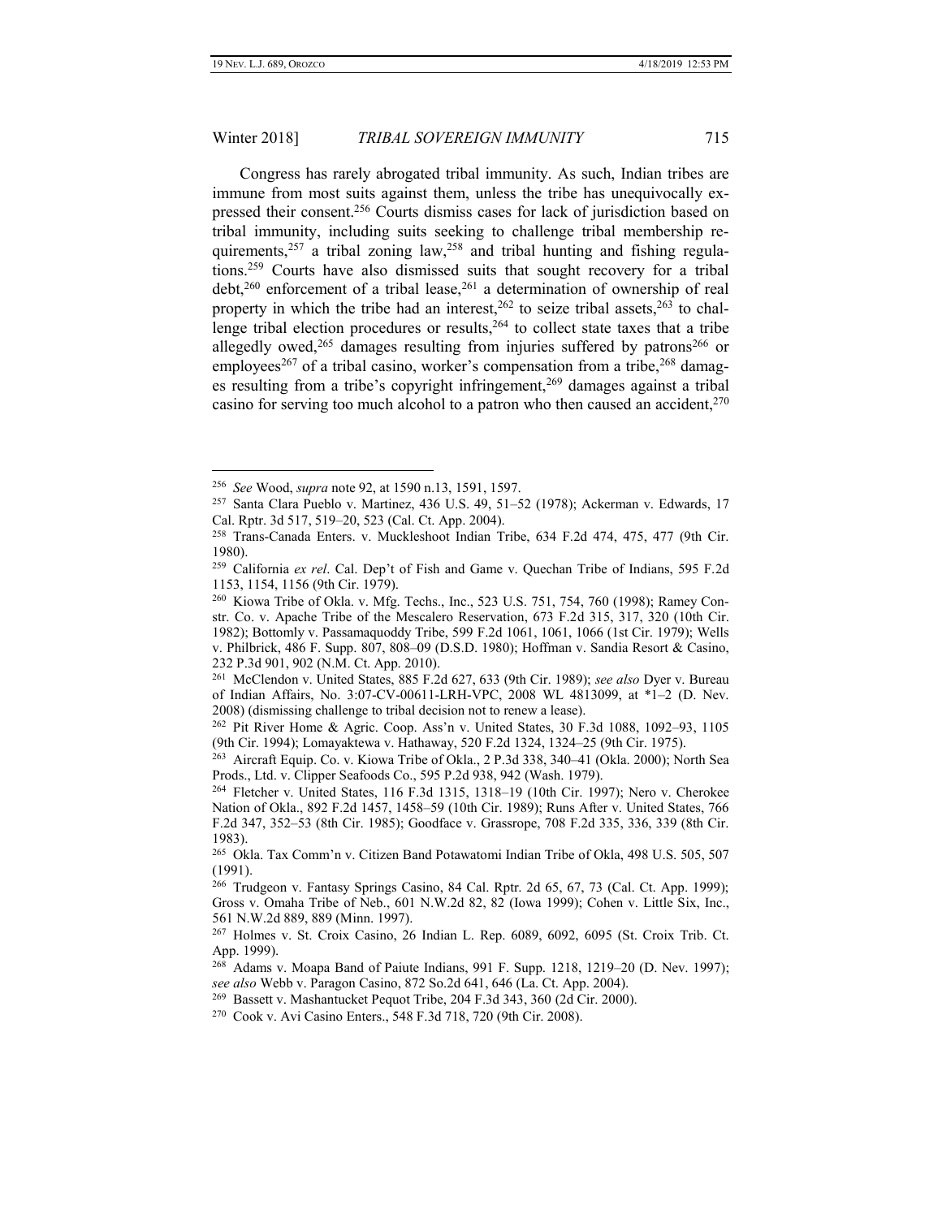Congress has rarely abrogated tribal immunity. As such, Indian tribes are immune from most suits against them, unless the tribe has unequivocally expressed their consent.[256] Courts dismiss cases for lack of jurisdiction based on tribal immunity, including suits seeking to challenge tribal membership requirements,[257] a tribal zoning law,[258] and tribal hunting and fishing regulations.[259] Courts have also dismissed suits that sought recovery for a tribal debt,[260] enforcement of a tribal lease,[261] a determination of ownership of real property in which the tribe had an interest,[262] to seize tribal assets,[263] to challenge tribal election procedures or results,[264] to collect state taxes that a tribe allegedly owed,[265] damages resulting from injuries suffered by patrons[266] or employees[267] of a tribal casino, worker's compensation from a tribe,[268] damages resulting from a tribe's copyright infringement,[269] damages against a tribal casino for serving too much alcohol to a patron who then caused an accident,[270]

---

[256] *See* Wood, *supra* note 92, at 1590 n.13, 1591, 1597.

[257] Santa Clara Pueblo v. Martinez, 436 U.S. 49, 51–52 (1978); Ackerman v. Edwards, 17 Cal. Rptr. 3d 517, 519–20, 523 (Cal. Ct. App. 2004).

[258] Trans-Canada Enters. v. Muckleshoot Indian Tribe, 634 F.2d 474, 475, 477 (9th Cir. 1980).

[259] California *ex rel*. Cal. Dep't of Fish and Game v. Quechan Tribe of Indians, 595 F.2d 1153, 1154, 1156 (9th Cir. 1979).

[260] Kiowa Tribe of Okla. v. Mfg. Techs., Inc., 523 U.S. 751, 754, 760 (1998); Ramey Constr. Co. v. Apache Tribe of the Mescalero Reservation, 673 F.2d 315, 317, 320 (10th Cir. 1982); Bottomly v. Passamaquoddy Tribe, 599 F.2d 1061, 1061, 1066 (1st Cir. 1979); Wells v. Philbrick, 486 F. Supp. 807, 808–09 (D.S.D. 1980); Hoffman v. Sandia Resort & Casino, 232 P.3d 901, 902 (N.M. Ct. App. 2010).

[261] McClendon v. United States, 885 F.2d 627, 633 (9th Cir. 1989); *see also* Dyer v. Bureau of Indian Affairs, No. 3:07-CV-00611-LRH-VPC, 2008 WL 4813099, at *1–2 (D. Nev. 2008) (dismissing challenge to tribal decision not to renew a lease).

[262] Pit River Home & Agric. Coop. Ass'n v. United States, 30 F.3d 1088, 1092–93, 1105 (9th Cir. 1994); Lomayaktewa v. Hathaway, 520 F.2d 1324, 1324–25 (9th Cir. 1975).

[263] Aircraft Equip. Co. v. Kiowa Tribe of Okla., 2 P.3d 338, 340–41 (Okla. 2000); North Sea Prods., Ltd. v. Clipper Seafoods Co., 595 P.2d 938, 942 (Wash. 1979).

[264] Fletcher v. United States, 116 F.3d 1315, 1318–19 (10th Cir. 1997); Nero v. Cherokee Nation of Okla., 892 F.2d 1457, 1458–59 (10th Cir. 1989); Runs After v. United States, 766 F.2d 347, 352–53 (8th Cir. 1985); Goodface v. Grassrope, 708 F.2d 335, 336, 339 (8th Cir. 1983).

[265] Okla. Tax Comm'n v. Citizen Band Potawatomi Indian Tribe of Okla, 498 U.S. 505, 507 (1991).

[266] Trudgeon v. Fantasy Springs Casino, 84 Cal. Rptr. 2d 65, 67, 73 (Cal. Ct. App. 1999); Gross v. Omaha Tribe of Neb., 601 N.W.2d 82, 82 (Iowa 1999); Cohen v. Little Six, Inc., 561 N.W.2d 889, 889 (Minn. 1997).

[267] Holmes v. St. Croix Casino, 26 Indian L. Rep. 6089, 6092, 6095 (St. Croix Trib. Ct. App. 1999).

[268] Adams v. Moapa Band of Paiute Indians, 991 F. Supp. 1218, 1219–20 (D. Nev. 1997); *see also* Webb v. Paragon Casino, 872 So.2d 641, 646 (La. Ct. App. 2004).

[269] Bassett v. Mashantucket Pequot Tribe, 204 F.3d 343, 360 (2d Cir. 2000).

[270] Cook v. Avi Casino Enters., 548 F.3d 718, 720 (9th Cir. 2008).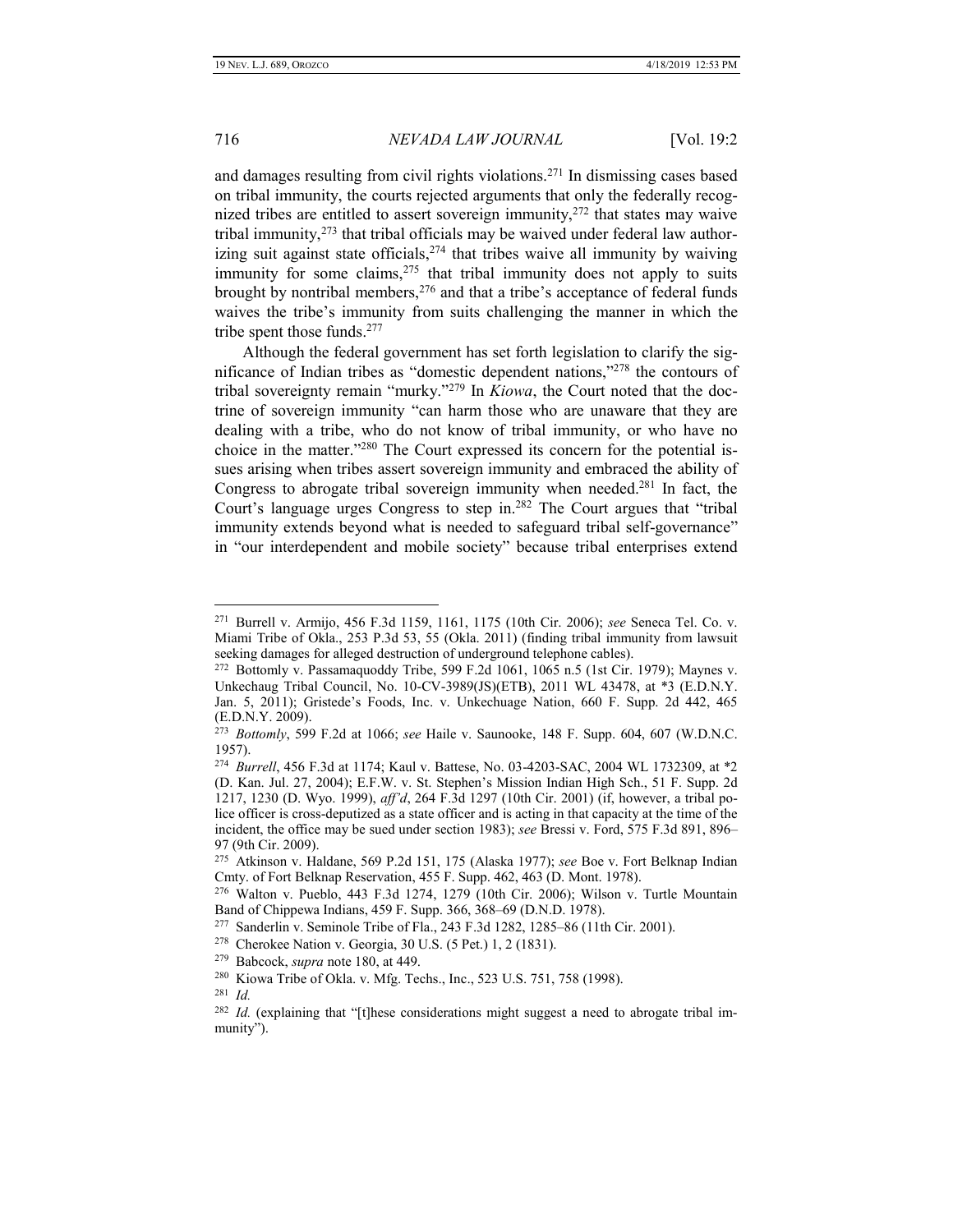and damages resulting from civil rights violations.[271] In dismissing cases based on tribal immunity, the courts rejected arguments that only the federally recognized tribes are entitled to assert sovereign immunity,[272] that states may waive tribal immunity,[273] that tribal officials may be waived under federal law authorizing suit against state officials,[274] that tribes waive all immunity by waiving immunity for some claims,[275] that tribal immunity does not apply to suits brought by nontribal members,[276] and that a tribe's acceptance of federal funds waives the tribe's immunity from suits challenging the manner in which the tribe spent those funds.[277]

Although the federal government has set forth legislation to clarify the significance of Indian tribes as "domestic dependent nations,"[278] the contours of tribal sovereignty remain "murky."[279] In *Kiowa*, the Court noted that the doctrine of sovereign immunity "can harm those who are unaware that they are dealing with a tribe, who do not know of tribal immunity, or who have no choice in the matter."[280] The Court expressed its concern for the potential issues arising when tribes assert sovereign immunity and embraced the ability of Congress to abrogate tribal sovereign immunity when needed.[281] In fact, the Court's language urges Congress to step in.[282] The Court argues that "tribal immunity extends beyond what is needed to safeguard tribal self-governance" in "our interdependent and mobile society" because tribal enterprises extend

---

[271] Burrell v. Armijo, 456 F.3d 1159, 1161, 1175 (10th Cir. 2006); *see* Seneca Tel. Co. v. Miami Tribe of Okla., 253 P.3d 53, 55 (Okla. 2011) (finding tribal immunity from lawsuit seeking damages for alleged destruction of underground telephone cables).

[272] Bottomly v. Passamaquoddy Tribe, 599 F.2d 1061, 1065 n.5 (1st Cir. 1979); Maynes v. Unkechaug Tribal Council, No. 10-CV-3989(JS)(ETB), 2011 WL 43478, at *3 (E.D.N.Y. Jan. 5, 2011); Gristede's Foods, Inc. v. Unkechuage Nation, 660 F. Supp. 2d 442, 465 (E.D.N.Y. 2009).

[273] *Bottomly*, 599 F.2d at 1066; *see* Haile v. Saunooke, 148 F. Supp. 604, 607 (W.D.N.C. 1957).

[274] *Burrell*, 456 F.3d at 1174; Kaul v. Battese, No. 03-4203-SAC, 2004 WL 1732309, at *2 (D. Kan. Jul. 27, 2004); E.F.W. v. St. Stephen's Mission Indian High Sch., 51 F. Supp. 2d 1217, 1230 (D. Wyo. 1999), *aff'd*, 264 F.3d 1297 (10th Cir. 2001) (if, however, a tribal police officer is cross-deputized as a state officer and is acting in that capacity at the time of the incident, the office may be sued under section 1983); *see* Bressi v. Ford, 575 F.3d 891, 896–97 (9th Cir. 2009).

[275] Atkinson v. Haldane, 569 P.2d 151, 175 (Alaska 1977); *see* Boe v. Fort Belknap Indian Cmty. of Fort Belknap Reservation, 455 F. Supp. 462, 463 (D. Mont. 1978).

[276] Walton v. Pueblo, 443 F.3d 1274, 1279 (10th Cir. 2006); Wilson v. Turtle Mountain Band of Chippewa Indians, 459 F. Supp. 366, 368–69 (D.N.D. 1978).

[277] Sanderlin v. Seminole Tribe of Fla., 243 F.3d 1282, 1285–86 (11th Cir. 2001).

[278] Cherokee Nation v. Georgia, 30 U.S. (5 Pet.) 1, 2 (1831).

[279] Babcock, *supra* note 180, at 449.

[280] Kiowa Tribe of Okla. v. Mfg. Techs., Inc., 523 U.S. 751, 758 (1998).

[281] *Id.*

[282] *Id.* (explaining that "[t]hese considerations might suggest a need to abrogate tribal immunity").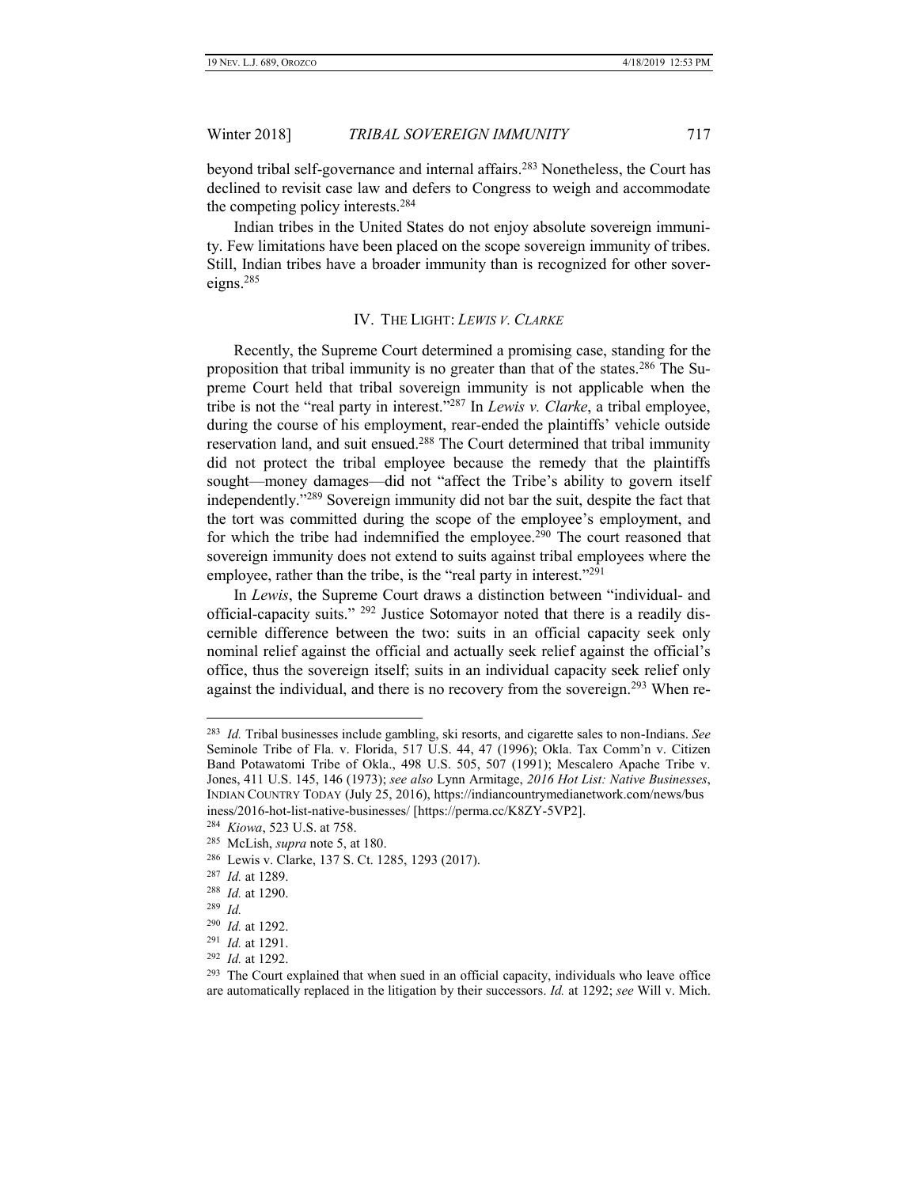beyond tribal self-governance and internal affairs.[283] Nonetheless, the Court has declined to revisit case law and defers to Congress to weigh and accommodate the competing policy interests.[284]

Indian tribes in the United States do not enjoy absolute sovereign immunity. Few limitations have been placed on the scope sovereign immunity of tribes. Still, Indian tribes have a broader immunity than is recognized for other sovereigns.[285]

## IV. The Light: *Lewis v. Clarke*

Recently, the Supreme Court determined a promising case, standing for the proposition that tribal immunity is no greater than that of the states.[286] The Supreme Court held that tribal sovereign immunity is not applicable when the tribe is not the "real party in interest."[287] In *Lewis v. Clarke*, a tribal employee, during the course of his employment, rear-ended the plaintiffs' vehicle outside reservation land, and suit ensued.[288] The Court determined that tribal immunity did not protect the tribal employee because the remedy that the plaintiffs sought—money damages—did not "affect the Tribe's ability to govern itself independently."[289] Sovereign immunity did not bar the suit, despite the fact that the tort was committed during the scope of the employee's employment, and for which the tribe had indemnified the employee.[290] The court reasoned that sovereign immunity does not extend to suits against tribal employees where the employee, rather than the tribe, is the "real party in interest."[291]

In *Lewis*, the Supreme Court draws a distinction between "individual- and official-capacity suits." [292] Justice Sotomayor noted that there is a readily discernible difference between the two: suits in an official capacity seek only nominal relief against the official and actually seek relief against the official's office, thus the sovereign itself; suits in an individual capacity seek relief only against the individual, and there is no recovery from the sovereign.[293] When re-

---

[283] *Id.* Tribal businesses include gambling, ski resorts, and cigarette sales to non-Indians. *See* Seminole Tribe of Fla. v. Florida, 517 U.S. 44, 47 (1996); Okla. Tax Comm'n v. Citizen Band Potawatomi Tribe of Okla., 498 U.S. 505, 507 (1991); Mescalero Apache Tribe v. Jones, 411 U.S. 145, 146 (1973); *see also* Lynn Armitage, *2016 Hot List: Native Businesses*, INDIAN COUNTRY TODAY (July 25, 2016), https://indiancountrymedianetwork.com/news/business/2016-hot-list-native-businesses/ [https://perma.cc/K8ZY-5VP2].

[284] *Kiowa*, 523 U.S. at 758.

[285] McLish, *supra* note 5, at 180.

[286] Lewis v. Clarke, 137 S. Ct. 1285, 1293 (2017).

[287] *Id.* at 1289.

[288] *Id.* at 1290.

[289] *Id.*

[290] *Id.* at 1292.

[291] *Id.* at 1291.

[292] *Id.* at 1292.

[293] The Court explained that when sued in an official capacity, individuals who leave office are automatically replaced in the litigation by their successors. *Id.* at 1292; *see* Will v. Mich.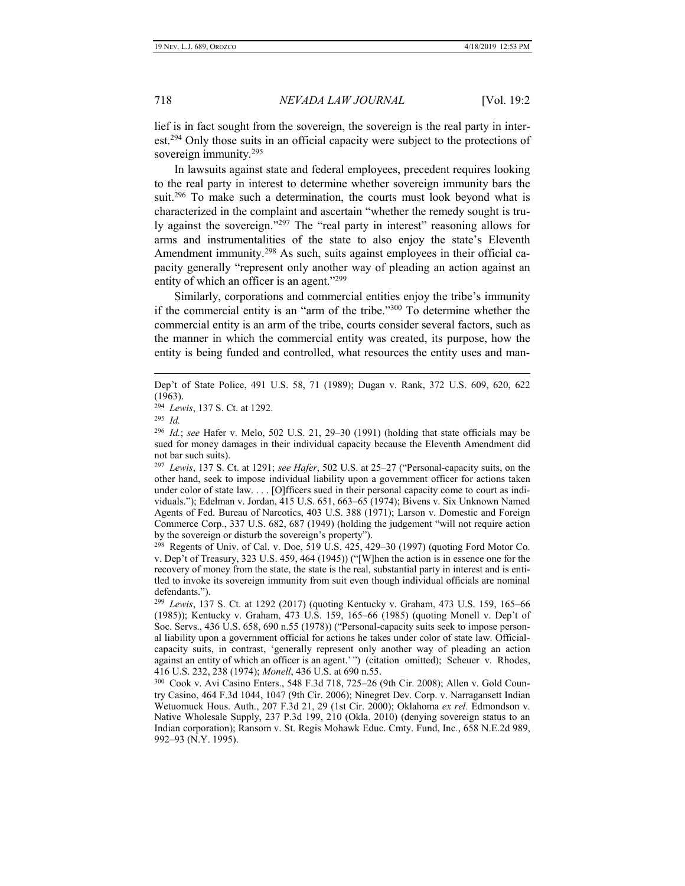lief is in fact sought from the sovereign, the sovereign is the real party in interest.[294] Only those suits in an official capacity were subject to the protections of sovereign immunity.[295]

In lawsuits against state and federal employees, precedent requires looking to the real party in interest to determine whether sovereign immunity bars the suit.[296] To make such a determination, the courts must look beyond what is characterized in the complaint and ascertain "whether the remedy sought is truly against the sovereign."[297] The "real party in interest" reasoning allows for arms and instrumentalities of the state to also enjoy the state's Eleventh Amendment immunity.[298] As such, suits against employees in their official capacity generally "represent only another way of pleading an action against an entity of which an officer is an agent."[299]

Similarly, corporations and commercial entities enjoy the tribe's immunity if the commercial entity is an "arm of the tribe."[300] To determine whether the commercial entity is an arm of the tribe, courts consider several factors, such as the manner in which the commercial entity was created, its purpose, how the entity is being funded and controlled, what resources the entity uses and man-

---

Dep't of State Police, 491 U.S. 58, 71 (1989); Dugan v. Rank, 372 U.S. 609, 620, 622 (1963).

[294] *Lewis*, 137 S. Ct. at 1292.

[295] *Id.*

[296] *Id.*; *see* Hafer v. Melo, 502 U.S. 21, 29–30 (1991) (holding that state officials may be sued for money damages in their individual capacity because the Eleventh Amendment did not bar such suits).

[297] *Lewis*, 137 S. Ct. at 1291; *see Hafer*, 502 U.S. at 25–27 ("Personal-capacity suits, on the other hand, seek to impose individual liability upon a government officer for actions taken under color of state law. . . . [O]fficers sued in their personal capacity come to court as individuals."); Edelman v. Jordan, 415 U.S. 651, 663–65 (1974); Bivens v. Six Unknown Named Agents of Fed. Bureau of Narcotics, 403 U.S. 388 (1971); Larson v. Domestic and Foreign Commerce Corp., 337 U.S. 682, 687 (1949) (holding the judgement "will not require action by the sovereign or disturb the sovereign's property").

[298] Regents of Univ. of Cal. v. Doe, 519 U.S. 425, 429–30 (1997) (quoting Ford Motor Co. v. Dep't of Treasury, 323 U.S. 459, 464 (1945)) ("[W]hen the action is in essence one for the recovery of money from the state, the state is the real, substantial party in interest and is entitled to invoke its sovereign immunity from suit even though individual officials are nominal defendants.").

[299] *Lewis*, 137 S. Ct. at 1292 (2017) (quoting Kentucky v. Graham, 473 U.S. 159, 165–66 (1985)); Kentucky v. Graham, 473 U.S. 159, 165–66 (1985) (quoting Monell v. Dep't of Soc. Servs., 436 U.S. 658, 690 n.55 (1978)) ("Personal-capacity suits seek to impose personal liability upon a government official for actions he takes under color of state law. Official-capacity suits, in contrast, 'generally represent only another way of pleading an action against an entity of which an officer is an agent.'") (citation omitted); Scheuer v. Rhodes, 416 U.S. 232, 238 (1974); *Monell*, 436 U.S. at 690 n.55.

[300] Cook v. Avi Casino Enters., 548 F.3d 718, 725–26 (9th Cir. 2008); Allen v. Gold Country Casino, 464 F.3d 1044, 1047 (9th Cir. 2006); Ninegret Dev. Corp. v. Narragansett Indian Wetuomuck Hous. Auth., 207 F.3d 21, 29 (1st Cir. 2000); Oklahoma *ex rel.* Edmondson v. Native Wholesale Supply, 237 P.3d 199, 210 (Okla. 2010) (denying sovereign status to an Indian corporation); Ransom v. St. Regis Mohawk Educ. Cmty. Fund, Inc., 658 N.E.2d 989, 992–93 (N.Y. 1995).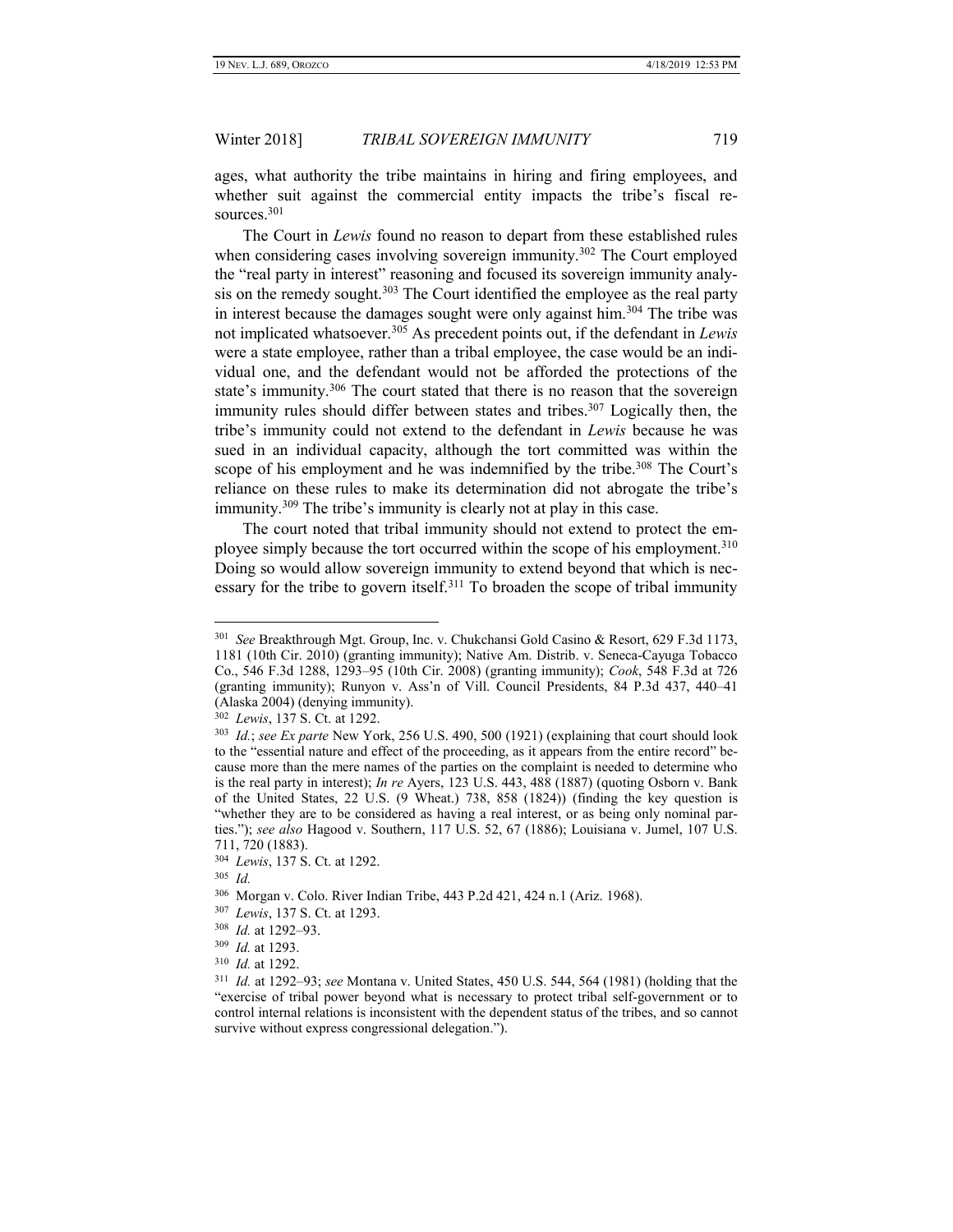ages, what authority the tribe maintains in hiring and firing employees, and whether suit against the commercial entity impacts the tribe's fiscal resources.[301]

The Court in *Lewis* found no reason to depart from these established rules when considering cases involving sovereign immunity.[302] The Court employed the "real party in interest" reasoning and focused its sovereign immunity analysis on the remedy sought.[303] The Court identified the employee as the real party in interest because the damages sought were only against him.[304] The tribe was not implicated whatsoever.[305] As precedent points out, if the defendant in *Lewis* were a state employee, rather than a tribal employee, the case would be an individual one, and the defendant would not be afforded the protections of the state's immunity.[306] The court stated that there is no reason that the sovereign immunity rules should differ between states and tribes.[307] Logically then, the tribe's immunity could not extend to the defendant in *Lewis* because he was sued in an individual capacity, although the tort committed was within the scope of his employment and he was indemnified by the tribe.[308] The Court's reliance on these rules to make its determination did not abrogate the tribe's immunity.[309] The tribe's immunity is clearly not at play in this case.

The court noted that tribal immunity should not extend to protect the employee simply because the tort occurred within the scope of his employment.[310] Doing so would allow sovereign immunity to extend beyond that which is necessary for the tribe to govern itself.[311] To broaden the scope of tribal immunity

---

[301] *See* Breakthrough Mgt. Group, Inc. v. Chukchansi Gold Casino & Resort, 629 F.3d 1173, 1181 (10th Cir. 2010) (granting immunity); Native Am. Distrib. v. Seneca-Cayuga Tobacco Co., 546 F.3d 1288, 1293–95 (10th Cir. 2008) (granting immunity); *Cook*, 548 F.3d at 726 (granting immunity); Runyon v. Ass'n of Vill. Council Presidents, 84 P.3d 437, 440–41 (Alaska 2004) (denying immunity).

[302] *Lewis*, 137 S. Ct. at 1292.

[303] *Id.*; *see Ex parte* New York, 256 U.S. 490, 500 (1921) (explaining that court should look to the "essential nature and effect of the proceeding, as it appears from the entire record" because more than the mere names of the parties on the complaint is needed to determine who is the real party in interest); *In re* Ayers, 123 U.S. 443, 488 (1887) (quoting Osborn v. Bank of the United States, 22 U.S. (9 Wheat.) 738, 858 (1824)) (finding the key question is "whether they are to be considered as having a real interest, or as being only nominal parties."); *see also* Hagood v. Southern, 117 U.S. 52, 67 (1886); Louisiana v. Jumel, 107 U.S. 711, 720 (1883).

[304] *Lewis*, 137 S. Ct. at 1292.

[305] *Id.*

[306] Morgan v. Colo. River Indian Tribe, 443 P.2d 421, 424 n.1 (Ariz. 1968).

[307] *Lewis*, 137 S. Ct. at 1293.

[308] *Id.* at 1292–93.

[309] *Id.* at 1293.

[310] *Id.* at 1292.

[311] *Id.* at 1292–93; *see* Montana v. United States, 450 U.S. 544, 564 (1981) (holding that the "exercise of tribal power beyond what is necessary to protect tribal self-government or to control internal relations is inconsistent with the dependent status of the tribes, and so cannot survive without express congressional delegation.").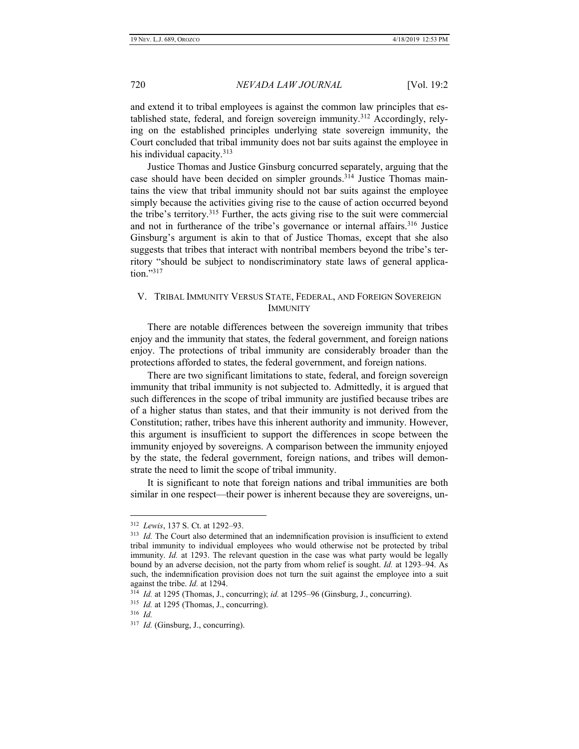and extend it to tribal employees is against the common law principles that established state, federal, and foreign sovereign immunity.[312] Accordingly, relying on the established principles underlying state sovereign immunity, the Court concluded that tribal immunity does not bar suits against the employee in his individual capacity.[313]

Justice Thomas and Justice Ginsburg concurred separately, arguing that the case should have been decided on simpler grounds.[314] Justice Thomas maintains the view that tribal immunity should not bar suits against the employee simply because the activities giving rise to the cause of action occurred beyond the tribe's territory.[315] Further, the acts giving rise to the suit were commercial and not in furtherance of the tribe's governance or internal affairs.[316] Justice Ginsburg's argument is akin to that of Justice Thomas, except that she also suggests that tribes that interact with nontribal members beyond the tribe's territory "should be subject to nondiscriminatory state laws of general application."[317]

## V. Tribal Immunity Versus State, Federal, and Foreign Sovereign Immunity

There are notable differences between the sovereign immunity that tribes enjoy and the immunity that states, the federal government, and foreign nations enjoy. The protections of tribal immunity are considerably broader than the protections afforded to states, the federal government, and foreign nations.

There are two significant limitations to state, federal, and foreign sovereign immunity that tribal immunity is not subjected to. Admittedly, it is argued that such differences in the scope of tribal immunity are justified because tribes are of a higher status than states, and that their immunity is not derived from the Constitution; rather, tribes have this inherent authority and immunity. However, this argument is insufficient to support the differences in scope between the immunity enjoyed by sovereigns. A comparison between the immunity enjoyed by the state, the federal government, foreign nations, and tribes will demonstrate the need to limit the scope of tribal immunity.

It is significant to note that foreign nations and tribal immunities are both similar in one respect—their power is inherent because they are sovereigns, un-

---

[312] *Lewis*, 137 S. Ct. at 1292–93.

[313] *Id.* The Court also determined that an indemnification provision is insufficient to extend tribal immunity to individual employees who would otherwise not be protected by tribal immunity. *Id.* at 1293. The relevant question in the case was what party would be legally bound by an adverse decision, not the party from whom relief is sought. *Id.* at 1293–94. As such, the indemnification provision does not turn the suit against the employee into a suit against the tribe. *Id.* at 1294.

[314] *Id.* at 1295 (Thomas, J., concurring); *id.* at 1295–96 (Ginsburg, J., concurring).

[315] *Id.* at 1295 (Thomas, J., concurring).

[316] *Id.*

[317] *Id.* (Ginsburg, J., concurring).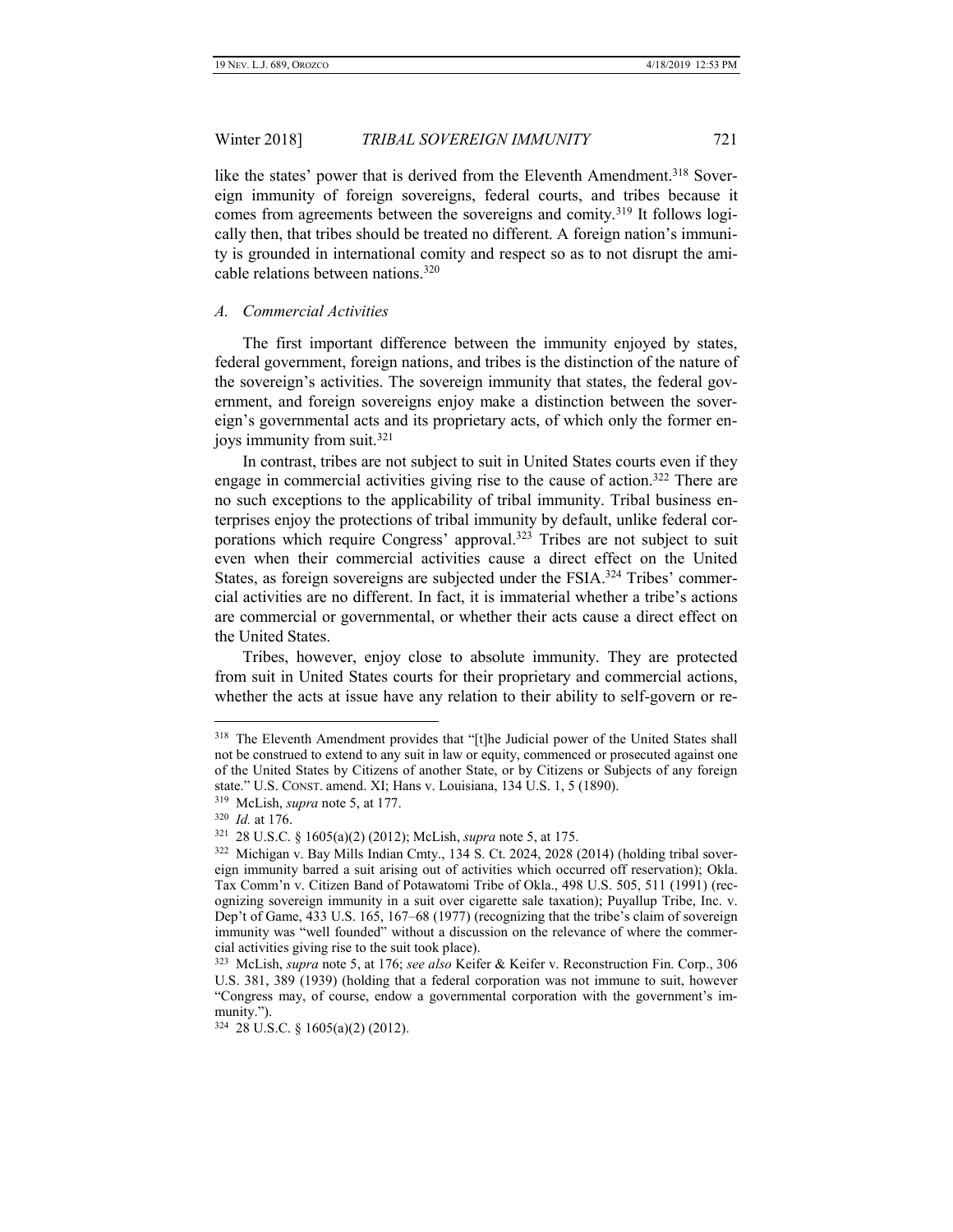like the states' power that is derived from the Eleventh Amendment.[318] Sovereign immunity of foreign sovereigns, federal courts, and tribes because it comes from agreements between the sovereigns and comity.[319] It follows logically then, that tribes should be treated no different. A foreign nation's immunity is grounded in international comity and respect so as to not disrupt the amicable relations between nations.[320]

### *A. Commercial Activities*

The first important difference between the immunity enjoyed by states, federal government, foreign nations, and tribes is the distinction of the nature of the sovereign's activities. The sovereign immunity that states, the federal government, and foreign sovereigns enjoy make a distinction between the sovereign's governmental acts and its proprietary acts, of which only the former enjoys immunity from suit.[321]

In contrast, tribes are not subject to suit in United States courts even if they engage in commercial activities giving rise to the cause of action.[322] There are no such exceptions to the applicability of tribal immunity. Tribal business enterprises enjoy the protections of tribal immunity by default, unlike federal corporations which require Congress' approval.[323] Tribes are not subject to suit even when their commercial activities cause a direct effect on the United States, as foreign sovereigns are subjected under the FSIA.[324] Tribes' commercial activities are no different. In fact, it is immaterial whether a tribe's actions are commercial or governmental, or whether their acts cause a direct effect on the United States.

Tribes, however, enjoy close to absolute immunity. They are protected from suit in United States courts for their proprietary and commercial actions, whether the acts at issue have any relation to their ability to self-govern or re-

---

[318] The Eleventh Amendment provides that "[t]he Judicial power of the United States shall not be construed to extend to any suit in law or equity, commenced or prosecuted against one of the United States by Citizens of another State, or by Citizens or Subjects of any foreign state." U.S. CONST. amend. XI; Hans v. Louisiana, 134 U.S. 1, 5 (1890).

[319] McLish, *supra* note 5, at 177.

[320] *Id.* at 176.

[321] 28 U.S.C. § 1605(a)(2) (2012); McLish, *supra* note 5, at 175.

[322] Michigan v. Bay Mills Indian Cmty., 134 S. Ct. 2024, 2028 (2014) (holding tribal sovereign immunity barred a suit arising out of activities which occurred off reservation); Okla. Tax Comm'n v. Citizen Band of Potawatomi Tribe of Okla., 498 U.S. 505, 511 (1991) (recognizing sovereign immunity in a suit over cigarette sale taxation); Puyallup Tribe, Inc. v. Dep't of Game, 433 U.S. 165, 167–68 (1977) (recognizing that the tribe's claim of sovereign immunity was "well founded" without a discussion on the relevance of where the commercial activities giving rise to the suit took place).

[323] McLish, *supra* note 5, at 176; *see also* Keifer & Keifer v. Reconstruction Fin. Corp., 306 U.S. 381, 389 (1939) (holding that a federal corporation was not immune to suit, however "Congress may, of course, endow a governmental corporation with the government's immunity.").

[324] 28 U.S.C. § 1605(a)(2) (2012).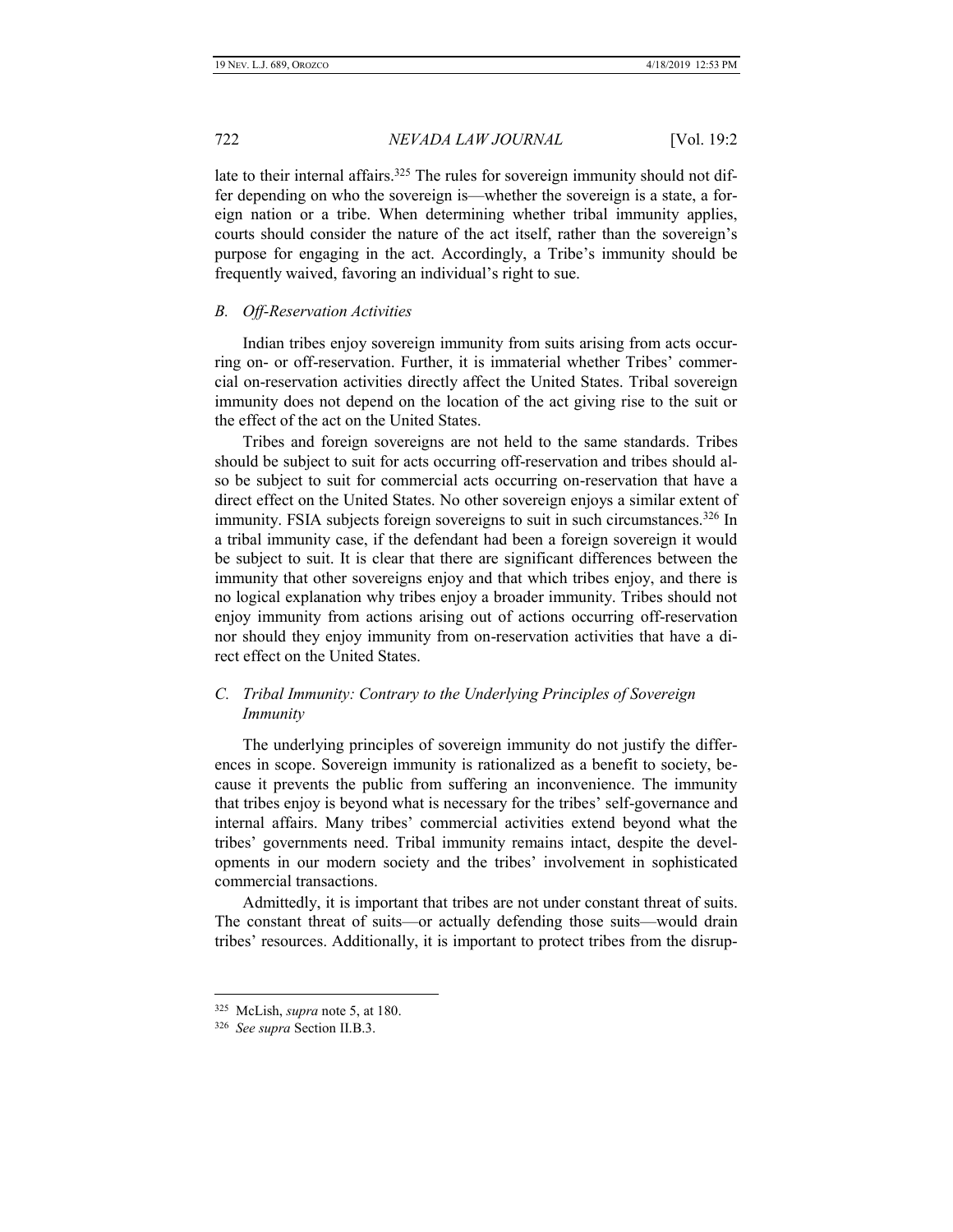late to their internal affairs.[325] The rules for sovereign immunity should not differ depending on who the sovereign is—whether the sovereign is a state, a foreign nation or a tribe. When determining whether tribal immunity applies, courts should consider the nature of the act itself, rather than the sovereign's purpose for engaging in the act. Accordingly, a Tribe's immunity should be frequently waived, favoring an individual's right to sue.

### *B. Off-Reservation Activities*

Indian tribes enjoy sovereign immunity from suits arising from acts occurring on- or off-reservation. Further, it is immaterial whether Tribes' commercial on-reservation activities directly affect the United States. Tribal sovereign immunity does not depend on the location of the act giving rise to the suit or the effect of the act on the United States.

Tribes and foreign sovereigns are not held to the same standards. Tribes should be subject to suit for acts occurring off-reservation and tribes should also be subject to suit for commercial acts occurring on-reservation that have a direct effect on the United States. No other sovereign enjoys a similar extent of immunity. FSIA subjects foreign sovereigns to suit in such circumstances.[326] In a tribal immunity case, if the defendant had been a foreign sovereign it would be subject to suit. It is clear that there are significant differences between the immunity that other sovereigns enjoy and that which tribes enjoy, and there is no logical explanation why tribes enjoy a broader immunity. Tribes should not enjoy immunity from actions arising out of actions occurring off-reservation nor should they enjoy immunity from on-reservation activities that have a direct effect on the United States.

### *C. Tribal Immunity: Contrary to the Underlying Principles of Sovereign Immunity*

The underlying principles of sovereign immunity do not justify the differences in scope. Sovereign immunity is rationalized as a benefit to society, because it prevents the public from suffering an inconvenience. The immunity that tribes enjoy is beyond what is necessary for the tribes' self-governance and internal affairs. Many tribes' commercial activities extend beyond what the tribes' governments need. Tribal immunity remains intact, despite the developments in our modern society and the tribes' involvement in sophisticated commercial transactions.

Admittedly, it is important that tribes are not under constant threat of suits. The constant threat of suits—or actually defending those suits—would drain tribes' resources. Additionally, it is important to protect tribes from the disrup-

---

[325] McLish, *supra* note 5, at 180.

[326] *See supra* Section II.B.3.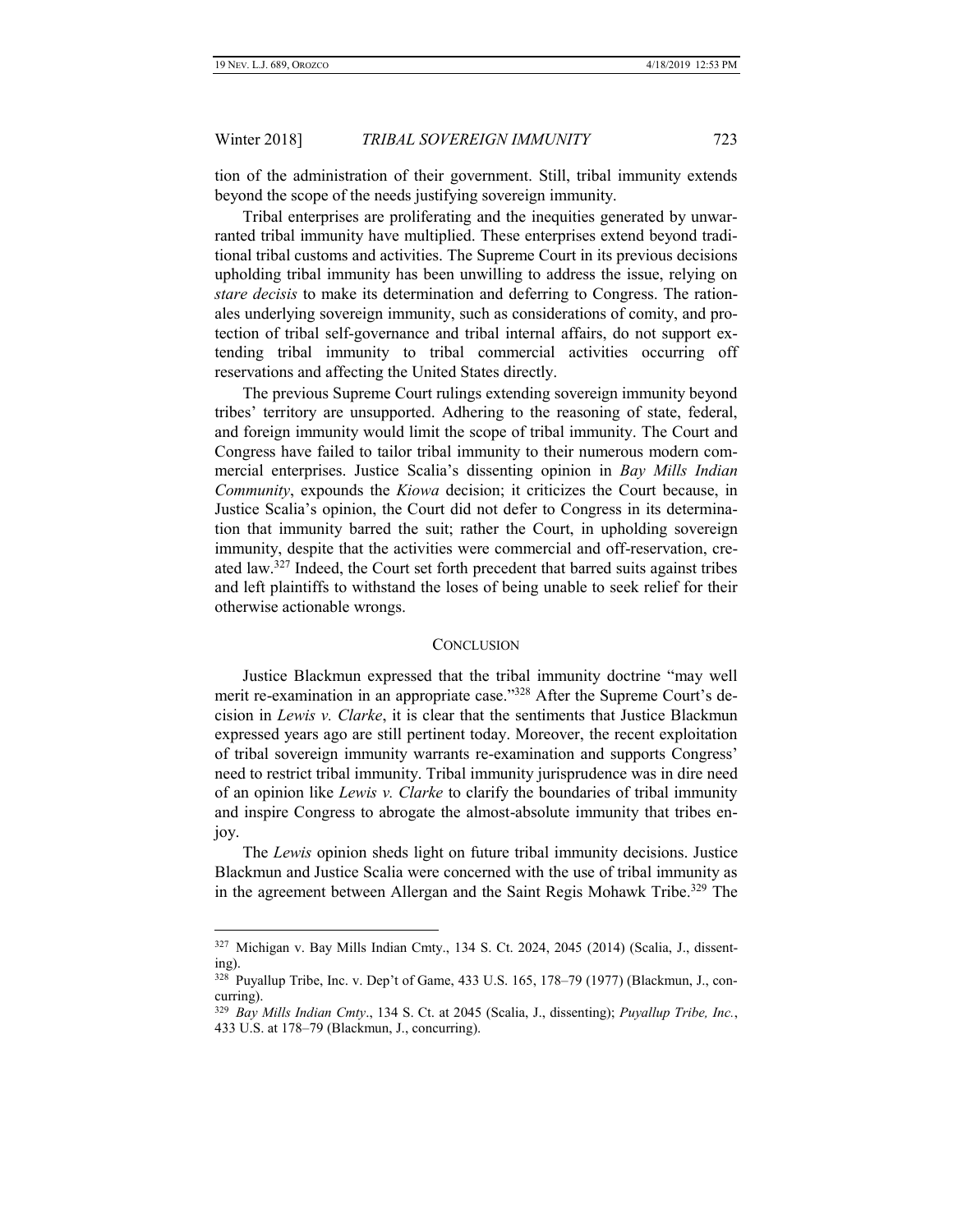tion of the administration of their government. Still, tribal immunity extends beyond the scope of the needs justifying sovereign immunity.

Tribal enterprises are proliferating and the inequities generated by unwarranted tribal immunity have multiplied. These enterprises extend beyond traditional tribal customs and activities. The Supreme Court in its previous decisions upholding tribal immunity has been unwilling to address the issue, relying on *stare decisis* to make its determination and deferring to Congress. The rationales underlying sovereign immunity, such as considerations of comity, and protection of tribal self-governance and tribal internal affairs, do not support extending tribal immunity to tribal commercial activities occurring off reservations and affecting the United States directly.

The previous Supreme Court rulings extending sovereign immunity beyond tribes' territory are unsupported. Adhering to the reasoning of state, federal, and foreign immunity would limit the scope of tribal immunity. The Court and Congress have failed to tailor tribal immunity to their numerous modern commercial enterprises. Justice Scalia's dissenting opinion in *Bay Mills Indian Community*, expounds the *Kiowa* decision; it criticizes the Court because, in Justice Scalia's opinion, the Court did not defer to Congress in its determination that immunity barred the suit; rather the Court, in upholding sovereign immunity, despite that the activities were commercial and off-reservation, created law.[327] Indeed, the Court set forth precedent that barred suits against tribes and left plaintiffs to withstand the loses of being unable to seek relief for their otherwise actionable wrongs.

## CONCLUSION

Justice Blackmun expressed that the tribal immunity doctrine "may well merit re-examination in an appropriate case."[328] After the Supreme Court's decision in *Lewis v. Clarke*, it is clear that the sentiments that Justice Blackmun expressed years ago are still pertinent today. Moreover, the recent exploitation of tribal sovereign immunity warrants re-examination and supports Congress' need to restrict tribal immunity. Tribal immunity jurisprudence was in dire need of an opinion like *Lewis v. Clarke* to clarify the boundaries of tribal immunity and inspire Congress to abrogate the almost-absolute immunity that tribes enjoy.

The *Lewis* opinion sheds light on future tribal immunity decisions. Justice Blackmun and Justice Scalia were concerned with the use of tribal immunity as in the agreement between Allergan and the Saint Regis Mohawk Tribe.[329] The

---

[327] Michigan v. Bay Mills Indian Cmty., 134 S. Ct. 2024, 2045 (2014) (Scalia, J., dissenting).

[328] Puyallup Tribe, Inc. v. Dep't of Game, 433 U.S. 165, 178–79 (1977) (Blackmun, J., concurring).

[329] *Bay Mills Indian Cmty*., 134 S. Ct. at 2045 (Scalia, J., dissenting); *Puyallup Tribe, Inc.*, 433 U.S. at 178–79 (Blackmun, J., concurring).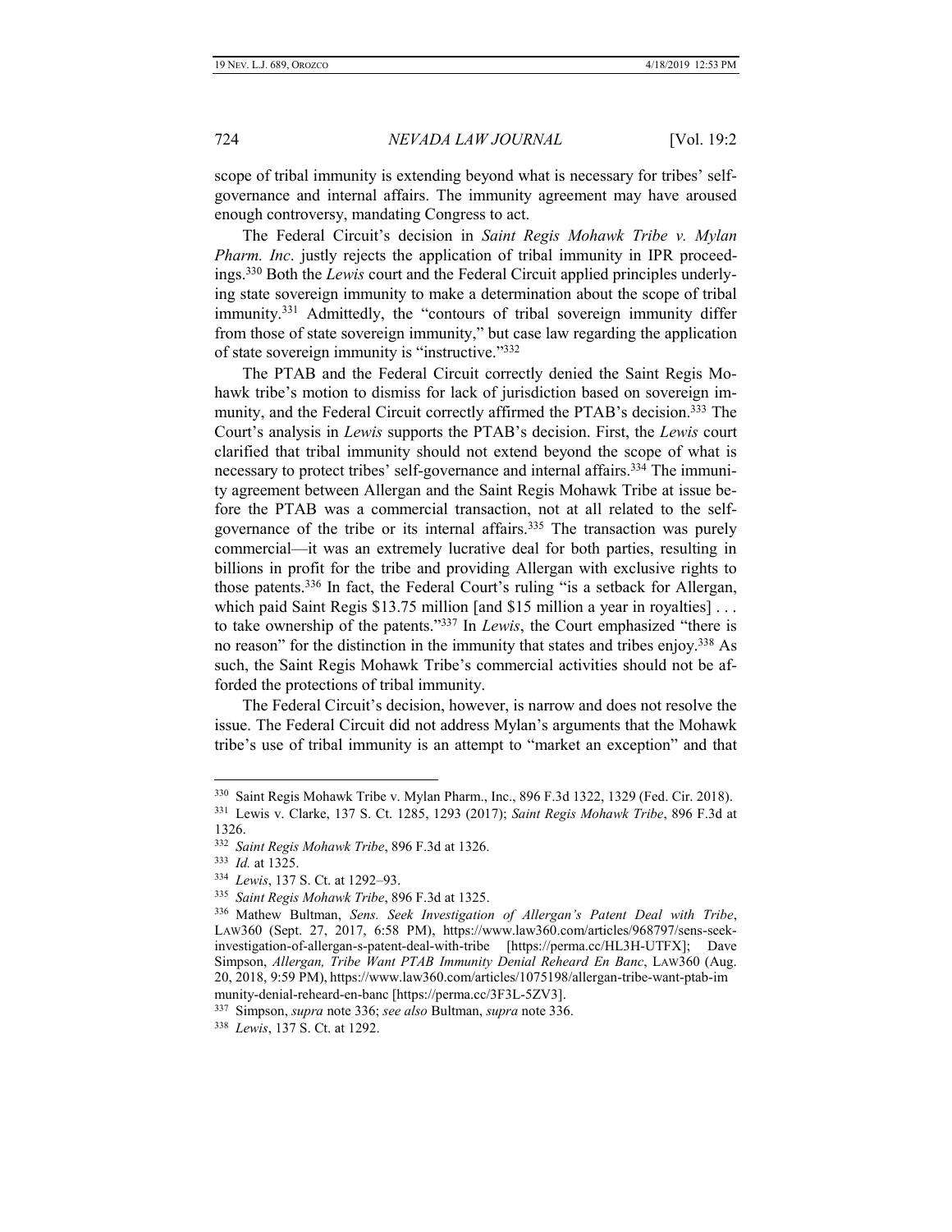scope of tribal immunity is extending beyond what is necessary for tribes' self-governance and internal affairs. The immunity agreement may have aroused enough controversy, mandating Congress to act.

The Federal Circuit's decision in *Saint Regis Mohawk Tribe v. Mylan Pharm. Inc*. justly rejects the application of tribal immunity in IPR proceedings.[330] Both the *Lewis* court and the Federal Circuit applied principles underlying state sovereign immunity to make a determination about the scope of tribal immunity.[331] Admittedly, the "contours of tribal sovereign immunity differ from those of state sovereign immunity," but case law regarding the application of state sovereign immunity is "instructive."[332]

The PTAB and the Federal Circuit correctly denied the Saint Regis Mohawk tribe's motion to dismiss for lack of jurisdiction based on sovereign immunity, and the Federal Circuit correctly affirmed the PTAB's decision.[333] The Court's analysis in *Lewis* supports the PTAB's decision. First, the *Lewis* court clarified that tribal immunity should not extend beyond the scope of what is necessary to protect tribes' self-governance and internal affairs.[334] The immunity agreement between Allergan and the Saint Regis Mohawk Tribe at issue before the PTAB was a commercial transaction, not at all related to the self-governance of the tribe or its internal affairs.[335] The transaction was purely commercial—it was an extremely lucrative deal for both parties, resulting in billions in profit for the tribe and providing Allergan with exclusive rights to those patents.[336] In fact, the Federal Court's ruling "is a setback for Allergan, which paid Saint Regis $13.75 million [and $15 million a year in royalties] . . . to take ownership of the patents."[337] In *Lewis*, the Court emphasized "there is no reason" for the distinction in the immunity that states and tribes enjoy.[338] As such, the Saint Regis Mohawk Tribe's commercial activities should not be afforded the protections of tribal immunity.

The Federal Circuit's decision, however, is narrow and does not resolve the issue. The Federal Circuit did not address Mylan's arguments that the Mohawk tribe's use of tribal immunity is an attempt to "market an exception" and that

---

[330] Saint Regis Mohawk Tribe v. Mylan Pharm., Inc., 896 F.3d 1322, 1329 (Fed. Cir. 2018).

[331] Lewis v. Clarke, 137 S. Ct. 1285, 1293 (2017); *Saint Regis Mohawk Tribe*, 896 F.3d at 1326.

[332] *Saint Regis Mohawk Tribe*, 896 F.3d at 1326.

[333] *Id.* at 1325.

[334] *Lewis*, 137 S. Ct. at 1292–93.

[335] *Saint Regis Mohawk Tribe*, 896 F.3d at 1325.

[336] Mathew Bultman, *Sens. Seek Investigation of Allergan's Patent Deal with Tribe*, LAW360 (Sept. 27, 2017, 6:58 PM), https://www.law360.com/articles/968797/sens-seek-investigation-of-allergan-s-patent-deal-with-tribe [https://perma.cc/HL3H-UTFX]; Dave Simpson, *Allergan, Tribe Want PTAB Immunity Denial Reheard En Banc*, LAW360 (Aug. 20, 2018, 9:59 PM), https://www.law360.com/articles/1075198/allergan-tribe-want-ptab-immunity-denial-reheard-en-banc [https://perma.cc/3F3L-5ZV3].

[337] Simpson, *supra* note 336; *see also* Bultman, *supra* note 336.

[338] *Lewis*, 137 S. Ct. at 1292.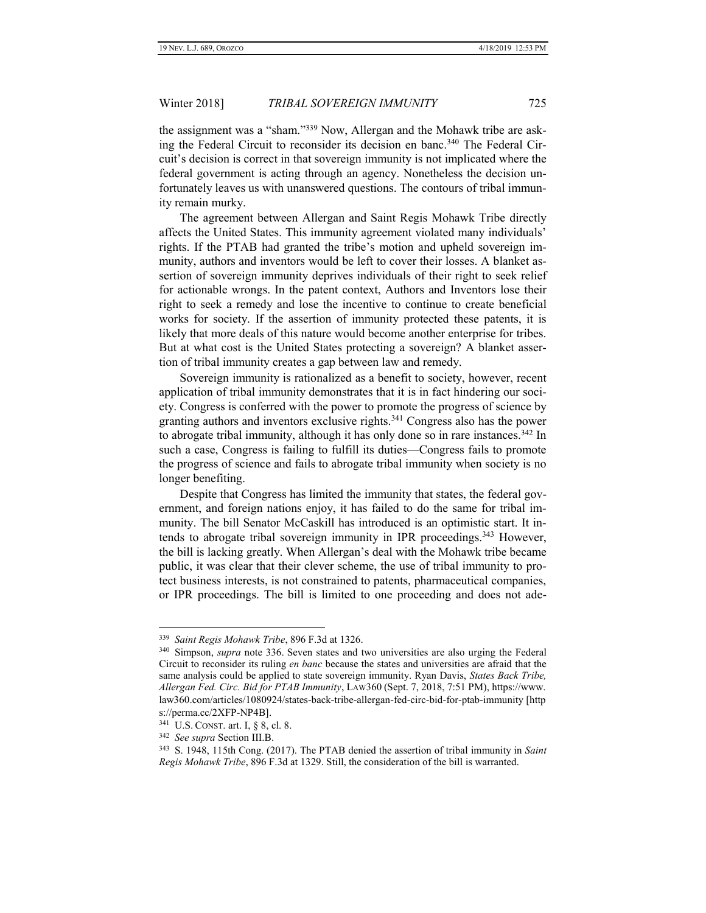the assignment was a "sham."[339] Now, Allergan and the Mohawk tribe are asking the Federal Circuit to reconsider its decision en banc.[340] The Federal Circuit's decision is correct in that sovereign immunity is not implicated where the federal government is acting through an agency. Nonetheless the decision unfortunately leaves us with unanswered questions. The contours of tribal immunity remain murky.

The agreement between Allergan and Saint Regis Mohawk Tribe directly affects the United States. This immunity agreement violated many individuals' rights. If the PTAB had granted the tribe's motion and upheld sovereign immunity, authors and inventors would be left to cover their losses. A blanket assertion of sovereign immunity deprives individuals of their right to seek relief for actionable wrongs. In the patent context, Authors and Inventors lose their right to seek a remedy and lose the incentive to continue to create beneficial works for society. If the assertion of immunity protected these patents, it is likely that more deals of this nature would become another enterprise for tribes. But at what cost is the United States protecting a sovereign? A blanket assertion of tribal immunity creates a gap between law and remedy.

Sovereign immunity is rationalized as a benefit to society, however, recent application of tribal immunity demonstrates that it is in fact hindering our society. Congress is conferred with the power to promote the progress of science by granting authors and inventors exclusive rights.[341] Congress also has the power to abrogate tribal immunity, although it has only done so in rare instances.[342] In such a case, Congress is failing to fulfill its duties—Congress fails to promote the progress of science and fails to abrogate tribal immunity when society is no longer benefiting.

Despite that Congress has limited the immunity that states, the federal government, and foreign nations enjoy, it has failed to do the same for tribal immunity. The bill Senator McCaskill has introduced is an optimistic start. It intends to abrogate tribal sovereign immunity in IPR proceedings.[343] However, the bill is lacking greatly. When Allergan's deal with the Mohawk tribe became public, it was clear that their clever scheme, the use of tribal immunity to protect business interests, is not constrained to patents, pharmaceutical companies, or IPR proceedings. The bill is limited to one proceeding and does not ade-

---

[339] *Saint Regis Mohawk Tribe*, 896 F.3d at 1326.

[340] Simpson, *supra* note 336. Seven states and two universities are also urging the Federal Circuit to reconsider its ruling *en banc* because the states and universities are afraid that the same analysis could be applied to state sovereign immunity. Ryan Davis, *States Back Tribe, Allergan Fed. Circ. Bid for PTAB Immunity*, LAW360 (Sept. 7, 2018, 7:51 PM), https://www.law360.com/articles/1080924/states-back-tribe-allergan-fed-circ-bid-for-ptab-immunity [https://perma.cc/2XFP-NP4B].

[341] U.S. CONST. art. I, § 8, cl. 8.

[342] *See supra* Section III.B.

[343] S. 1948, 115th Cong. (2017). The PTAB denied the assertion of tribal immunity in *Saint Regis Mohawk Tribe*, 896 F.3d at 1329. Still, the consideration of the bill is warranted.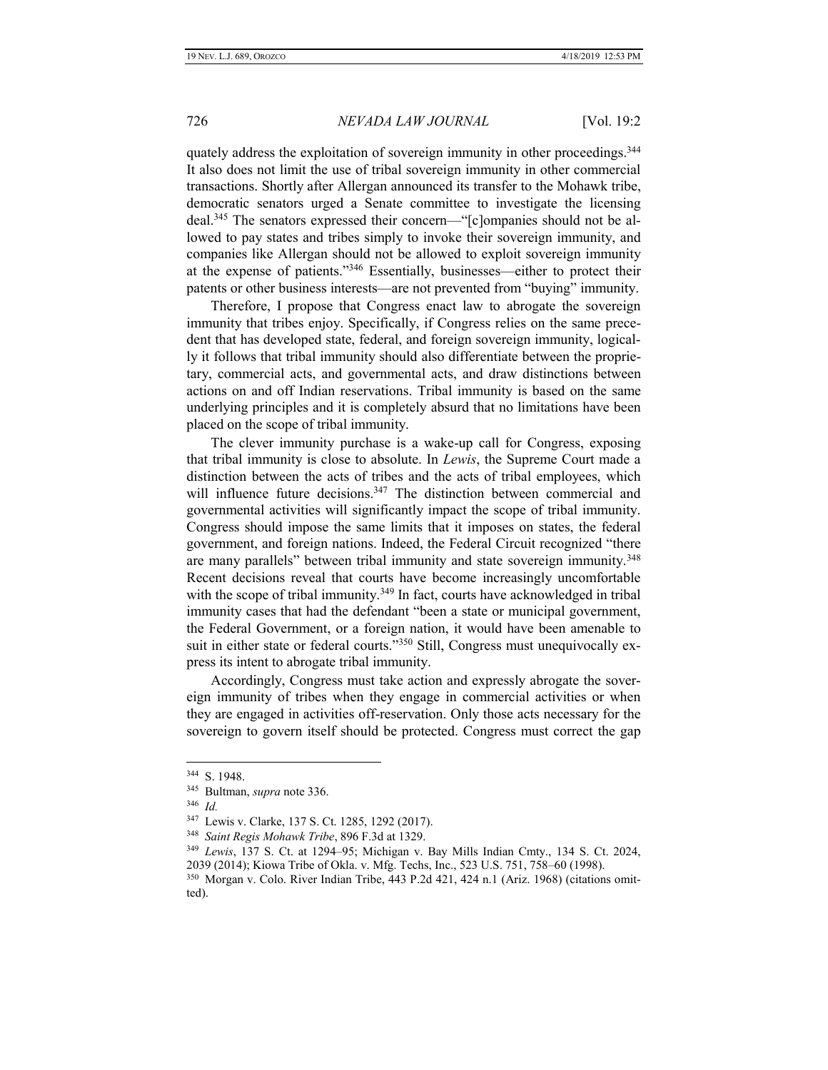quately address the exploitation of sovereign immunity in other proceedings.[344] It also does not limit the use of tribal sovereign immunity in other commercial transactions. Shortly after Allergan announced its transfer to the Mohawk tribe, democratic senators urged a Senate committee to investigate the licensing deal.[345] The senators expressed their concern—"[c]ompanies should not be allowed to pay states and tribes simply to invoke their sovereign immunity, and companies like Allergan should not be allowed to exploit sovereign immunity at the expense of patients."[346] Essentially, businesses—either to protect their patents or other business interests—are not prevented from "buying" immunity.

Therefore, I propose that Congress enact law to abrogate the sovereign immunity that tribes enjoy. Specifically, if Congress relies on the same precedent that has developed state, federal, and foreign sovereign immunity, logically it follows that tribal immunity should also differentiate between the proprietary, commercial acts, and governmental acts, and draw distinctions between actions on and off Indian reservations. Tribal immunity is based on the same underlying principles and it is completely absurd that no limitations have been placed on the scope of tribal immunity.

The clever immunity purchase is a wake-up call for Congress, exposing that tribal immunity is close to absolute. In *Lewis*, the Supreme Court made a distinction between the acts of tribes and the acts of tribal employees, which will influence future decisions.[347] The distinction between commercial and governmental activities will significantly impact the scope of tribal immunity. Congress should impose the same limits that it imposes on states, the federal government, and foreign nations. Indeed, the Federal Circuit recognized "there are many parallels" between tribal immunity and state sovereign immunity.[348] Recent decisions reveal that courts have become increasingly uncomfortable with the scope of tribal immunity.[349] In fact, courts have acknowledged in tribal immunity cases that had the defendant "been a state or municipal government, the Federal Government, or a foreign nation, it would have been amenable to suit in either state or federal courts."[350] Still, Congress must unequivocally express its intent to abrogate tribal immunity.

Accordingly, Congress must take action and expressly abrogate the sovereign immunity of tribes when they engage in commercial activities or when they are engaged in activities off-reservation. Only those acts necessary for the sovereign to govern itself should be protected. Congress must correct the gap

---

[344] S. 1948.

[345] Bultman, *supra* note 336.

[346] *Id.*

[347] Lewis v. Clarke, 137 S. Ct. 1285, 1292 (2017).

[348] *Saint Regis Mohawk Tribe*, 896 F.3d at 1329.

[349] *Lewis*, 137 S. Ct. at 1294–95; Michigan v. Bay Mills Indian Cmty., 134 S. Ct. 2024, 2039 (2014); Kiowa Tribe of Okla. v. Mfg. Techs, Inc., 523 U.S. 751, 758–60 (1998).

[350] Morgan v. Colo. River Indian Tribe, 443 P.2d 421, 424 n.1 (Ariz. 1968) (citations omitted).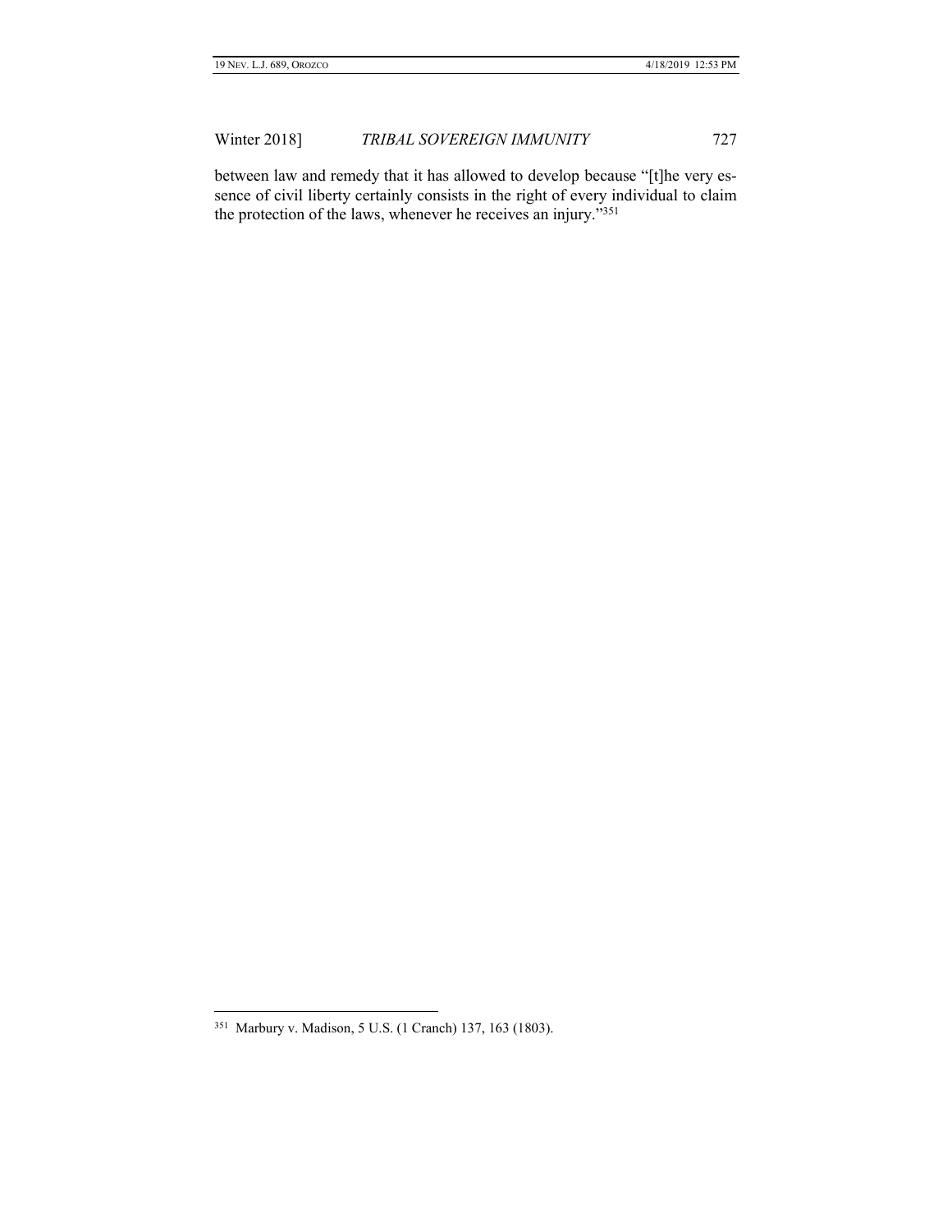between law and remedy that it has allowed to develop because "[t]he very essence of civil liberty certainly consists in the right of every individual to claim the protection of the laws, whenever he receives an injury."[351]

---

[351] Marbury v. Madison, 5 U.S. (1 Cranch) 137, 163 (1803).